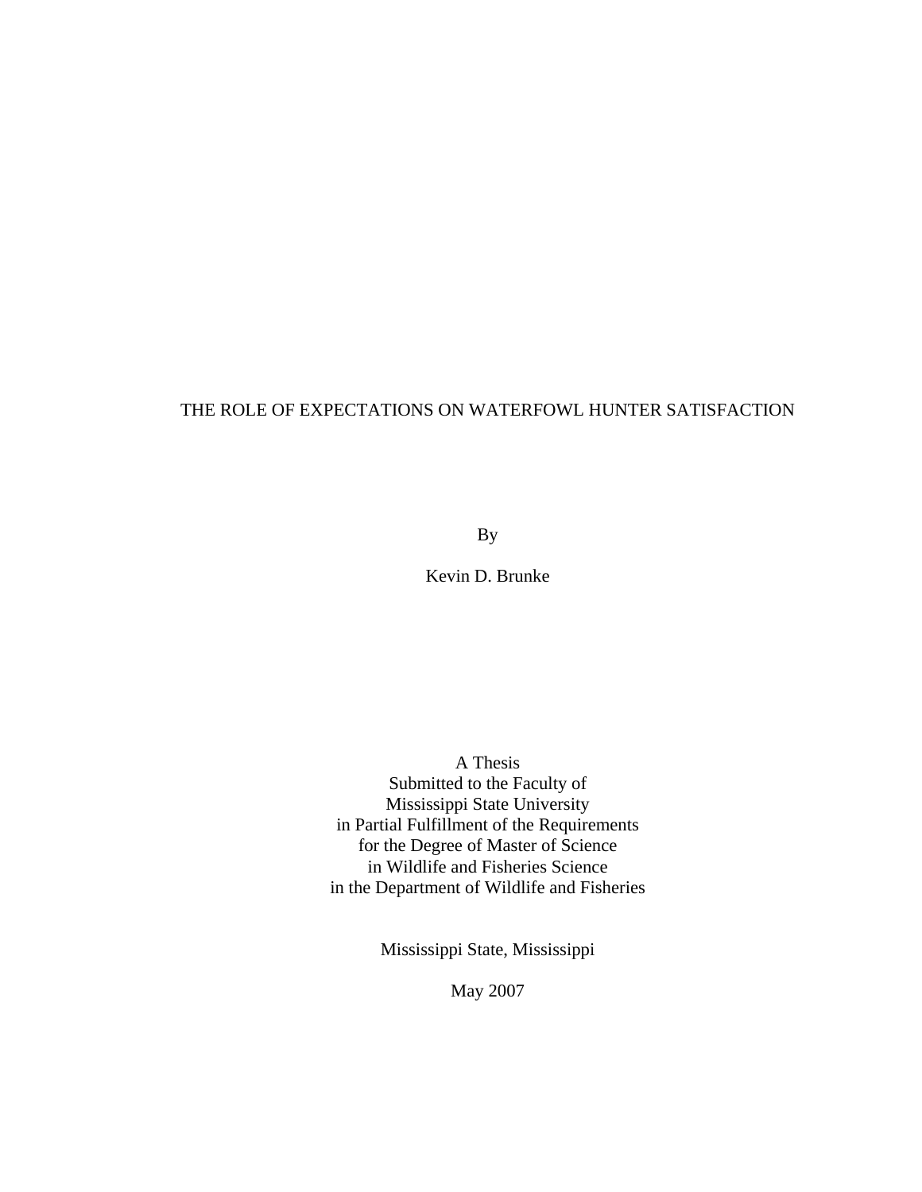# THE ROLE OF EXPECTATIONS ON WATERFOWL HUNTER SATISFACTION

By

Kevin D. Brunke

A Thesis
Submitted to the Faculty of
Mississippi State University
in Partial Fulfillment of the Requirements
for the Degree of Master of Science
in Wildlife and Fisheries Science
in the Department of Wildlife and Fisheries

Mississippi State, Mississippi

May 2007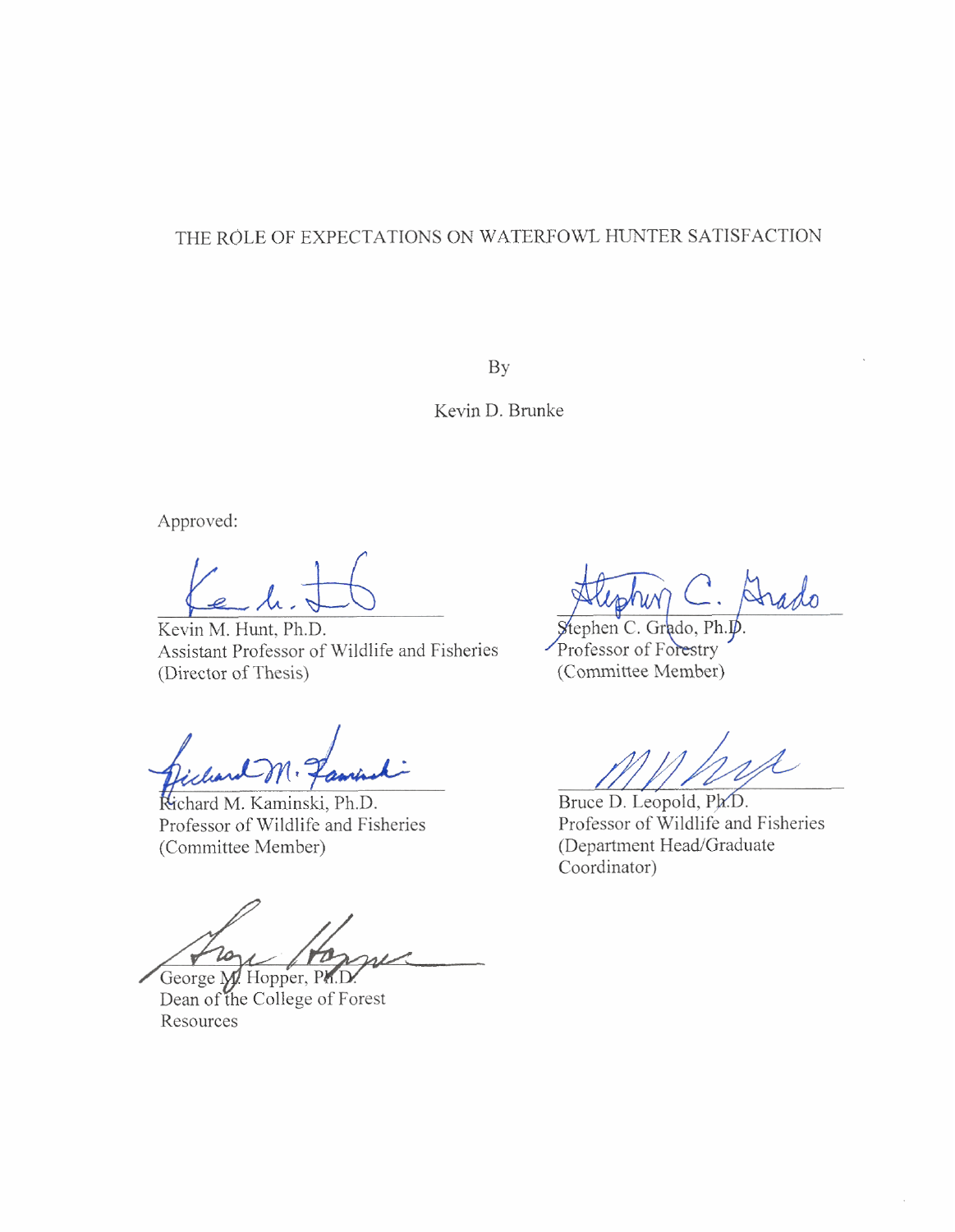THE ROLE OF EXPECTATIONS ON WATERFOWL HUNTER SATISFACTION

By

Kevin D. Brunke

Approved:

Kevin M. Hunt, Ph.D.
Assistant Professor of Wildlife and Fisheries
(Director of Thesis)

Stephen C. Grado, Ph.D.
Professor of Forestry
(Committee Member)

Richard M. Kaminski, Ph.D.
Professor of Wildlife and Fisheries
(Committee Member)

Bruce D. Leopold, Ph.D.
Professor of Wildlife and Fisheries
(Department Head/Graduate Coordinator)

George M. Hopper, Ph.D.
Dean of the College of Forest Resources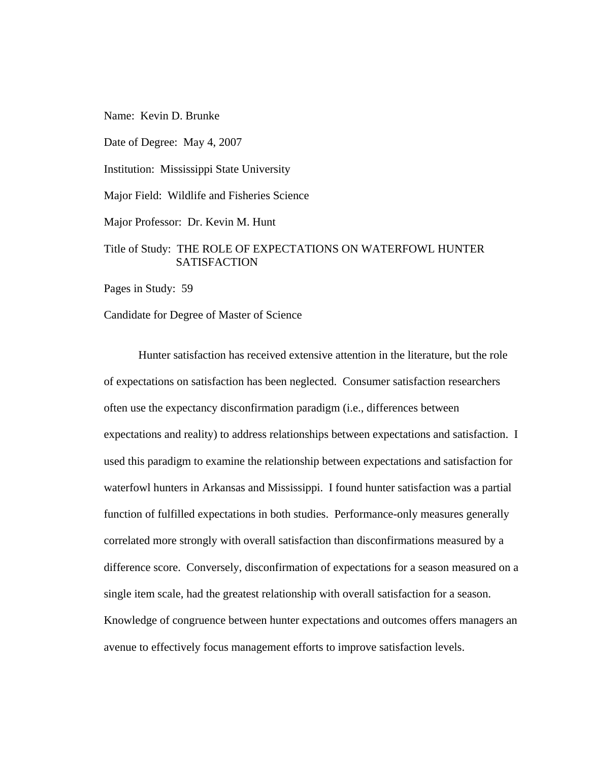Name: Kevin D. Brunke

Date of Degree: May 4, 2007

Institution: Mississippi State University

Major Field: Wildlife and Fisheries Science

Major Professor: Dr. Kevin M. Hunt

Title of Study: THE ROLE OF EXPECTATIONS ON WATERFOWL HUNTER SATISFACTION

Pages in Study: 59

Candidate for Degree of Master of Science

Hunter satisfaction has received extensive attention in the literature, but the role of expectations on satisfaction has been neglected. Consumer satisfaction researchers often use the expectancy disconfirmation paradigm (i.e., differences between expectations and reality) to address relationships between expectations and satisfaction. I used this paradigm to examine the relationship between expectations and satisfaction for waterfowl hunters in Arkansas and Mississippi. I found hunter satisfaction was a partial function of fulfilled expectations in both studies. Performance-only measures generally correlated more strongly with overall satisfaction than disconfirmations measured by a difference score. Conversely, disconfirmation of expectations for a season measured on a single item scale, had the greatest relationship with overall satisfaction for a season. Knowledge of congruence between hunter expectations and outcomes offers managers an avenue to effectively focus management efforts to improve satisfaction levels.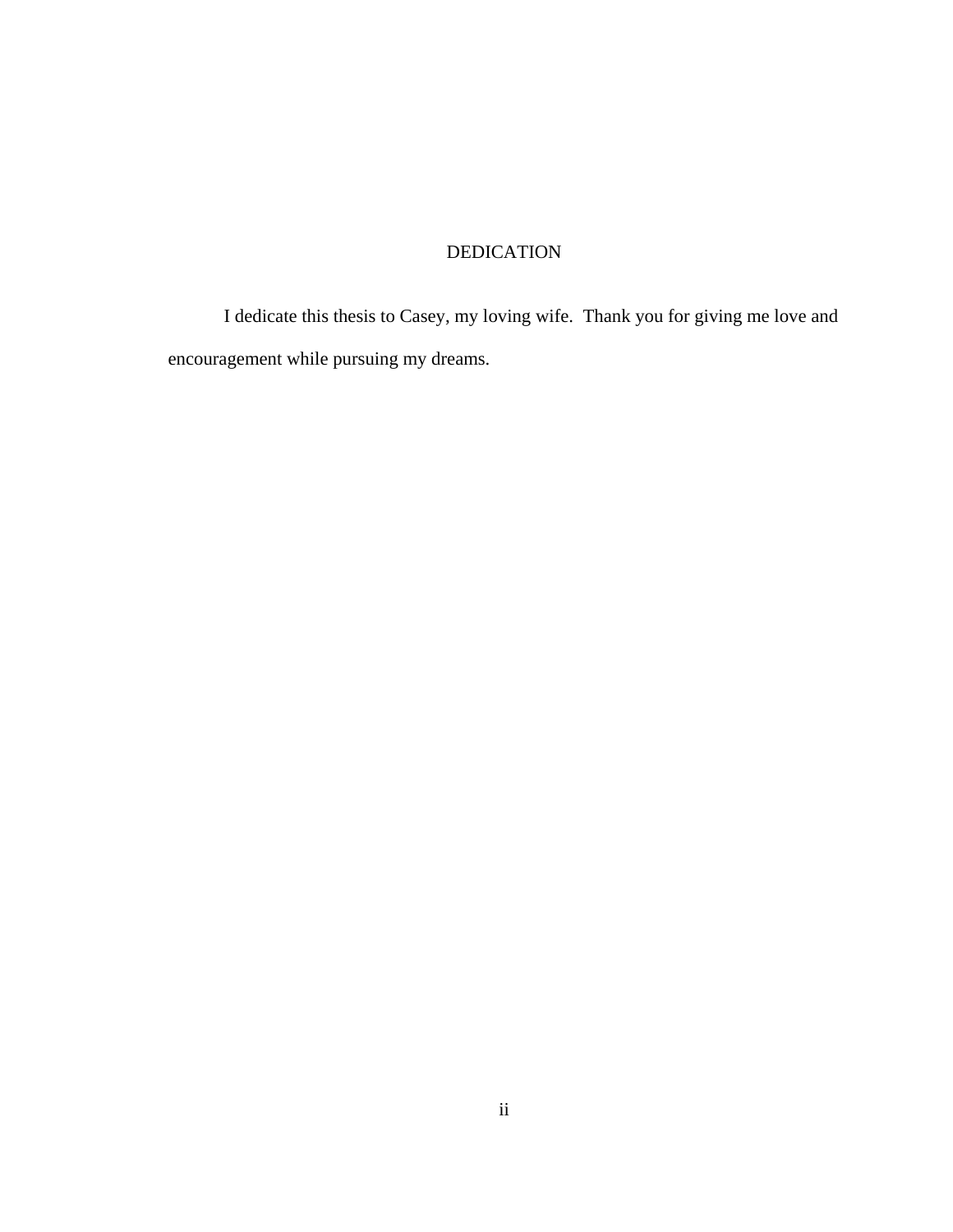# DEDICATION

I dedicate this thesis to Casey, my loving wife.  Thank you for giving me love and encouragement while pursuing my dreams.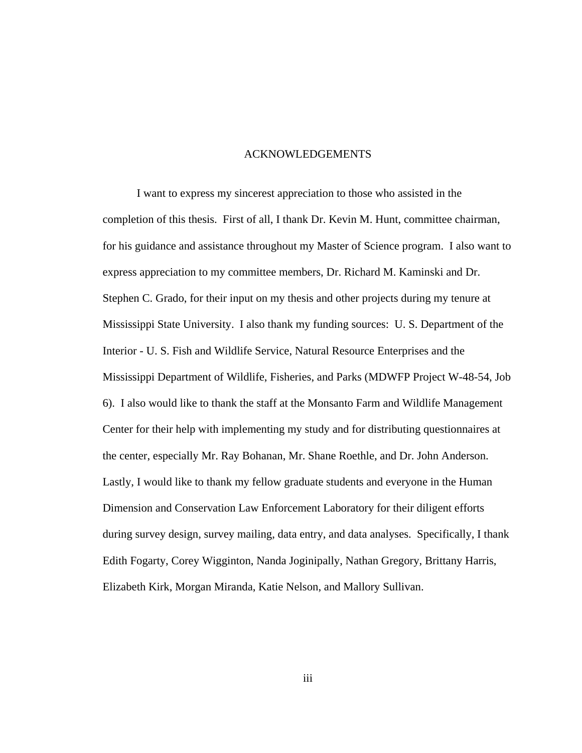# ACKNOWLEDGEMENTS

I want to express my sincerest appreciation to those who assisted in the completion of this thesis. First of all, I thank Dr. Kevin M. Hunt, committee chairman, for his guidance and assistance throughout my Master of Science program. I also want to express appreciation to my committee members, Dr. Richard M. Kaminski and Dr. Stephen C. Grado, for their input on my thesis and other projects during my tenure at Mississippi State University. I also thank my funding sources: U. S. Department of the Interior - U. S. Fish and Wildlife Service, Natural Resource Enterprises and the Mississippi Department of Wildlife, Fisheries, and Parks (MDWFP Project W-48-54, Job 6). I also would like to thank the staff at the Monsanto Farm and Wildlife Management Center for their help with implementing my study and for distributing questionnaires at the center, especially Mr. Ray Bohanan, Mr. Shane Roethle, and Dr. John Anderson. Lastly, I would like to thank my fellow graduate students and everyone in the Human Dimension and Conservation Law Enforcement Laboratory for their diligent efforts during survey design, survey mailing, data entry, and data analyses. Specifically, I thank Edith Fogarty, Corey Wigginton, Nanda Joginipally, Nathan Gregory, Brittany Harris, Elizabeth Kirk, Morgan Miranda, Katie Nelson, and Mallory Sullivan.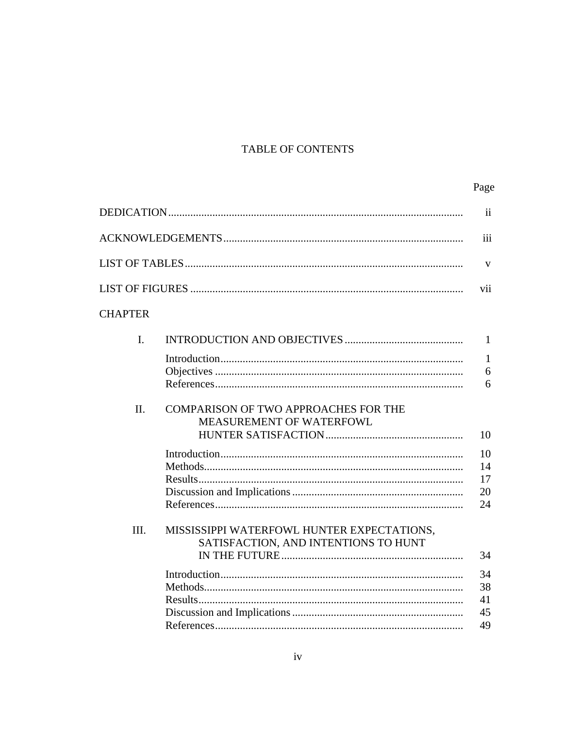# TABLE OF CONTENTS

| | Page |
|---|---|
| DEDICATION | ii |
| ACKNOWLEDGEMENTS | iii |
| LIST OF TABLES | v |
| LIST OF FIGURES | vii |
| **CHAPTER** | |
| I. INTRODUCTION AND OBJECTIVES | 1 |
| Introduction | 1 |
| Objectives | 6 |
| References | 6 |
| II. COMPARISON OF TWO APPROACHES FOR THE MEASUREMENT OF WATERFOWL HUNTER SATISFACTION | 10 |
| Introduction | 10 |
| Methods | 14 |
| Results | 17 |
| Discussion and Implications | 20 |
| References | 24 |
| III. MISSISSIPPI WATERFOWL HUNTER EXPECTATIONS, SATISFACTION, AND INTENTIONS TO HUNT IN THE FUTURE | 34 |
| Introduction | 34 |
| Methods | 38 |
| Results | 41 |
| Discussion and Implications | 45 |
| References | 49 |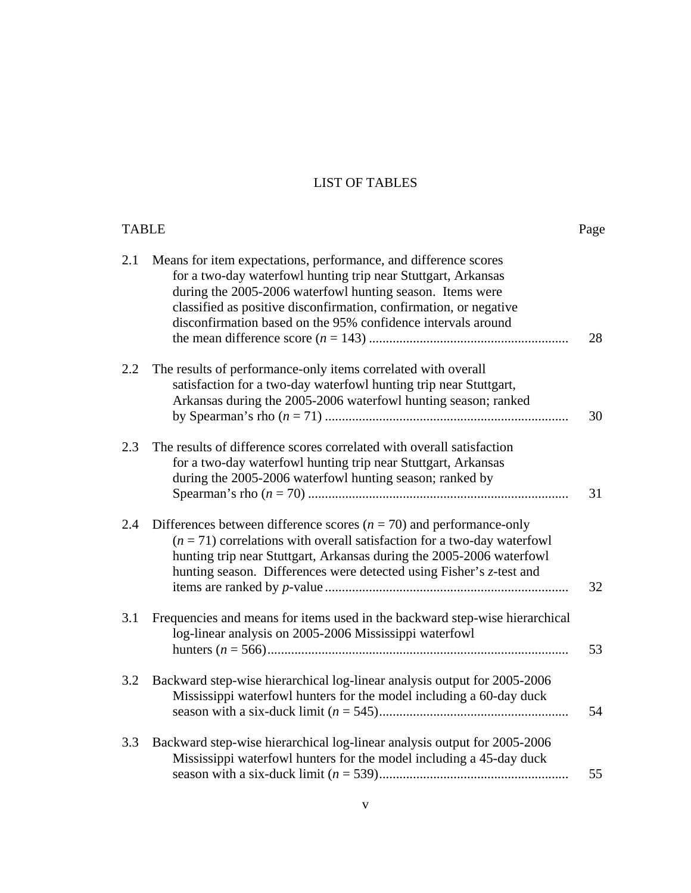# LIST OF TABLES

| TABLE | | Page |
|---|---|---|
| 2.1 | Means for item expectations, performance, and difference scores for a two-day waterfowl hunting trip near Stuttgart, Arkansas during the 2005-2006 waterfowl hunting season. Items were classified as positive disconfirmation, confirmation, or negative disconfirmation based on the 95% confidence intervals around the mean difference score ($n$ = 143) | 28 |
| 2.2 | The results of performance-only items correlated with overall satisfaction for a two-day waterfowl hunting trip near Stuttgart, Arkansas during the 2005-2006 waterfowl hunting season; ranked by Spearman's rho ($n$ = 71) | 30 |
| 2.3 | The results of difference scores correlated with overall satisfaction for a two-day waterfowl hunting trip near Stuttgart, Arkansas during the 2005-2006 waterfowl hunting season; ranked by Spearman's rho ($n$ = 70) | 31 |
| 2.4 | Differences between difference scores ($n$ = 70) and performance-only ($n$ = 71) correlations with overall satisfaction for a two-day waterfowl hunting trip near Stuttgart, Arkansas during the 2005-2006 waterfowl hunting season. Differences were detected using Fisher's $z$-test and items are ranked by $p$-value | 32 |
| 3.1 | Frequencies and means for items used in the backward step-wise hierarchical log-linear analysis on 2005-2006 Mississippi waterfowl hunters ($n$ = 566) | 53 |
| 3.2 | Backward step-wise hierarchical log-linear analysis output for 2005-2006 Mississippi waterfowl hunters for the model including a 60-day duck season with a six-duck limit ($n$ = 545) | 54 |
| 3.3 | Backward step-wise hierarchical log-linear analysis output for 2005-2006 Mississippi waterfowl hunters for the model including a 45-day duck season with a six-duck limit ($n$ = 539) | 55 |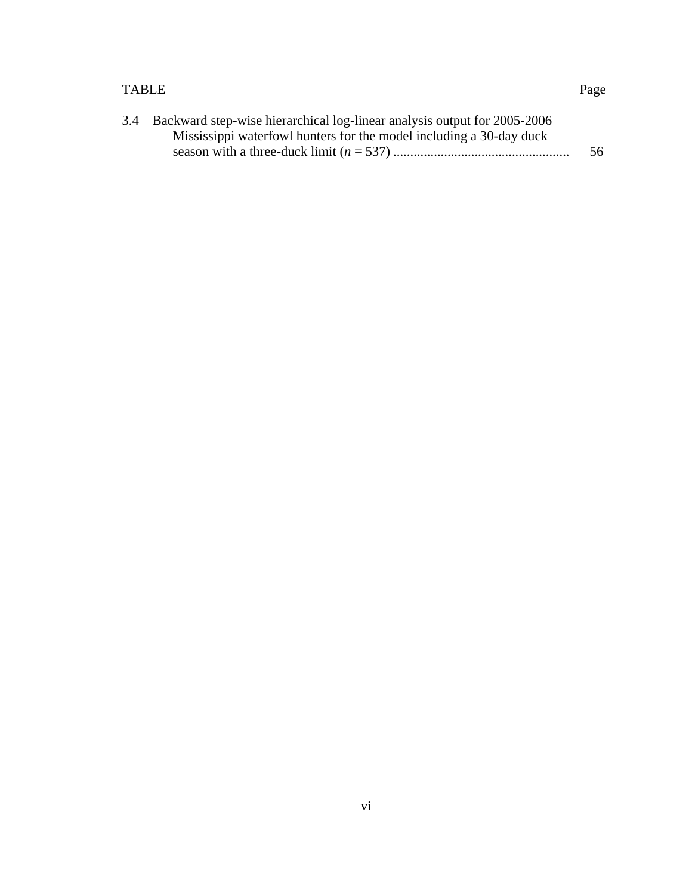| TABLE | | Page |
|---|---|---|
| 3.4 | Backward step-wise hierarchical log-linear analysis output for 2005-2006 Mississippi waterfowl hunters for the model including a 30-day duck season with a three-duck limit ($n$ = 537) .................................................... | 56 |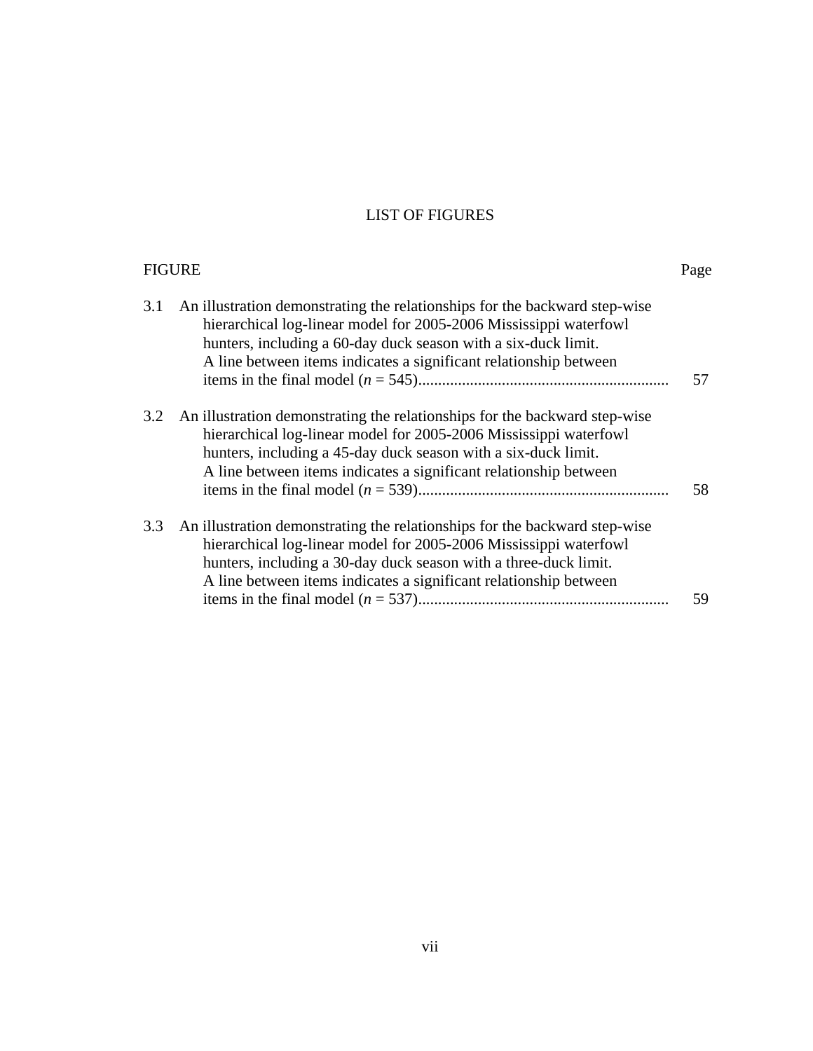# LIST OF FIGURES

| FIGURE | | Page |
|---|---|---|
| 3.1 | An illustration demonstrating the relationships for the backward step-wise hierarchical log-linear model for 2005-2006 Mississippi waterfowl hunters, including a 60-day duck season with a six-duck limit. A line between items indicates a significant relationship between items in the final model (*n* = 545) | 57 |
| 3.2 | An illustration demonstrating the relationships for the backward step-wise hierarchical log-linear model for 2005-2006 Mississippi waterfowl hunters, including a 45-day duck season with a six-duck limit. A line between items indicates a significant relationship between items in the final model (*n* = 539) | 58 |
| 3.3 | An illustration demonstrating the relationships for the backward step-wise hierarchical log-linear model for 2005-2006 Mississippi waterfowl hunters, including a 30-day duck season with a three-duck limit. A line between items indicates a significant relationship between items in the final model (*n* = 537) | 59 |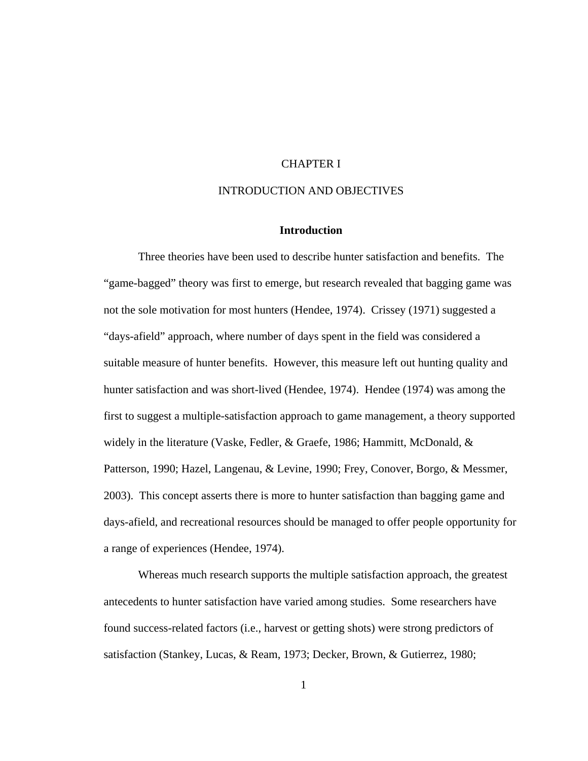# CHAPTER I

# INTRODUCTION AND OBJECTIVES

## Introduction

Three theories have been used to describe hunter satisfaction and benefits. The "game-bagged" theory was first to emerge, but research revealed that bagging game was not the sole motivation for most hunters (Hendee, 1974). Crissey (1971) suggested a "days-afield" approach, where number of days spent in the field was considered a suitable measure of hunter benefits. However, this measure left out hunting quality and hunter satisfaction and was short-lived (Hendee, 1974). Hendee (1974) was among the first to suggest a multiple-satisfaction approach to game management, a theory supported widely in the literature (Vaske, Fedler, & Graefe, 1986; Hammitt, McDonald, & Patterson, 1990; Hazel, Langenau, & Levine, 1990; Frey, Conover, Borgo, & Messmer, 2003). This concept asserts there is more to hunter satisfaction than bagging game and days-afield, and recreational resources should be managed to offer people opportunity for a range of experiences (Hendee, 1974).

Whereas much research supports the multiple satisfaction approach, the greatest antecedents to hunter satisfaction have varied among studies. Some researchers have found success-related factors (i.e., harvest or getting shots) were strong predictors of satisfaction (Stankey, Lucas, & Ream, 1973; Decker, Brown, & Gutierrez, 1980;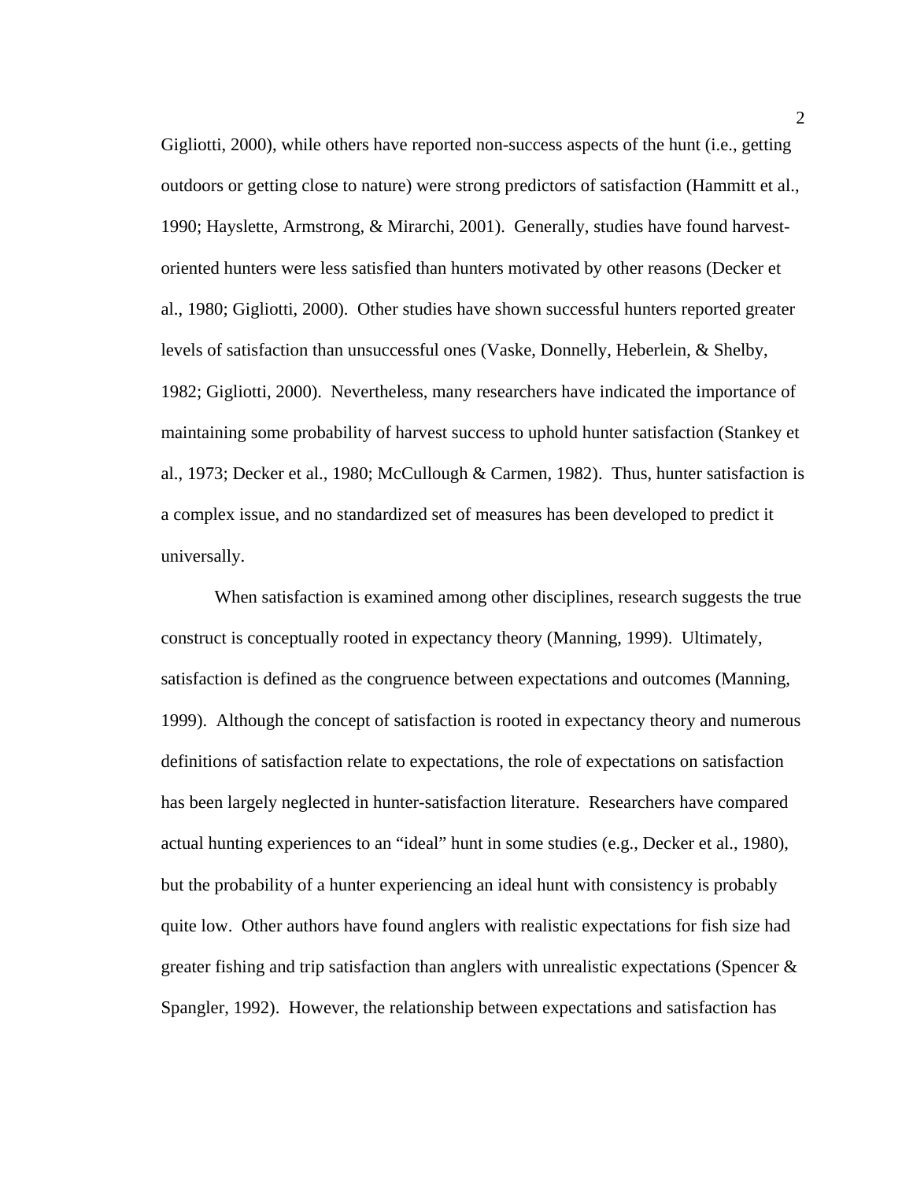Gigliotti, 2000), while others have reported non-success aspects of the hunt (i.e., getting outdoors or getting close to nature) were strong predictors of satisfaction (Hammitt et al., 1990; Hayslette, Armstrong, & Mirarchi, 2001). Generally, studies have found harvest-oriented hunters were less satisfied than hunters motivated by other reasons (Decker et al., 1980; Gigliotti, 2000). Other studies have shown successful hunters reported greater levels of satisfaction than unsuccessful ones (Vaske, Donnelly, Heberlein, & Shelby, 1982; Gigliotti, 2000). Nevertheless, many researchers have indicated the importance of maintaining some probability of harvest success to uphold hunter satisfaction (Stankey et al., 1973; Decker et al., 1980; McCullough & Carmen, 1982). Thus, hunter satisfaction is a complex issue, and no standardized set of measures has been developed to predict it universally.

When satisfaction is examined among other disciplines, research suggests the true construct is conceptually rooted in expectancy theory (Manning, 1999). Ultimately, satisfaction is defined as the congruence between expectations and outcomes (Manning, 1999). Although the concept of satisfaction is rooted in expectancy theory and numerous definitions of satisfaction relate to expectations, the role of expectations on satisfaction has been largely neglected in hunter-satisfaction literature. Researchers have compared actual hunting experiences to an "ideal" hunt in some studies (e.g., Decker et al., 1980), but the probability of a hunter experiencing an ideal hunt with consistency is probably quite low. Other authors have found anglers with realistic expectations for fish size had greater fishing and trip satisfaction than anglers with unrealistic expectations (Spencer & Spangler, 1992). However, the relationship between expectations and satisfaction has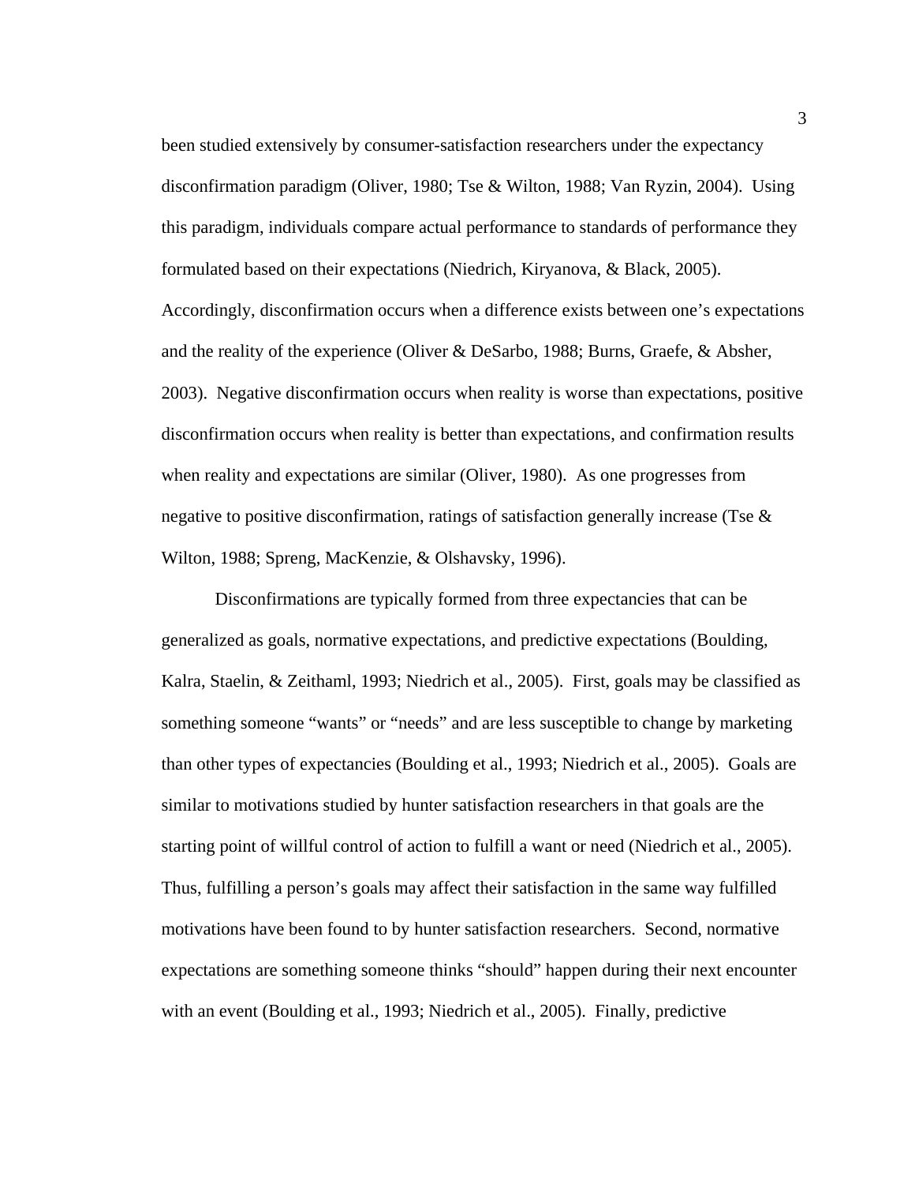been studied extensively by consumer-satisfaction researchers under the expectancy disconfirmation paradigm (Oliver, 1980; Tse & Wilton, 1988; Van Ryzin, 2004). Using this paradigm, individuals compare actual performance to standards of performance they formulated based on their expectations (Niedrich, Kiryanova, & Black, 2005). Accordingly, disconfirmation occurs when a difference exists between one's expectations and the reality of the experience (Oliver & DeSarbo, 1988; Burns, Graefe, & Absher, 2003). Negative disconfirmation occurs when reality is worse than expectations, positive disconfirmation occurs when reality is better than expectations, and confirmation results when reality and expectations are similar (Oliver, 1980). As one progresses from negative to positive disconfirmation, ratings of satisfaction generally increase (Tse & Wilton, 1988; Spreng, MacKenzie, & Olshavsky, 1996).

Disconfirmations are typically formed from three expectancies that can be generalized as goals, normative expectations, and predictive expectations (Boulding, Kalra, Staelin, & Zeithaml, 1993; Niedrich et al., 2005). First, goals may be classified as something someone "wants" or "needs" and are less susceptible to change by marketing than other types of expectancies (Boulding et al., 1993; Niedrich et al., 2005). Goals are similar to motivations studied by hunter satisfaction researchers in that goals are the starting point of willful control of action to fulfill a want or need (Niedrich et al., 2005). Thus, fulfilling a person's goals may affect their satisfaction in the same way fulfilled motivations have been found to by hunter satisfaction researchers. Second, normative expectations are something someone thinks "should" happen during their next encounter with an event (Boulding et al., 1993; Niedrich et al., 2005). Finally, predictive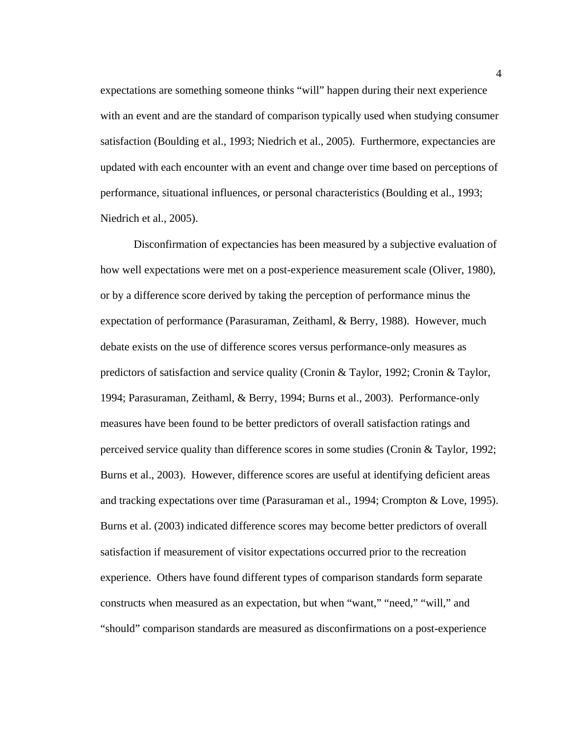expectations are something someone thinks “will” happen during their next experience with an event and are the standard of comparison typically used when studying consumer satisfaction (Boulding et al., 1993; Niedrich et al., 2005). Furthermore, expectancies are updated with each encounter with an event and change over time based on perceptions of performance, situational influences, or personal characteristics (Boulding et al., 1993; Niedrich et al., 2005).

Disconfirmation of expectancies has been measured by a subjective evaluation of how well expectations were met on a post-experience measurement scale (Oliver, 1980), or by a difference score derived by taking the perception of performance minus the expectation of performance (Parasuraman, Zeithaml, & Berry, 1988). However, much debate exists on the use of difference scores versus performance-only measures as predictors of satisfaction and service quality (Cronin & Taylor, 1992; Cronin & Taylor, 1994; Parasuraman, Zeithaml, & Berry, 1994; Burns et al., 2003). Performance-only measures have been found to be better predictors of overall satisfaction ratings and perceived service quality than difference scores in some studies (Cronin & Taylor, 1992; Burns et al., 2003). However, difference scores are useful at identifying deficient areas and tracking expectations over time (Parasuraman et al., 1994; Crompton & Love, 1995). Burns et al. (2003) indicated difference scores may become better predictors of overall satisfaction if measurement of visitor expectations occurred prior to the recreation experience. Others have found different types of comparison standards form separate constructs when measured as an expectation, but when “want,” “need,” “will,” and “should” comparison standards are measured as disconfirmations on a post-experience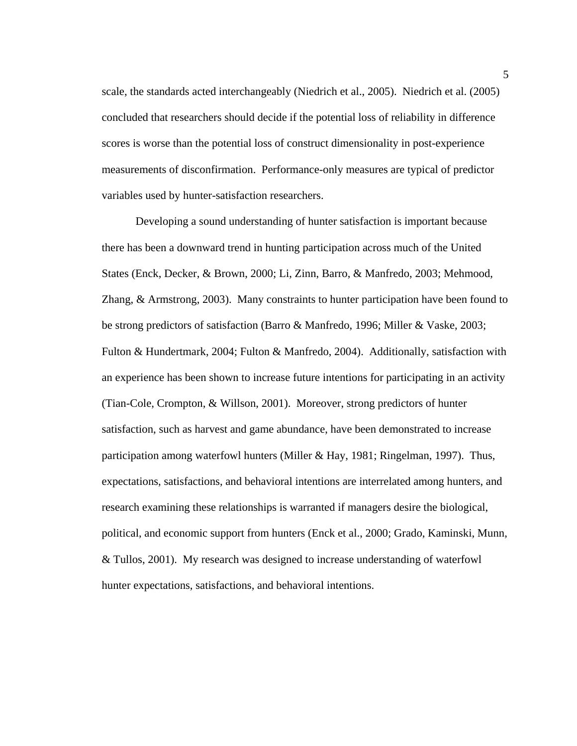scale, the standards acted interchangeably (Niedrich et al., 2005). Niedrich et al. (2005) concluded that researchers should decide if the potential loss of reliability in difference scores is worse than the potential loss of construct dimensionality in post-experience measurements of disconfirmation. Performance-only measures are typical of predictor variables used by hunter-satisfaction researchers.

Developing a sound understanding of hunter satisfaction is important because there has been a downward trend in hunting participation across much of the United States (Enck, Decker, & Brown, 2000; Li, Zinn, Barro, & Manfredo, 2003; Mehmood, Zhang, & Armstrong, 2003). Many constraints to hunter participation have been found to be strong predictors of satisfaction (Barro & Manfredo, 1996; Miller & Vaske, 2003; Fulton & Hundertmark, 2004; Fulton & Manfredo, 2004). Additionally, satisfaction with an experience has been shown to increase future intentions for participating in an activity (Tian-Cole, Crompton, & Willson, 2001). Moreover, strong predictors of hunter satisfaction, such as harvest and game abundance, have been demonstrated to increase participation among waterfowl hunters (Miller & Hay, 1981; Ringelman, 1997). Thus, expectations, satisfactions, and behavioral intentions are interrelated among hunters, and research examining these relationships is warranted if managers desire the biological, political, and economic support from hunters (Enck et al., 2000; Grado, Kaminski, Munn, & Tullos, 2001). My research was designed to increase understanding of waterfowl hunter expectations, satisfactions, and behavioral intentions.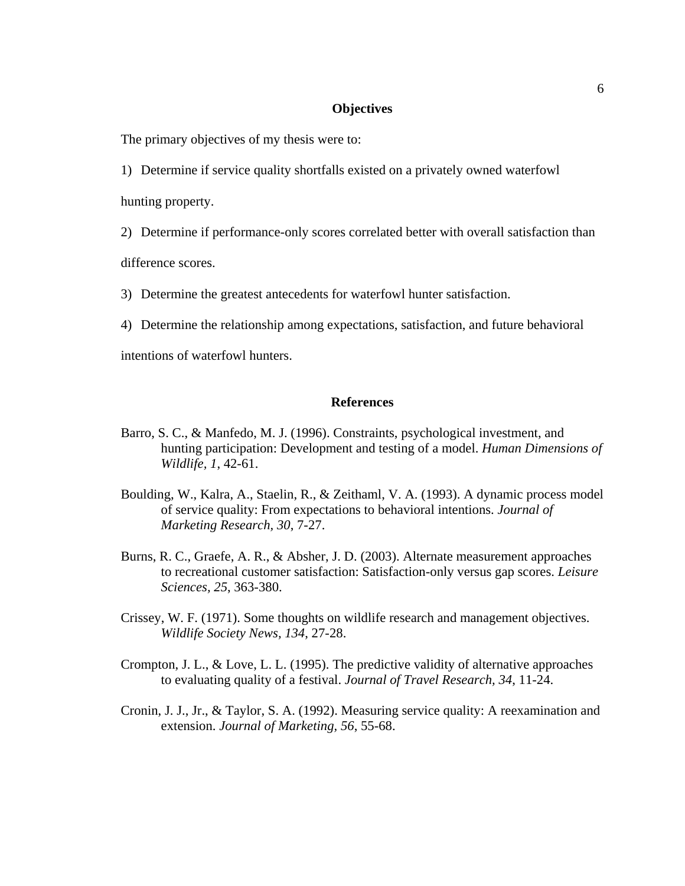## Objectives

The primary objectives of my thesis were to:

1) Determine if service quality shortfalls existed on a privately owned waterfowl hunting property.

2) Determine if performance-only scores correlated better with overall satisfaction than difference scores.

3) Determine the greatest antecedents for waterfowl hunter satisfaction.

4) Determine the relationship among expectations, satisfaction, and future behavioral intentions of waterfowl hunters.

## References

Barro, S. C., & Manfedo, M. J. (1996). Constraints, psychological investment, and hunting participation: Development and testing of a model. *Human Dimensions of Wildlife, 1*, 42-61.

Boulding, W., Kalra, A., Staelin, R., & Zeithaml, V. A. (1993). A dynamic process model of service quality: From expectations to behavioral intentions. *Journal of Marketing Research, 30*, 7-27.

Burns, R. C., Graefe, A. R., & Absher, J. D. (2003). Alternate measurement approaches to recreational customer satisfaction: Satisfaction-only versus gap scores. *Leisure Sciences, 25*, 363-380.

Crissey, W. F. (1971). Some thoughts on wildlife research and management objectives. *Wildlife Society News, 134*, 27-28.

Crompton, J. L., & Love, L. L. (1995). The predictive validity of alternative approaches to evaluating quality of a festival. *Journal of Travel Research, 34*, 11-24.

Cronin, J. J., Jr., & Taylor, S. A. (1992). Measuring service quality: A reexamination and extension. *Journal of Marketing, 56*, 55-68.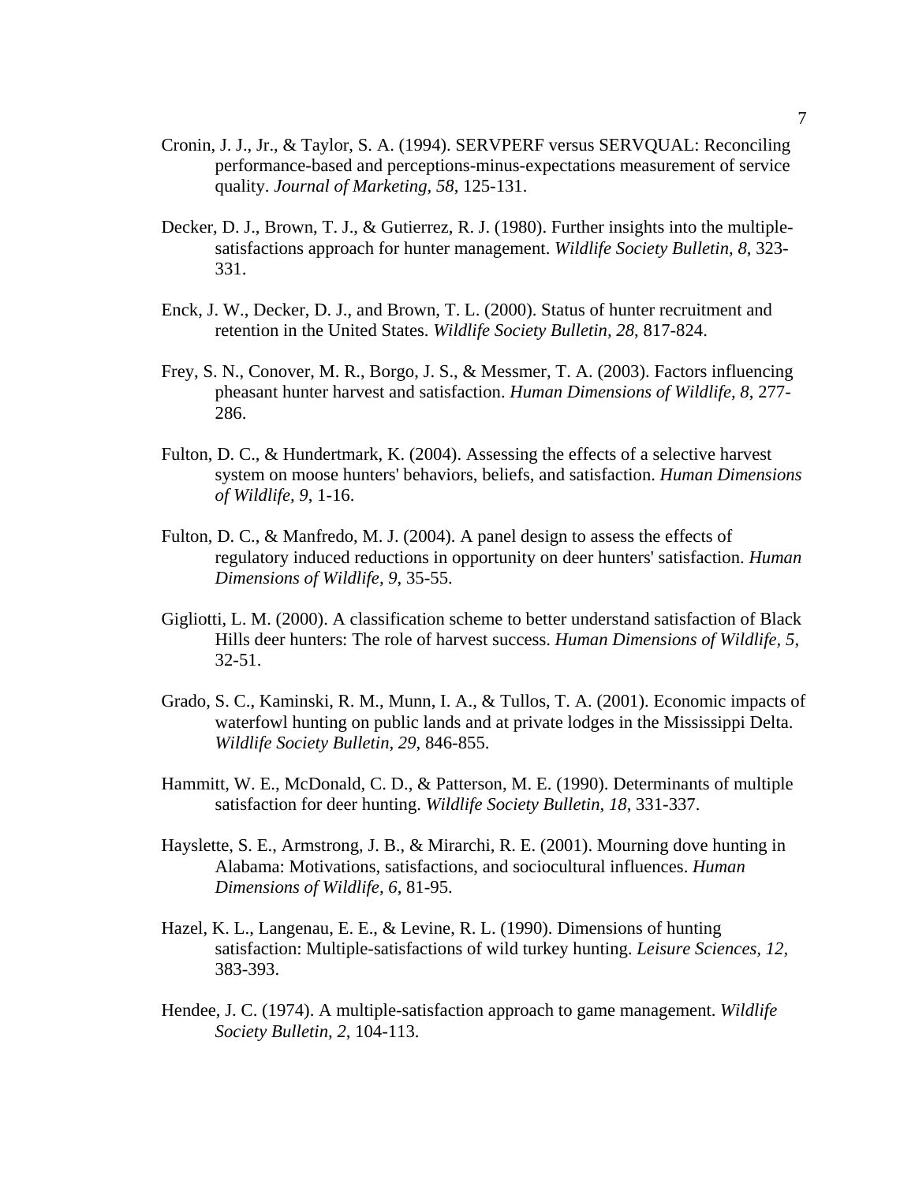Cronin, J. J., Jr., & Taylor, S. A. (1994). SERVPERF versus SERVQUAL: Reconciling performance-based and perceptions-minus-expectations measurement of service quality. *Journal of Marketing, 58*, 125-131.

Decker, D. J., Brown, T. J., & Gutierrez, R. J. (1980). Further insights into the multiple-satisfactions approach for hunter management. *Wildlife Society Bulletin, 8*, 323-331.

Enck, J. W., Decker, D. J., and Brown, T. L. (2000). Status of hunter recruitment and retention in the United States. *Wildlife Society Bulletin, 28*, 817-824.

Frey, S. N., Conover, M. R., Borgo, J. S., & Messmer, T. A. (2003). Factors influencing pheasant hunter harvest and satisfaction. *Human Dimensions of Wildlife, 8*, 277-286.

Fulton, D. C., & Hundertmark, K. (2004). Assessing the effects of a selective harvest system on moose hunters' behaviors, beliefs, and satisfaction. *Human Dimensions of Wildlife, 9*, 1-16.

Fulton, D. C., & Manfredo, M. J. (2004). A panel design to assess the effects of regulatory induced reductions in opportunity on deer hunters' satisfaction. *Human Dimensions of Wildlife, 9*, 35-55.

Gigliotti, L. M. (2000). A classification scheme to better understand satisfaction of Black Hills deer hunters: The role of harvest success. *Human Dimensions of Wildlife, 5*, 32-51.

Grado, S. C., Kaminski, R. M., Munn, I. A., & Tullos, T. A. (2001). Economic impacts of waterfowl hunting on public lands and at private lodges in the Mississippi Delta. *Wildlife Society Bulletin, 29*, 846-855.

Hammitt, W. E., McDonald, C. D., & Patterson, M. E. (1990). Determinants of multiple satisfaction for deer hunting. *Wildlife Society Bulletin, 18*, 331-337.

Hayslette, S. E., Armstrong, J. B., & Mirarchi, R. E. (2001). Mourning dove hunting in Alabama: Motivations, satisfactions, and sociocultural influences. *Human Dimensions of Wildlife, 6*, 81-95.

Hazel, K. L., Langenau, E. E., & Levine, R. L. (1990). Dimensions of hunting satisfaction: Multiple-satisfactions of wild turkey hunting. *Leisure Sciences, 12*, 383-393.

Hendee, J. C. (1974). A multiple-satisfaction approach to game management. *Wildlife Society Bulletin, 2*, 104-113.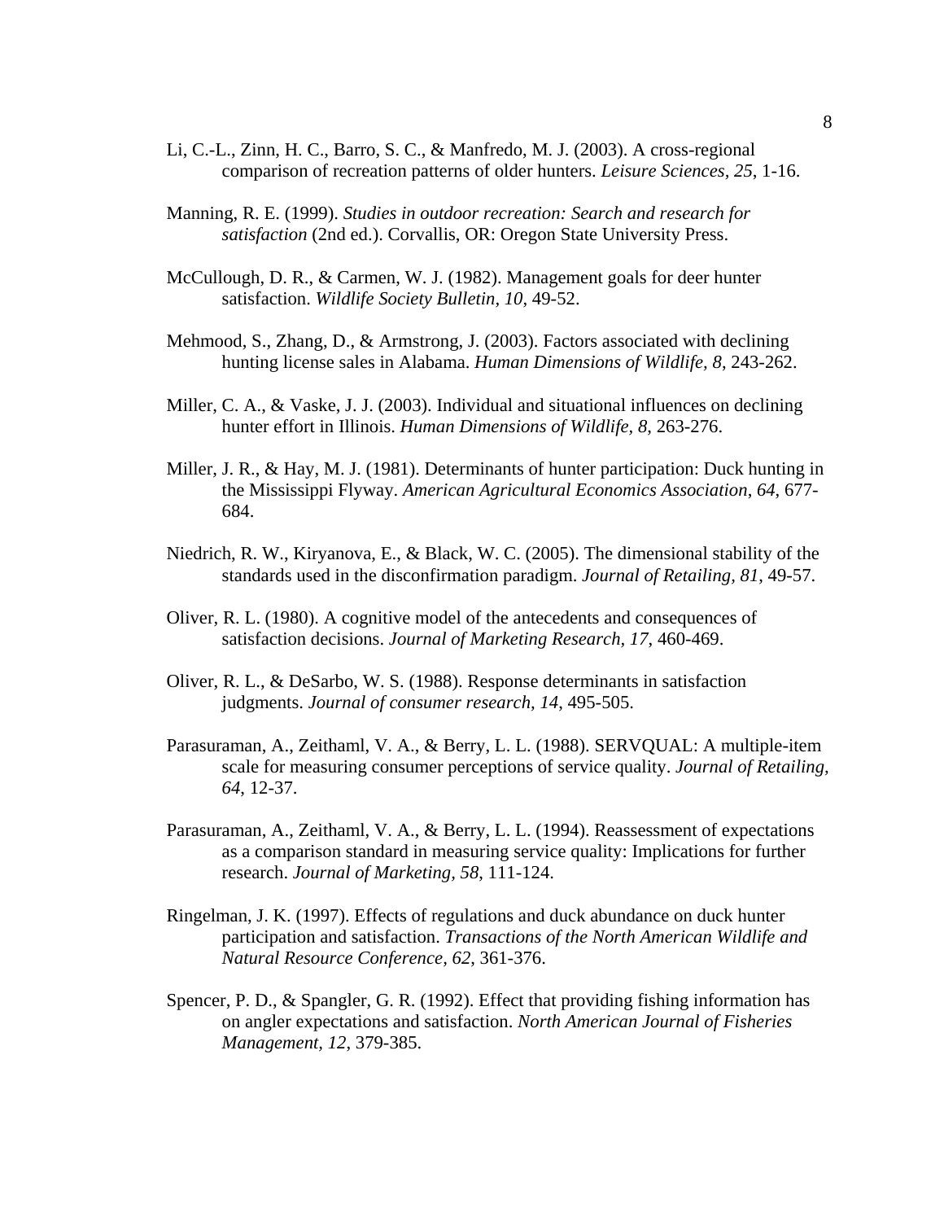Li, C.-L., Zinn, H. C., Barro, S. C., & Manfredo, M. J. (2003). A cross-regional comparison of recreation patterns of older hunters. *Leisure Sciences, 25*, 1-16.

Manning, R. E. (1999). *Studies in outdoor recreation: Search and research for satisfaction* (2nd ed.). Corvallis, OR: Oregon State University Press.

McCullough, D. R., & Carmen, W. J. (1982). Management goals for deer hunter satisfaction. *Wildlife Society Bulletin, 10*, 49-52.

Mehmood, S., Zhang, D., & Armstrong, J. (2003). Factors associated with declining hunting license sales in Alabama. *Human Dimensions of Wildlife, 8*, 243-262.

Miller, C. A., & Vaske, J. J. (2003). Individual and situational influences on declining hunter effort in Illinois. *Human Dimensions of Wildlife, 8*, 263-276.

Miller, J. R., & Hay, M. J. (1981). Determinants of hunter participation: Duck hunting in the Mississippi Flyway. *American Agricultural Economics Association*, *64*, 677-684.

Niedrich, R. W., Kiryanova, E., & Black, W. C. (2005). The dimensional stability of the standards used in the disconfirmation paradigm. *Journal of Retailing, 81*, 49-57.

Oliver, R. L. (1980). A cognitive model of the antecedents and consequences of satisfaction decisions. *Journal of Marketing Research, 17*, 460-469.

Oliver, R. L., & DeSarbo, W. S. (1988). Response determinants in satisfaction judgments. *Journal of consumer research, 14*, 495-505.

Parasuraman, A., Zeithaml, V. A., & Berry, L. L. (1988). SERVQUAL: A multiple-item scale for measuring consumer perceptions of service quality. *Journal of Retailing, 64*, 12-37.

Parasuraman, A., Zeithaml, V. A., & Berry, L. L. (1994). Reassessment of expectations as a comparison standard in measuring service quality: Implications for further research. *Journal of Marketing, 58*, 111-124.

Ringelman, J. K. (1997). Effects of regulations and duck abundance on duck hunter participation and satisfaction. *Transactions of the North American Wildlife and Natural Resource Conference, 62*, 361-376.

Spencer, P. D., & Spangler, G. R. (1992). Effect that providing fishing information has on angler expectations and satisfaction. *North American Journal of Fisheries Management, 12*, 379-385.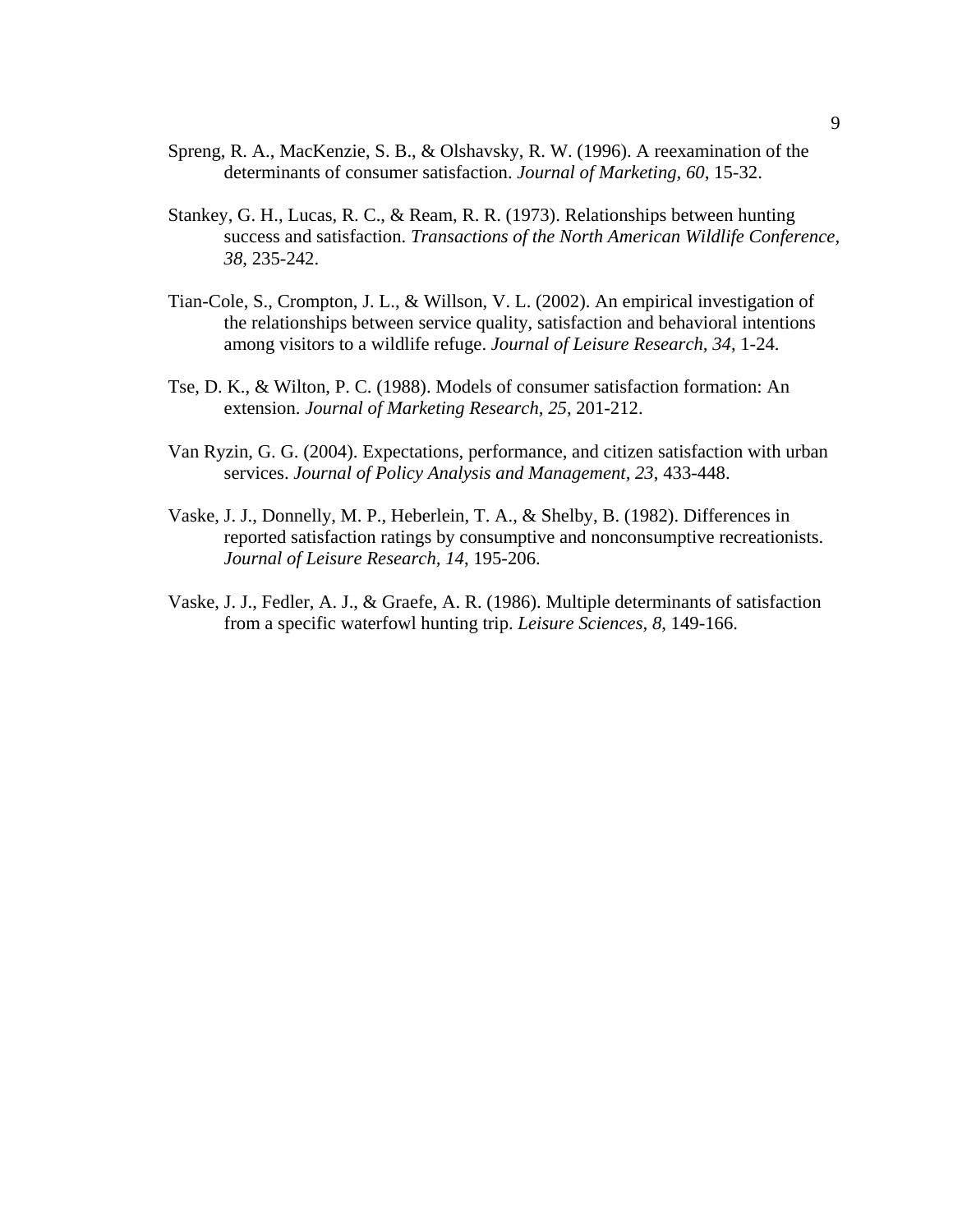Spreng, R. A., MacKenzie, S. B., & Olshavsky, R. W. (1996). A reexamination of the determinants of consumer satisfaction. *Journal of Marketing, 60*, 15-32.

Stankey, G. H., Lucas, R. C., & Ream, R. R. (1973). Relationships between hunting success and satisfaction. *Transactions of the North American Wildlife Conference, 38*, 235-242.

Tian-Cole, S., Crompton, J. L., & Willson, V. L. (2002). An empirical investigation of the relationships between service quality, satisfaction and behavioral intentions among visitors to a wildlife refuge. *Journal of Leisure Research, 34*, 1-24.

Tse, D. K., & Wilton, P. C. (1988). Models of consumer satisfaction formation: An extension. *Journal of Marketing Research, 25*, 201-212.

Van Ryzin, G. G. (2004). Expectations, performance, and citizen satisfaction with urban services. *Journal of Policy Analysis and Management, 23*, 433-448.

Vaske, J. J., Donnelly, M. P., Heberlein, T. A., & Shelby, B. (1982). Differences in reported satisfaction ratings by consumptive and nonconsumptive recreationists. *Journal of Leisure Research, 14*, 195-206.

Vaske, J. J., Fedler, A. J., & Graefe, A. R. (1986). Multiple determinants of satisfaction from a specific waterfowl hunting trip. *Leisure Sciences, 8*, 149-166.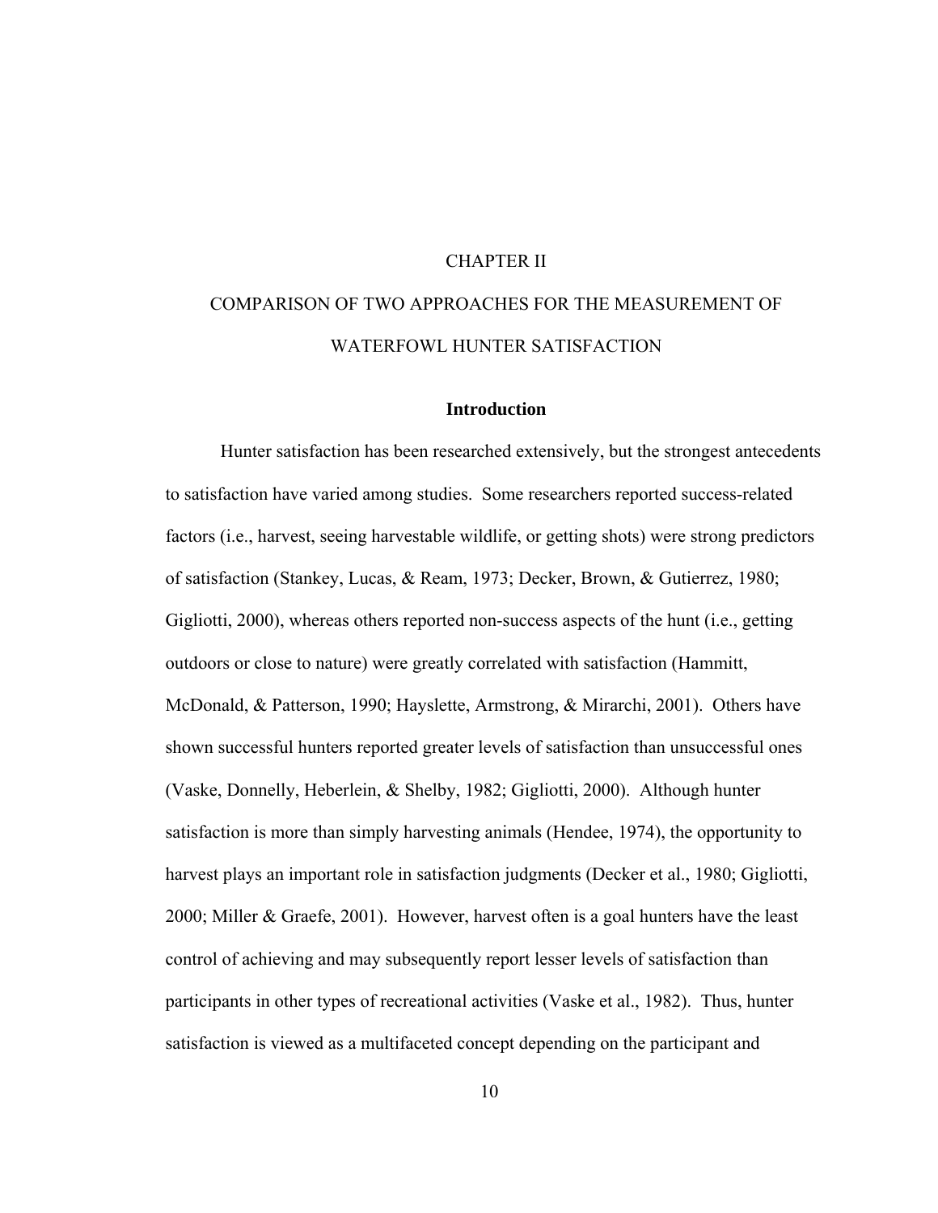# CHAPTER II

# COMPARISON OF TWO APPROACHES FOR THE MEASUREMENT OF WATERFOWL HUNTER SATISFACTION

## Introduction

Hunter satisfaction has been researched extensively, but the strongest antecedents to satisfaction have varied among studies. Some researchers reported success-related factors (i.e., harvest, seeing harvestable wildlife, or getting shots) were strong predictors of satisfaction (Stankey, Lucas, & Ream, 1973; Decker, Brown, & Gutierrez, 1980; Gigliotti, 2000), whereas others reported non-success aspects of the hunt (i.e., getting outdoors or close to nature) were greatly correlated with satisfaction (Hammitt, McDonald, & Patterson, 1990; Hayslette, Armstrong, & Mirarchi, 2001). Others have shown successful hunters reported greater levels of satisfaction than unsuccessful ones (Vaske, Donnelly, Heberlein, & Shelby, 1982; Gigliotti, 2000). Although hunter satisfaction is more than simply harvesting animals (Hendee, 1974), the opportunity to harvest plays an important role in satisfaction judgments (Decker et al., 1980; Gigliotti, 2000; Miller & Graefe, 2001). However, harvest often is a goal hunters have the least control of achieving and may subsequently report lesser levels of satisfaction than participants in other types of recreational activities (Vaske et al., 1982). Thus, hunter satisfaction is viewed as a multifaceted concept depending on the participant and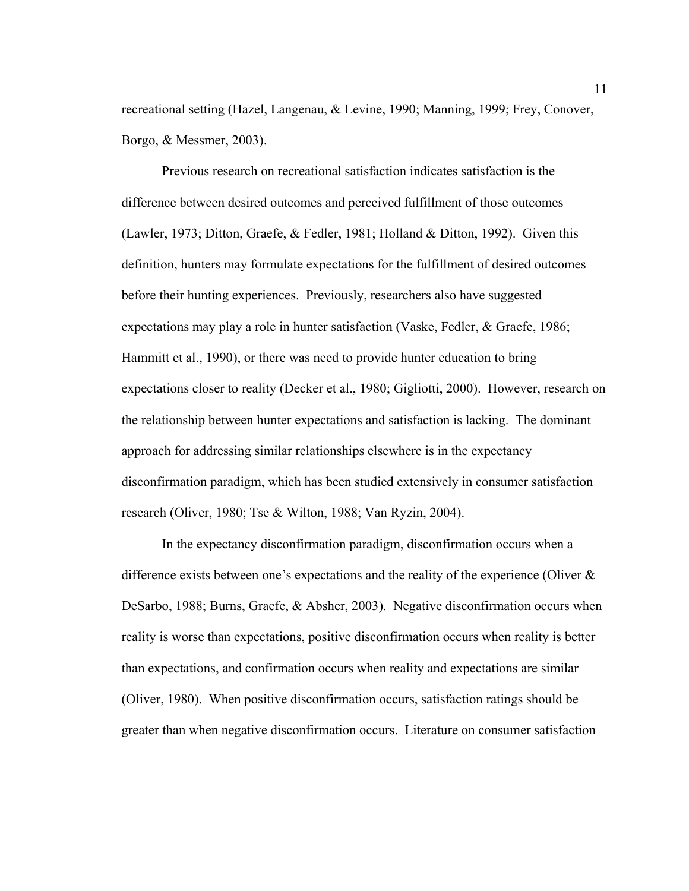recreational setting (Hazel, Langenau, & Levine, 1990; Manning, 1999; Frey, Conover, Borgo, & Messmer, 2003).

Previous research on recreational satisfaction indicates satisfaction is the difference between desired outcomes and perceived fulfillment of those outcomes (Lawler, 1973; Ditton, Graefe, & Fedler, 1981; Holland & Ditton, 1992). Given this definition, hunters may formulate expectations for the fulfillment of desired outcomes before their hunting experiences. Previously, researchers also have suggested expectations may play a role in hunter satisfaction (Vaske, Fedler, & Graefe, 1986; Hammitt et al., 1990), or there was need to provide hunter education to bring expectations closer to reality (Decker et al., 1980; Gigliotti, 2000). However, research on the relationship between hunter expectations and satisfaction is lacking. The dominant approach for addressing similar relationships elsewhere is in the expectancy disconfirmation paradigm, which has been studied extensively in consumer satisfaction research (Oliver, 1980; Tse & Wilton, 1988; Van Ryzin, 2004).

In the expectancy disconfirmation paradigm, disconfirmation occurs when a difference exists between one's expectations and the reality of the experience (Oliver & DeSarbo, 1988; Burns, Graefe, & Absher, 2003). Negative disconfirmation occurs when reality is worse than expectations, positive disconfirmation occurs when reality is better than expectations, and confirmation occurs when reality and expectations are similar (Oliver, 1980). When positive disconfirmation occurs, satisfaction ratings should be greater than when negative disconfirmation occurs. Literature on consumer satisfaction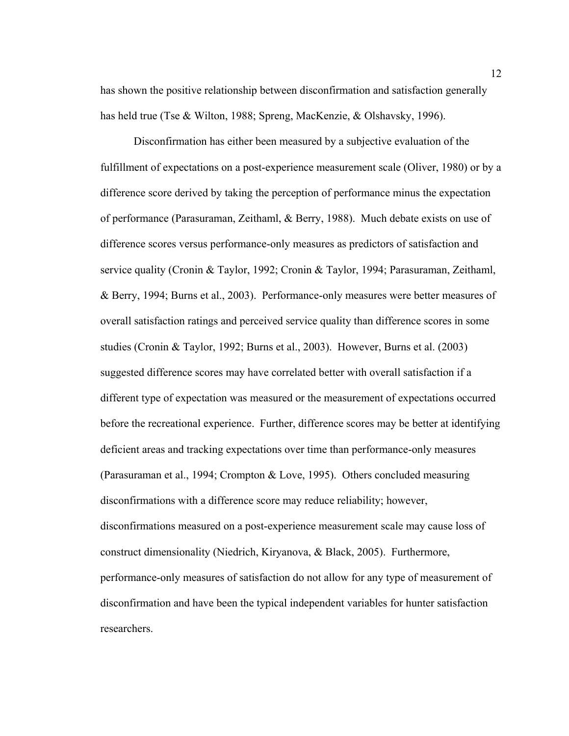has shown the positive relationship between disconfirmation and satisfaction generally has held true (Tse & Wilton, 1988; Spreng, MacKenzie, & Olshavsky, 1996).

Disconfirmation has either been measured by a subjective evaluation of the fulfillment of expectations on a post-experience measurement scale (Oliver, 1980) or by a difference score derived by taking the perception of performance minus the expectation of performance (Parasuraman, Zeithaml, & Berry, 1988). Much debate exists on use of difference scores versus performance-only measures as predictors of satisfaction and service quality (Cronin & Taylor, 1992; Cronin & Taylor, 1994; Parasuraman, Zeithaml, & Berry, 1994; Burns et al., 2003). Performance-only measures were better measures of overall satisfaction ratings and perceived service quality than difference scores in some studies (Cronin & Taylor, 1992; Burns et al., 2003). However, Burns et al. (2003) suggested difference scores may have correlated better with overall satisfaction if a different type of expectation was measured or the measurement of expectations occurred before the recreational experience. Further, difference scores may be better at identifying deficient areas and tracking expectations over time than performance-only measures (Parasuraman et al., 1994; Crompton & Love, 1995). Others concluded measuring disconfirmations with a difference score may reduce reliability; however, disconfirmations measured on a post-experience measurement scale may cause loss of construct dimensionality (Niedrich, Kiryanova, & Black, 2005). Furthermore, performance-only measures of satisfaction do not allow for any type of measurement of disconfirmation and have been the typical independent variables for hunter satisfaction researchers.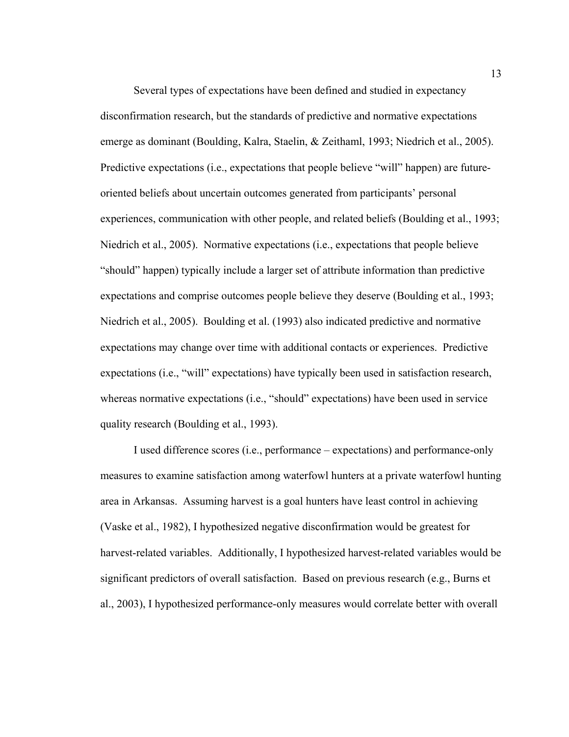Several types of expectations have been defined and studied in expectancy disconfirmation research, but the standards of predictive and normative expectations emerge as dominant (Boulding, Kalra, Staelin, & Zeithaml, 1993; Niedrich et al., 2005). Predictive expectations (i.e., expectations that people believe "will" happen) are future-oriented beliefs about uncertain outcomes generated from participants' personal experiences, communication with other people, and related beliefs (Boulding et al., 1993; Niedrich et al., 2005). Normative expectations (i.e., expectations that people believe "should" happen) typically include a larger set of attribute information than predictive expectations and comprise outcomes people believe they deserve (Boulding et al., 1993; Niedrich et al., 2005). Boulding et al. (1993) also indicated predictive and normative expectations may change over time with additional contacts or experiences. Predictive expectations (i.e., "will" expectations) have typically been used in satisfaction research, whereas normative expectations (i.e., "should" expectations) have been used in service quality research (Boulding et al., 1993).

I used difference scores (i.e., performance – expectations) and performance-only measures to examine satisfaction among waterfowl hunters at a private waterfowl hunting area in Arkansas. Assuming harvest is a goal hunters have least control in achieving (Vaske et al., 1982), I hypothesized negative disconfirmation would be greatest for harvest-related variables. Additionally, I hypothesized harvest-related variables would be significant predictors of overall satisfaction. Based on previous research (e.g., Burns et al., 2003), I hypothesized performance-only measures would correlate better with overall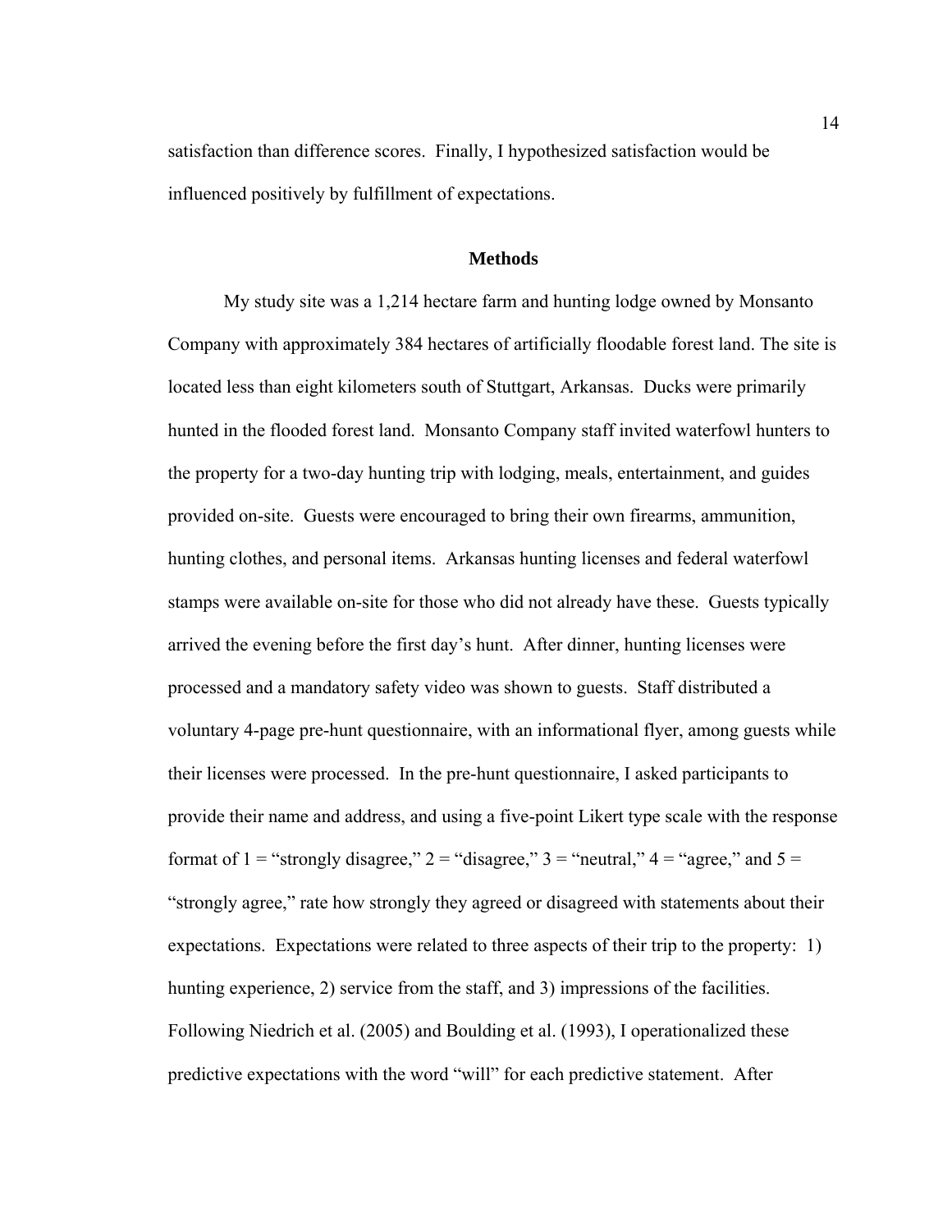satisfaction than difference scores. Finally, I hypothesized satisfaction would be influenced positively by fulfillment of expectations.

## Methods

My study site was a 1,214 hectare farm and hunting lodge owned by Monsanto Company with approximately 384 hectares of artificially floodable forest land. The site is located less than eight kilometers south of Stuttgart, Arkansas. Ducks were primarily hunted in the flooded forest land. Monsanto Company staff invited waterfowl hunters to the property for a two-day hunting trip with lodging, meals, entertainment, and guides provided on-site. Guests were encouraged to bring their own firearms, ammunition, hunting clothes, and personal items. Arkansas hunting licenses and federal waterfowl stamps were available on-site for those who did not already have these. Guests typically arrived the evening before the first day's hunt. After dinner, hunting licenses were processed and a mandatory safety video was shown to guests. Staff distributed a voluntary 4-page pre-hunt questionnaire, with an informational flyer, among guests while their licenses were processed. In the pre-hunt questionnaire, I asked participants to provide their name and address, and using a five-point Likert type scale with the response format of 1 = "strongly disagree," 2 = "disagree," 3 = "neutral," 4 = "agree," and 5 = "strongly agree," rate how strongly they agreed or disagreed with statements about their expectations. Expectations were related to three aspects of their trip to the property: 1) hunting experience, 2) service from the staff, and 3) impressions of the facilities. Following Niedrich et al. (2005) and Boulding et al. (1993), I operationalized these predictive expectations with the word "will" for each predictive statement. After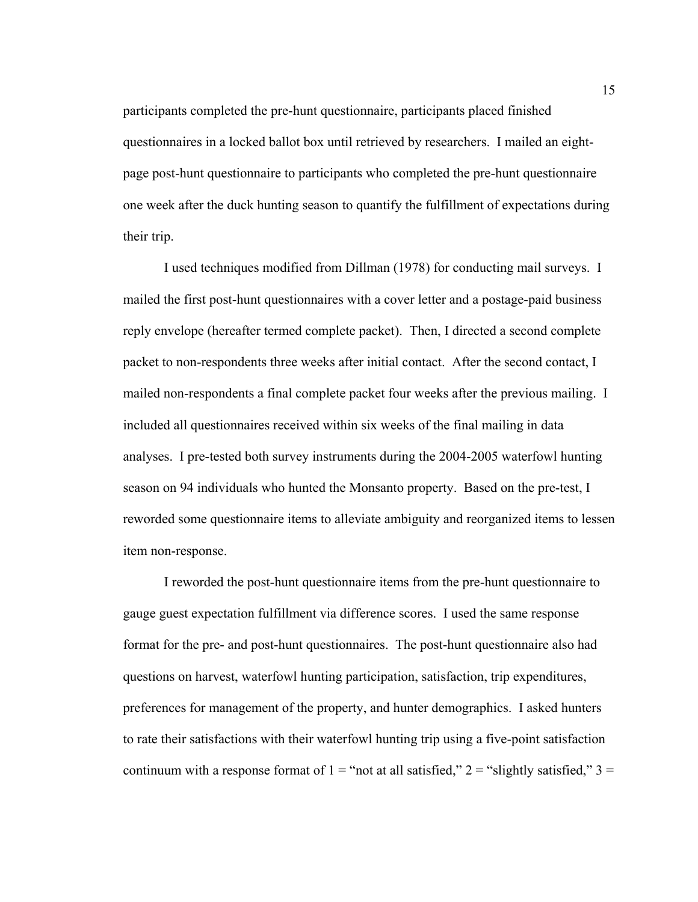participants completed the pre-hunt questionnaire, participants placed finished questionnaires in a locked ballot box until retrieved by researchers. I mailed an eight-page post-hunt questionnaire to participants who completed the pre-hunt questionnaire one week after the duck hunting season to quantify the fulfillment of expectations during their trip.

I used techniques modified from Dillman (1978) for conducting mail surveys. I mailed the first post-hunt questionnaires with a cover letter and a postage-paid business reply envelope (hereafter termed complete packet). Then, I directed a second complete packet to non-respondents three weeks after initial contact. After the second contact, I mailed non-respondents a final complete packet four weeks after the previous mailing. I included all questionnaires received within six weeks of the final mailing in data analyses. I pre-tested both survey instruments during the 2004-2005 waterfowl hunting season on 94 individuals who hunted the Monsanto property. Based on the pre-test, I reworded some questionnaire items to alleviate ambiguity and reorganized items to lessen item non-response.

I reworded the post-hunt questionnaire items from the pre-hunt questionnaire to gauge guest expectation fulfillment via difference scores. I used the same response format for the pre- and post-hunt questionnaires. The post-hunt questionnaire also had questions on harvest, waterfowl hunting participation, satisfaction, trip expenditures, preferences for management of the property, and hunter demographics. I asked hunters to rate their satisfactions with their waterfowl hunting trip using a five-point satisfaction continuum with a response format of 1 = "not at all satisfied," 2 = "slightly satisfied," 3 =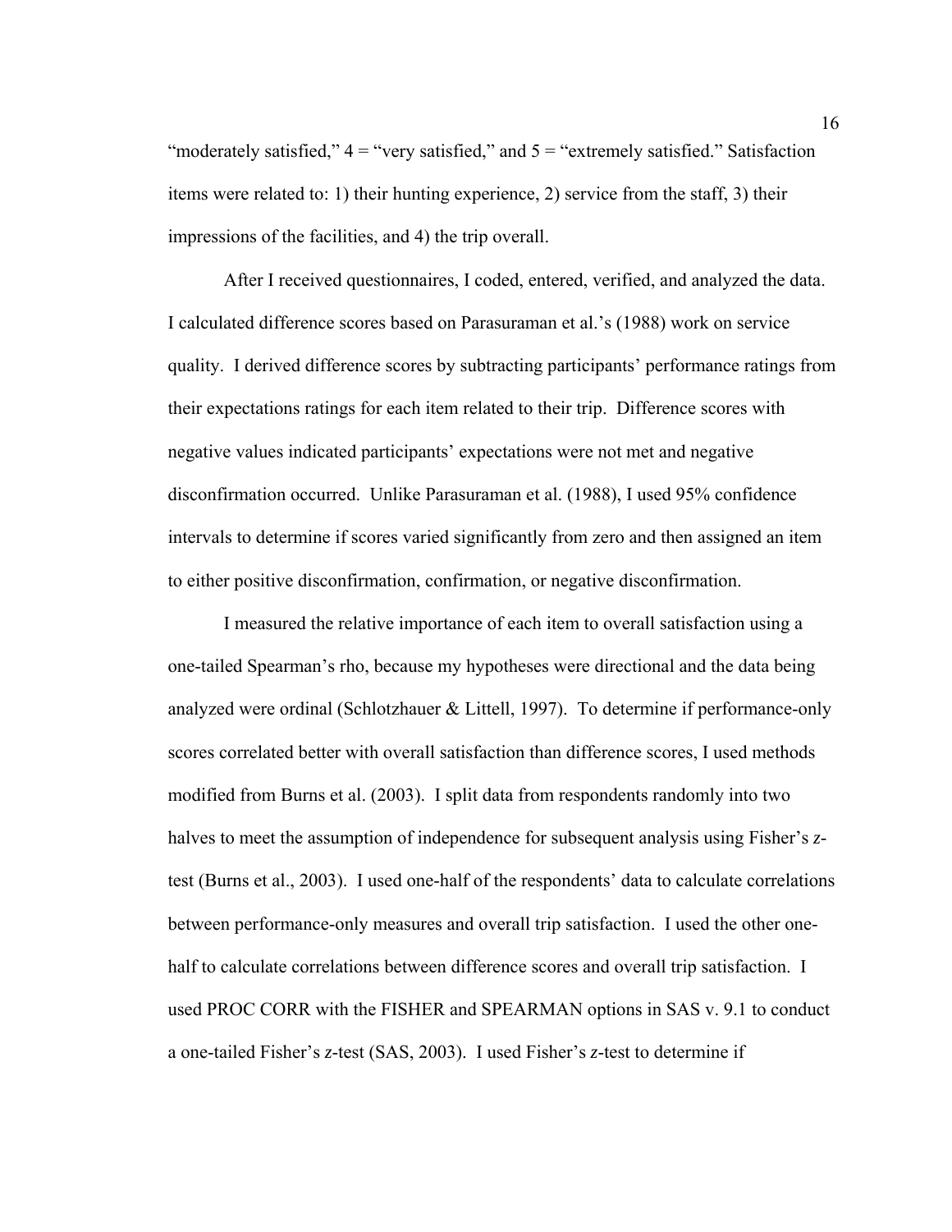"moderately satisfied," 4 = "very satisfied," and 5 = "extremely satisfied." Satisfaction items were related to: 1) their hunting experience, 2) service from the staff, 3) their impressions of the facilities, and 4) the trip overall.

After I received questionnaires, I coded, entered, verified, and analyzed the data. I calculated difference scores based on Parasuraman et al.'s (1988) work on service quality. I derived difference scores by subtracting participants' performance ratings from their expectations ratings for each item related to their trip. Difference scores with negative values indicated participants' expectations were not met and negative disconfirmation occurred. Unlike Parasuraman et al. (1988), I used 95% confidence intervals to determine if scores varied significantly from zero and then assigned an item to either positive disconfirmation, confirmation, or negative disconfirmation.

I measured the relative importance of each item to overall satisfaction using a one-tailed Spearman's rho, because my hypotheses were directional and the data being analyzed were ordinal (Schlotzhauer & Littell, 1997). To determine if performance-only scores correlated better with overall satisfaction than difference scores, I used methods modified from Burns et al. (2003). I split data from respondents randomly into two halves to meet the assumption of independence for subsequent analysis using Fisher's *z*-test (Burns et al., 2003). I used one-half of the respondents' data to calculate correlations between performance-only measures and overall trip satisfaction. I used the other one-half to calculate correlations between difference scores and overall trip satisfaction. I used PROC CORR with the FISHER and SPEARMAN options in SAS v. 9.1 to conduct a one-tailed Fisher's *z*-test (SAS, 2003). I used Fisher's *z*-test to determine if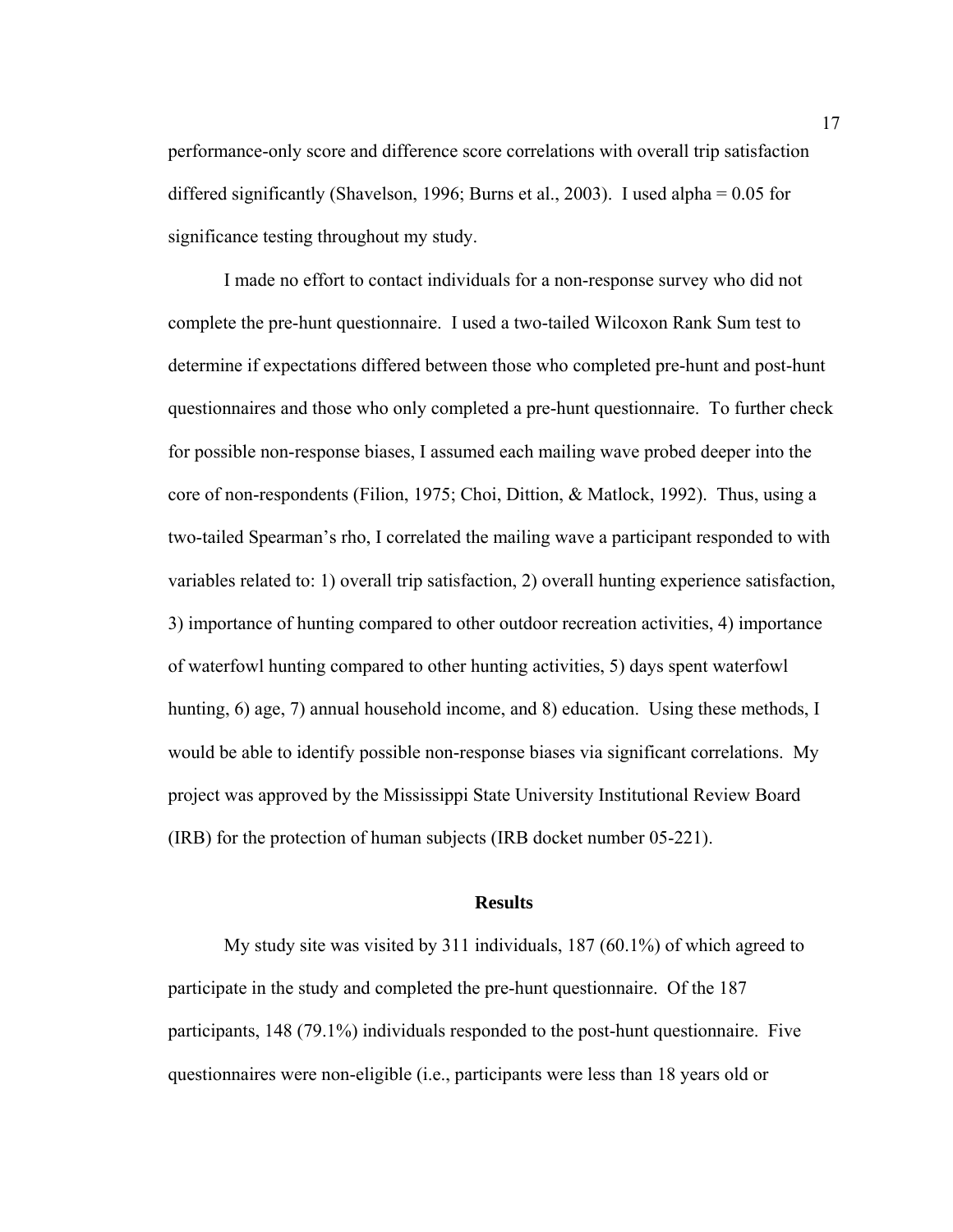performance-only score and difference score correlations with overall trip satisfaction differed significantly (Shavelson, 1996; Burns et al., 2003). I used alpha = 0.05 for significance testing throughout my study.

I made no effort to contact individuals for a non-response survey who did not complete the pre-hunt questionnaire. I used a two-tailed Wilcoxon Rank Sum test to determine if expectations differed between those who completed pre-hunt and post-hunt questionnaires and those who only completed a pre-hunt questionnaire. To further check for possible non-response biases, I assumed each mailing wave probed deeper into the core of non-respondents (Filion, 1975; Choi, Dittion, & Matlock, 1992). Thus, using a two-tailed Spearman's rho, I correlated the mailing wave a participant responded to with variables related to: 1) overall trip satisfaction, 2) overall hunting experience satisfaction, 3) importance of hunting compared to other outdoor recreation activities, 4) importance of waterfowl hunting compared to other hunting activities, 5) days spent waterfowl hunting, 6) age, 7) annual household income, and 8) education. Using these methods, I would be able to identify possible non-response biases via significant correlations. My project was approved by the Mississippi State University Institutional Review Board (IRB) for the protection of human subjects (IRB docket number 05-221).

## Results

My study site was visited by 311 individuals, 187 (60.1%) of which agreed to participate in the study and completed the pre-hunt questionnaire. Of the 187 participants, 148 (79.1%) individuals responded to the post-hunt questionnaire. Five questionnaires were non-eligible (i.e., participants were less than 18 years old or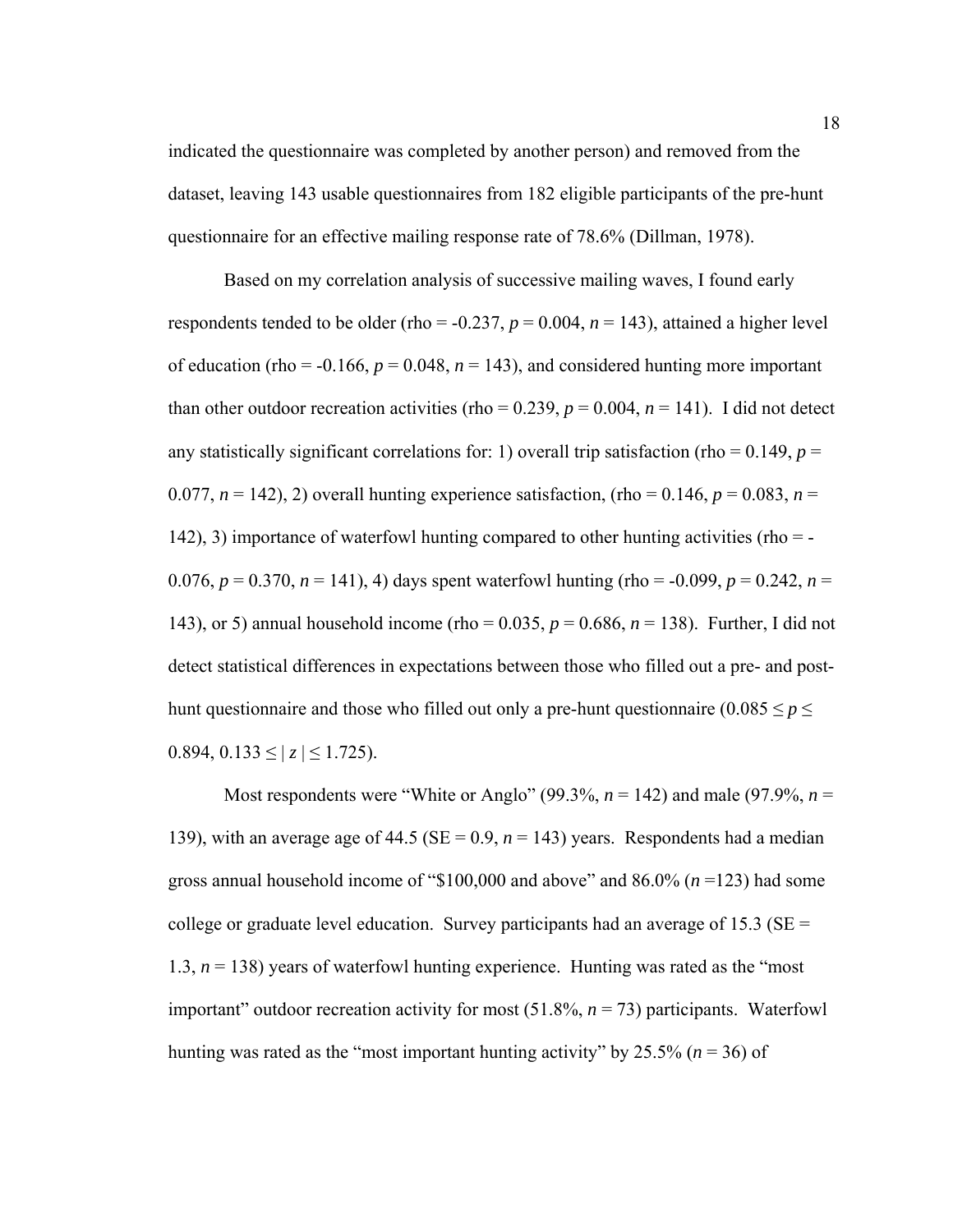indicated the questionnaire was completed by another person) and removed from the dataset, leaving 143 usable questionnaires from 182 eligible participants of the pre-hunt questionnaire for an effective mailing response rate of 78.6% (Dillman, 1978).

Based on my correlation analysis of successive mailing waves, I found early respondents tended to be older (rho = -0.237, $p = 0.004$, $n = 143$), attained a higher level of education (rho = -0.166, $p = 0.048$, $n = 143$), and considered hunting more important than other outdoor recreation activities (rho = 0.239, $p = 0.004$, $n = 141$). I did not detect any statistically significant correlations for: 1) overall trip satisfaction (rho = 0.149, $p = 0.077$, $n = 142$), 2) overall hunting experience satisfaction, (rho = 0.146, $p = 0.083$, $n = 142$), 3) importance of waterfowl hunting compared to other hunting activities (rho = -0.076, $p = 0.370$, $n = 141$), 4) days spent waterfowl hunting (rho = -0.099, $p = 0.242$, $n = 143$), or 5) annual household income (rho = 0.035, $p = 0.686$, $n = 138$). Further, I did not detect statistical differences in expectations between those who filled out a pre- and post-hunt questionnaire and those who filled out only a pre-hunt questionnaire ($0.085 \leq p \leq 0.894$, $0.133 \leq | z | \leq 1.725$).

Most respondents were "White or Anglo" (99.3%, $n = 142$) and male (97.9%, $n = 139$), with an average age of 44.5 (SE = 0.9, $n = 143$) years. Respondents had a median gross annual household income of "$100,000 and above" and 86.0% ($n = 123$) had some college or graduate level education. Survey participants had an average of 15.3 (SE = 1.3, $n = 138$) years of waterfowl hunting experience. Hunting was rated as the "most important" outdoor recreation activity for most (51.8%, $n = 73$) participants. Waterfowl hunting was rated as the "most important hunting activity" by 25.5% ($n = 36$) of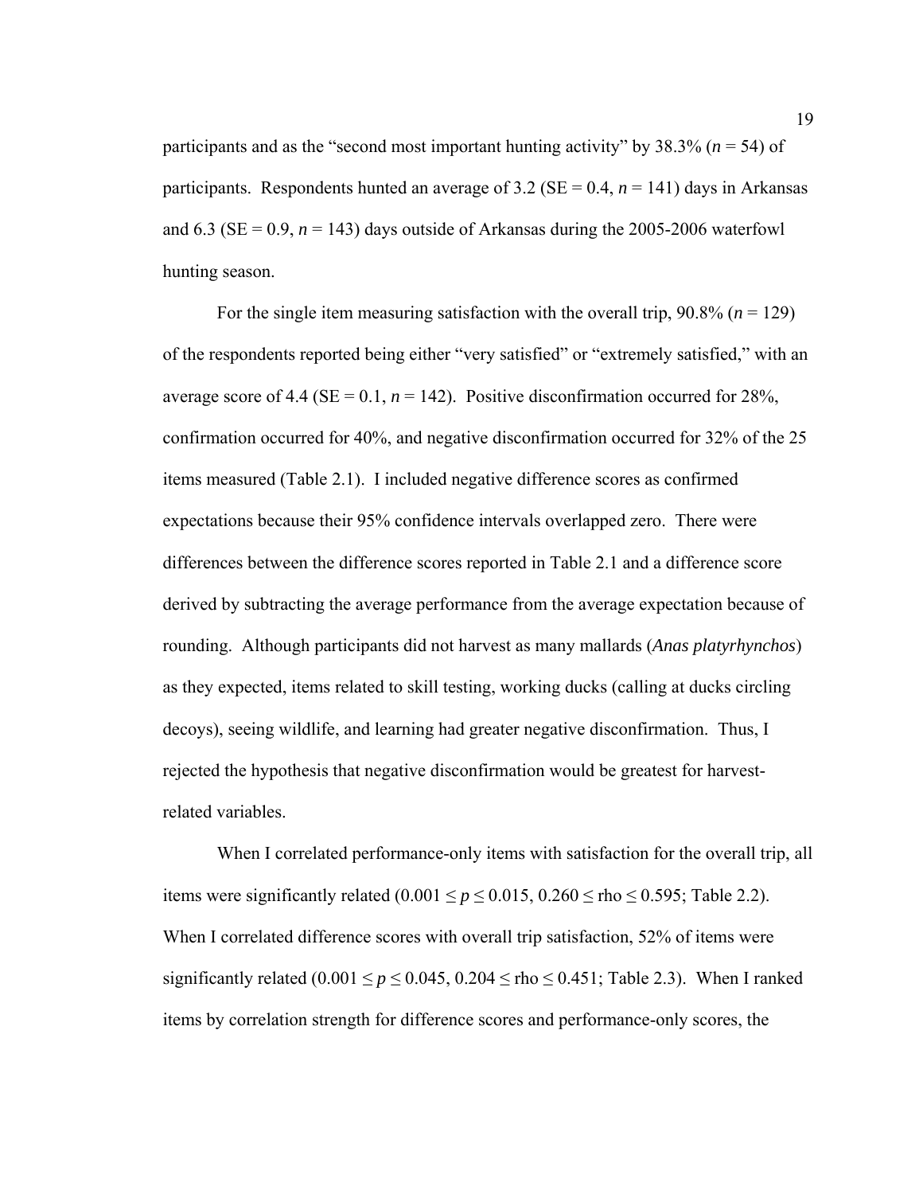participants and as the "second most important hunting activity" by 38.3% ($n = 54$) of participants. Respondents hunted an average of 3.2 (SE = 0.4, $n = 141$) days in Arkansas and 6.3 (SE = 0.9, $n = 143$) days outside of Arkansas during the 2005-2006 waterfowl hunting season.

For the single item measuring satisfaction with the overall trip, 90.8% ($n = 129$) of the respondents reported being either "very satisfied" or "extremely satisfied," with an average score of 4.4 (SE = 0.1, $n = 142$). Positive disconfirmation occurred for 28%, confirmation occurred for 40%, and negative disconfirmation occurred for 32% of the 25 items measured (Table 2.1). I included negative difference scores as confirmed expectations because their 95% confidence intervals overlapped zero. There were differences between the difference scores reported in Table 2.1 and a difference score derived by subtracting the average performance from the average expectation because of rounding. Although participants did not harvest as many mallards (*Anas platyrhynchos*) as they expected, items related to skill testing, working ducks (calling at ducks circling decoys), seeing wildlife, and learning had greater negative disconfirmation. Thus, I rejected the hypothesis that negative disconfirmation would be greatest for harvest-related variables.

When I correlated performance-only items with satisfaction for the overall trip, all items were significantly related ($0.001 \leq p \leq 0.015$, $0.260 \leq \text{rho} \leq 0.595$; Table 2.2). When I correlated difference scores with overall trip satisfaction, 52% of items were significantly related ($0.001 \leq p \leq 0.045$, $0.204 \leq \text{rho} \leq 0.451$; Table 2.3). When I ranked items by correlation strength for difference scores and performance-only scores, the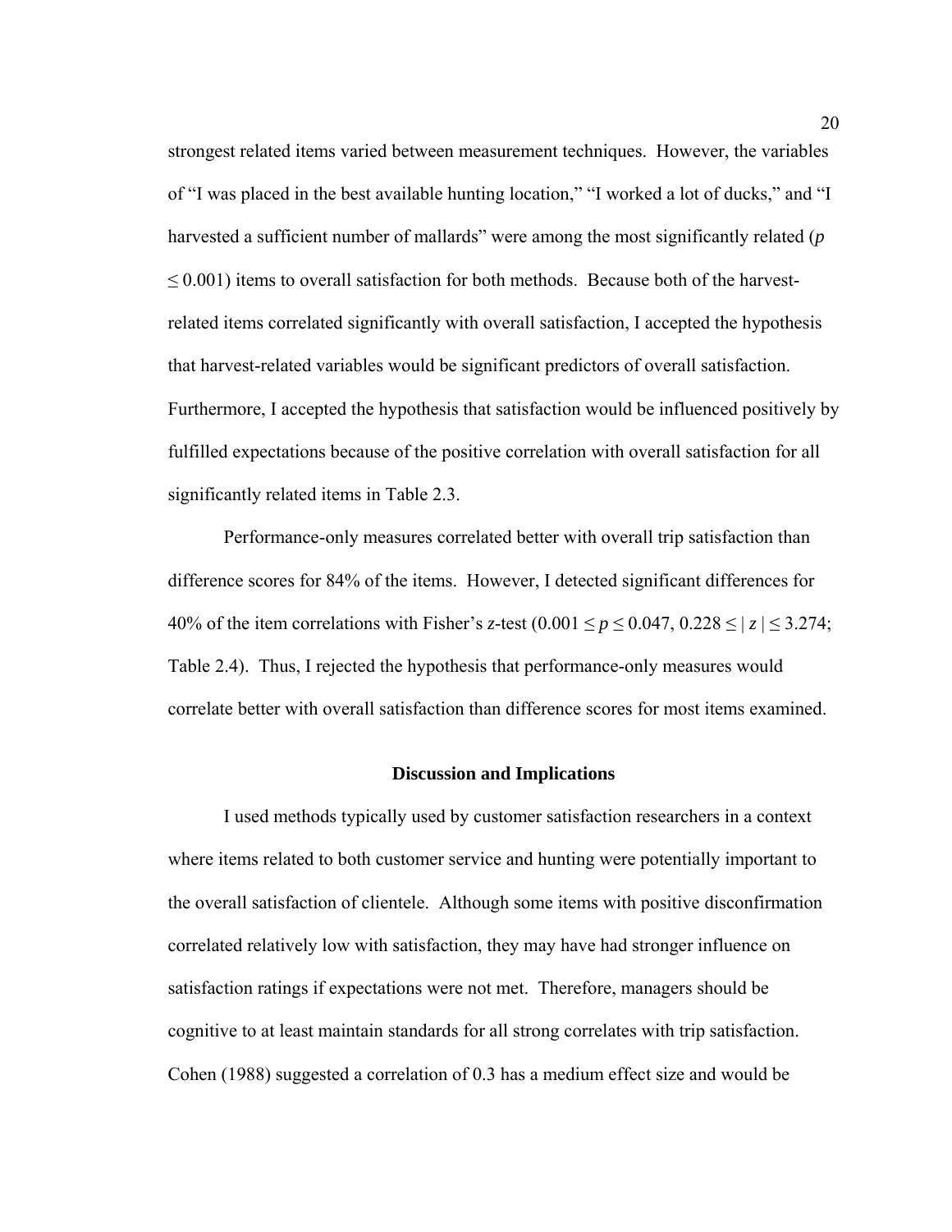strongest related items varied between measurement techniques. However, the variables of "I was placed in the best available hunting location," "I worked a lot of ducks," and "I harvested a sufficient number of mallards" were among the most significantly related ($p \leq 0.001$) items to overall satisfaction for both methods. Because both of the harvest-related items correlated significantly with overall satisfaction, I accepted the hypothesis that harvest-related variables would be significant predictors of overall satisfaction. Furthermore, I accepted the hypothesis that satisfaction would be influenced positively by fulfilled expectations because of the positive correlation with overall satisfaction for all significantly related items in Table 2.3.

Performance-only measures correlated better with overall trip satisfaction than difference scores for 84% of the items. However, I detected significant differences for 40% of the item correlations with Fisher's *z*-test ($0.001 \leq p \leq 0.047$, $0.228 \leq | z | \leq 3.274$; Table 2.4). Thus, I rejected the hypothesis that performance-only measures would correlate better with overall satisfaction than difference scores for most items examined.

## Discussion and Implications

I used methods typically used by customer satisfaction researchers in a context where items related to both customer service and hunting were potentially important to the overall satisfaction of clientele. Although some items with positive disconfirmation correlated relatively low with satisfaction, they may have had stronger influence on satisfaction ratings if expectations were not met. Therefore, managers should be cognitive to at least maintain standards for all strong correlates with trip satisfaction. Cohen (1988) suggested a correlation of 0.3 has a medium effect size and would be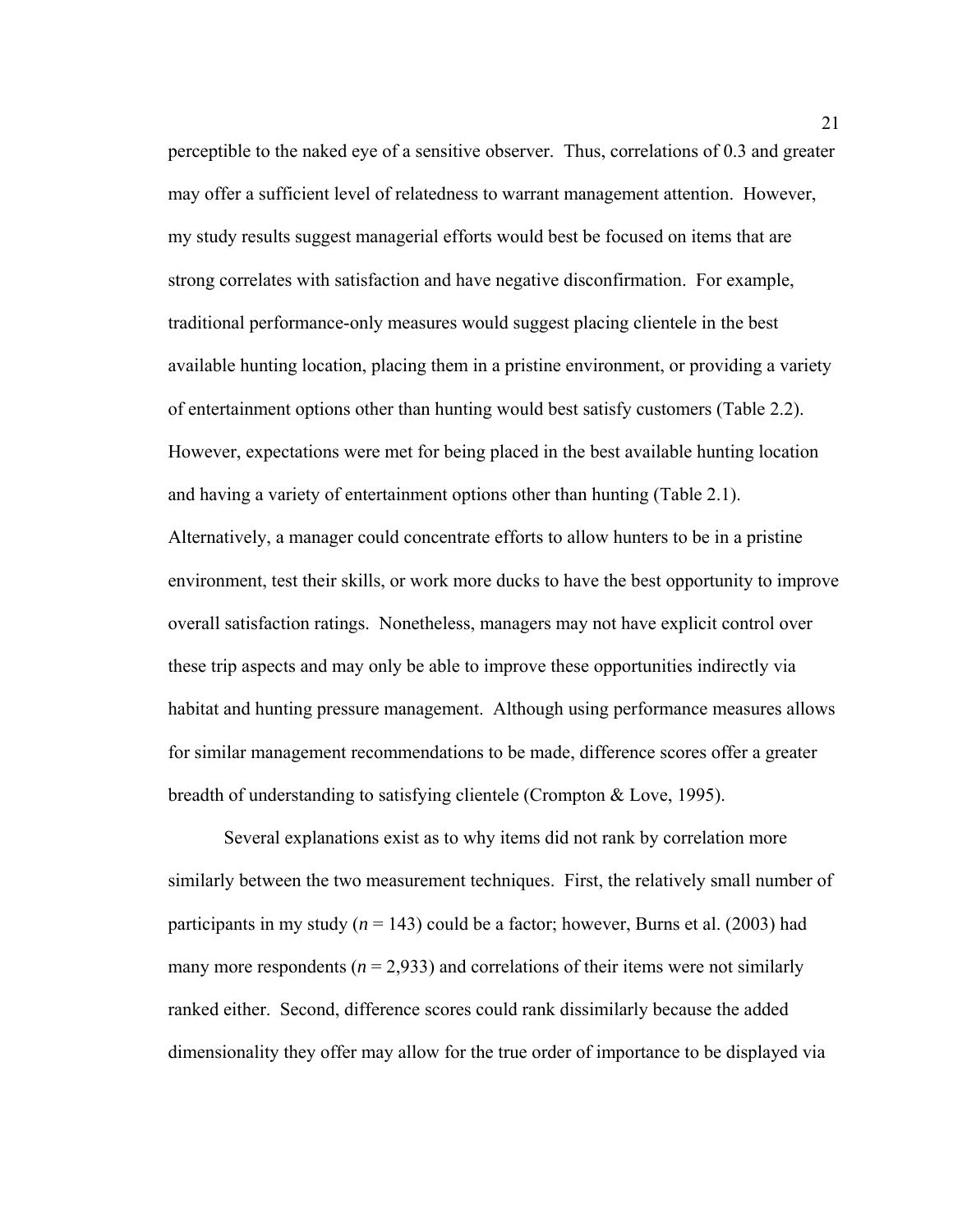perceptible to the naked eye of a sensitive observer. Thus, correlations of 0.3 and greater may offer a sufficient level of relatedness to warrant management attention. However, my study results suggest managerial efforts would best be focused on items that are strong correlates with satisfaction and have negative disconfirmation. For example, traditional performance-only measures would suggest placing clientele in the best available hunting location, placing them in a pristine environment, or providing a variety of entertainment options other than hunting would best satisfy customers (Table 2.2). However, expectations were met for being placed in the best available hunting location and having a variety of entertainment options other than hunting (Table 2.1). Alternatively, a manager could concentrate efforts to allow hunters to be in a pristine environment, test their skills, or work more ducks to have the best opportunity to improve overall satisfaction ratings. Nonetheless, managers may not have explicit control over these trip aspects and may only be able to improve these opportunities indirectly via habitat and hunting pressure management. Although using performance measures allows for similar management recommendations to be made, difference scores offer a greater breadth of understanding to satisfying clientele (Crompton & Love, 1995).

Several explanations exist as to why items did not rank by correlation more similarly between the two measurement techniques. First, the relatively small number of participants in my study (*n* = 143) could be a factor; however, Burns et al. (2003) had many more respondents (*n* = 2,933) and correlations of their items were not similarly ranked either. Second, difference scores could rank dissimilarly because the added dimensionality they offer may allow for the true order of importance to be displayed via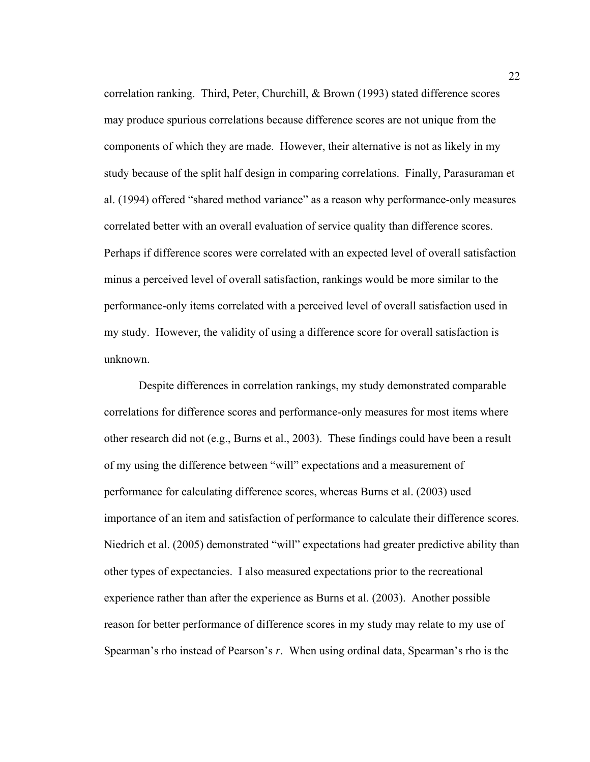correlation ranking. Third, Peter, Churchill, & Brown (1993) stated difference scores may produce spurious correlations because difference scores are not unique from the components of which they are made. However, their alternative is not as likely in my study because of the split half design in comparing correlations. Finally, Parasuraman et al. (1994) offered "shared method variance" as a reason why performance-only measures correlated better with an overall evaluation of service quality than difference scores. Perhaps if difference scores were correlated with an expected level of overall satisfaction minus a perceived level of overall satisfaction, rankings would be more similar to the performance-only items correlated with a perceived level of overall satisfaction used in my study. However, the validity of using a difference score for overall satisfaction is unknown.

Despite differences in correlation rankings, my study demonstrated comparable correlations for difference scores and performance-only measures for most items where other research did not (e.g., Burns et al., 2003). These findings could have been a result of my using the difference between "will" expectations and a measurement of performance for calculating difference scores, whereas Burns et al. (2003) used importance of an item and satisfaction of performance to calculate their difference scores. Niedrich et al. (2005) demonstrated "will" expectations had greater predictive ability than other types of expectancies. I also measured expectations prior to the recreational experience rather than after the experience as Burns et al. (2003). Another possible reason for better performance of difference scores in my study may relate to my use of Spearman's rho instead of Pearson's $r$. When using ordinal data, Spearman's rho is the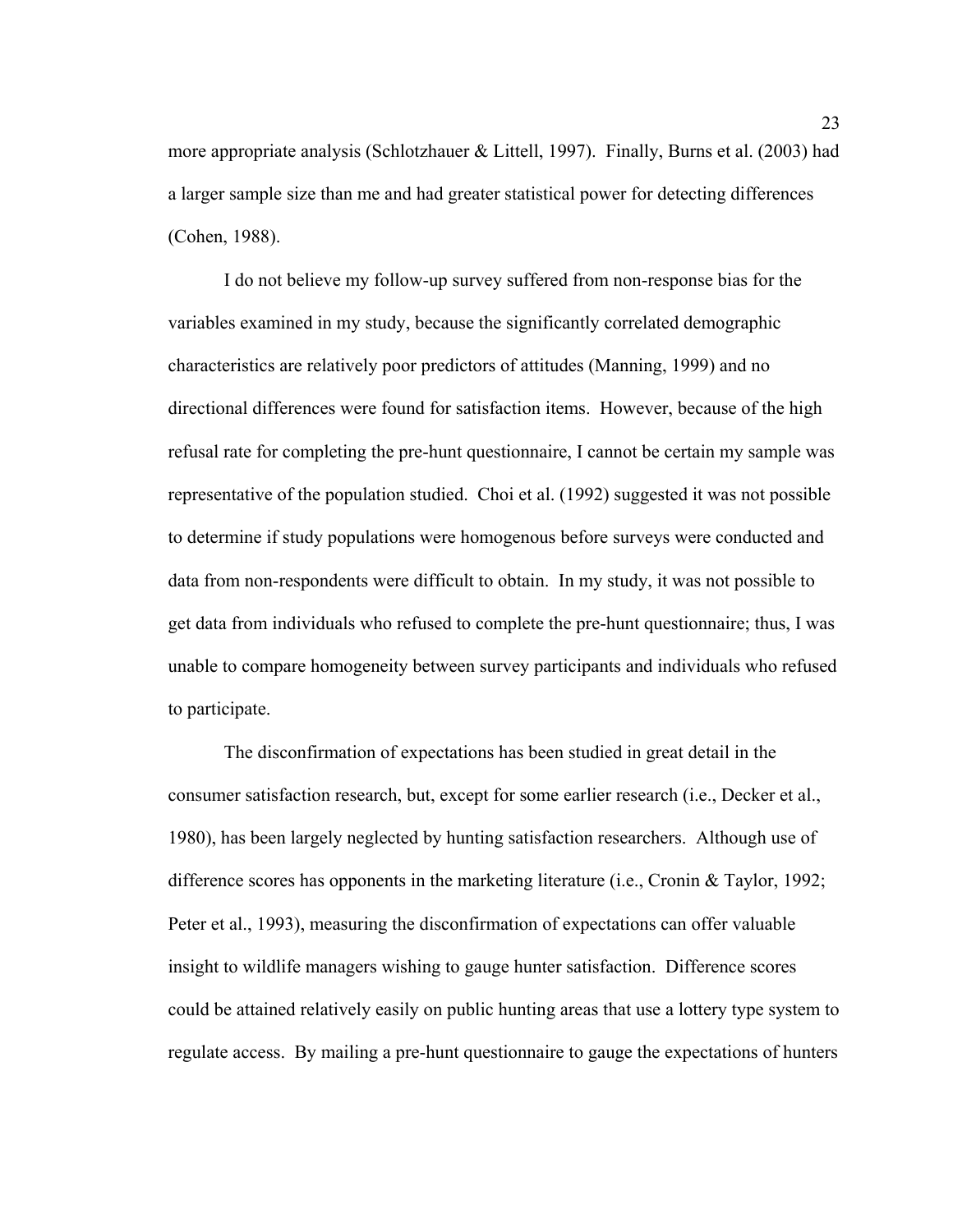more appropriate analysis (Schlotzhauer & Littell, 1997). Finally, Burns et al. (2003) had a larger sample size than me and had greater statistical power for detecting differences (Cohen, 1988).

I do not believe my follow-up survey suffered from non-response bias for the variables examined in my study, because the significantly correlated demographic characteristics are relatively poor predictors of attitudes (Manning, 1999) and no directional differences were found for satisfaction items. However, because of the high refusal rate for completing the pre-hunt questionnaire, I cannot be certain my sample was representative of the population studied. Choi et al. (1992) suggested it was not possible to determine if study populations were homogenous before surveys were conducted and data from non-respondents were difficult to obtain. In my study, it was not possible to get data from individuals who refused to complete the pre-hunt questionnaire; thus, I was unable to compare homogeneity between survey participants and individuals who refused to participate.

The disconfirmation of expectations has been studied in great detail in the consumer satisfaction research, but, except for some earlier research (i.e., Decker et al., 1980), has been largely neglected by hunting satisfaction researchers. Although use of difference scores has opponents in the marketing literature (i.e., Cronin & Taylor, 1992; Peter et al., 1993), measuring the disconfirmation of expectations can offer valuable insight to wildlife managers wishing to gauge hunter satisfaction. Difference scores could be attained relatively easily on public hunting areas that use a lottery type system to regulate access. By mailing a pre-hunt questionnaire to gauge the expectations of hunters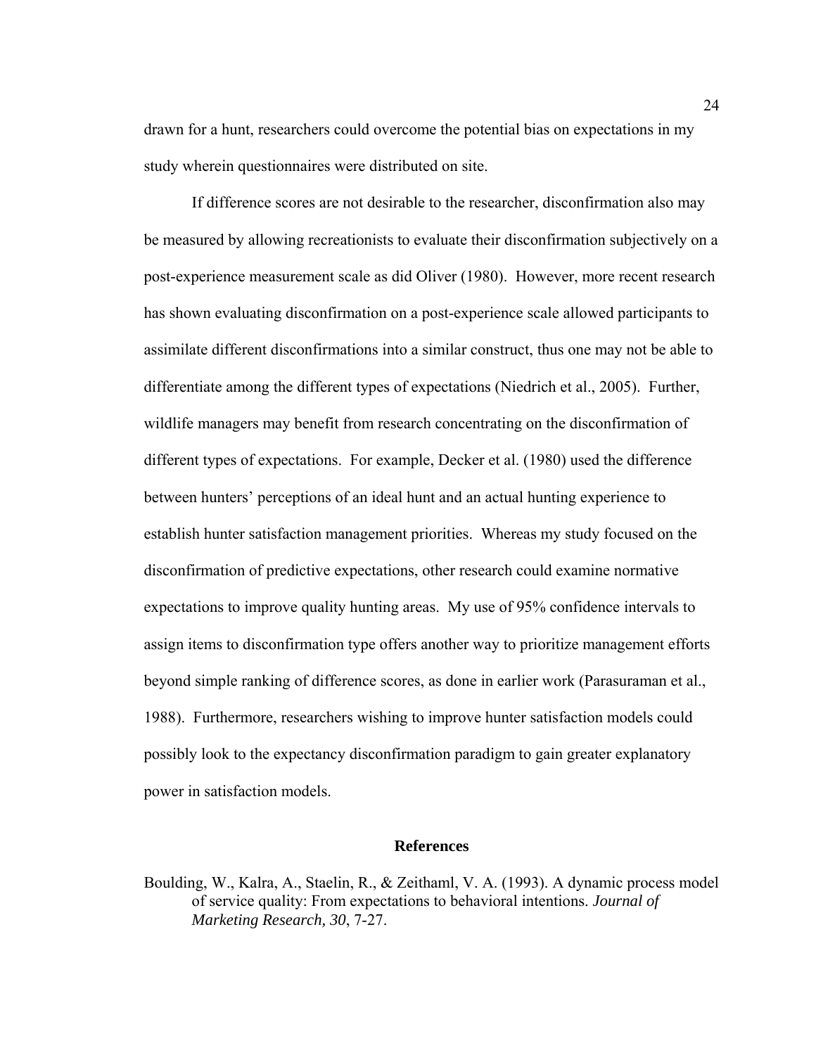drawn for a hunt, researchers could overcome the potential bias on expectations in my study wherein questionnaires were distributed on site.

If difference scores are not desirable to the researcher, disconfirmation also may be measured by allowing recreationists to evaluate their disconfirmation subjectively on a post-experience measurement scale as did Oliver (1980). However, more recent research has shown evaluating disconfirmation on a post-experience scale allowed participants to assimilate different disconfirmations into a similar construct, thus one may not be able to differentiate among the different types of expectations (Niedrich et al., 2005). Further, wildlife managers may benefit from research concentrating on the disconfirmation of different types of expectations. For example, Decker et al. (1980) used the difference between hunters' perceptions of an ideal hunt and an actual hunting experience to establish hunter satisfaction management priorities. Whereas my study focused on the disconfirmation of predictive expectations, other research could examine normative expectations to improve quality hunting areas. My use of 95% confidence intervals to assign items to disconfirmation type offers another way to prioritize management efforts beyond simple ranking of difference scores, as done in earlier work (Parasuraman et al., 1988). Furthermore, researchers wishing to improve hunter satisfaction models could possibly look to the expectancy disconfirmation paradigm to gain greater explanatory power in satisfaction models.

## References

Boulding, W., Kalra, A., Staelin, R., & Zeithaml, V. A. (1993). A dynamic process model of service quality: From expectations to behavioral intentions. *Journal of Marketing Research, 30*, 7-27.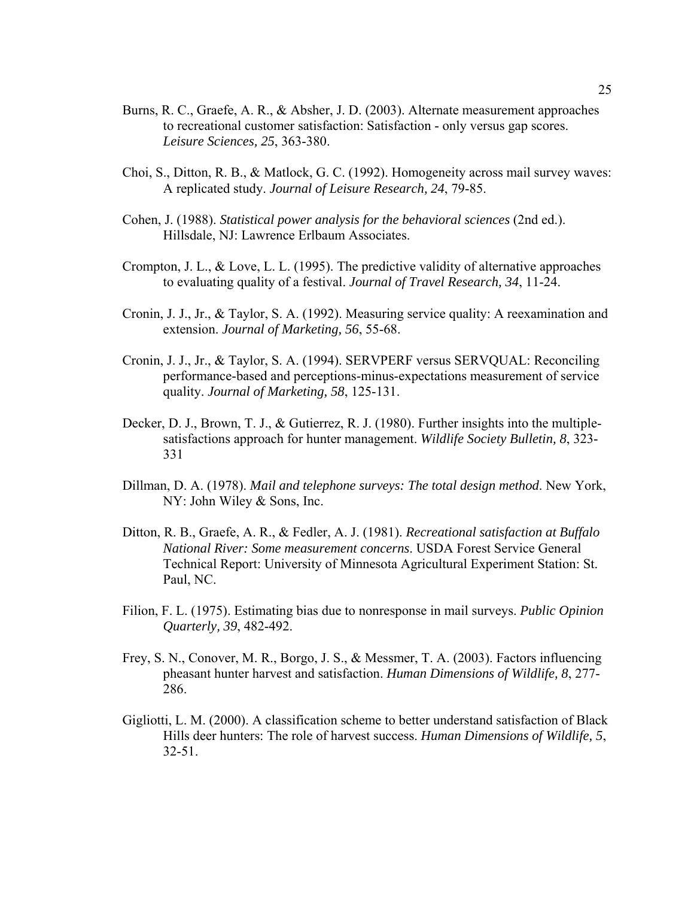Burns, R. C., Graefe, A. R., & Absher, J. D. (2003). Alternate measurement approaches to recreational customer satisfaction: Satisfaction - only versus gap scores. *Leisure Sciences, 25*, 363-380.

Choi, S., Ditton, R. B., & Matlock, G. C. (1992). Homogeneity across mail survey waves: A replicated study. *Journal of Leisure Research, 24*, 79-85.

Cohen, J. (1988). *Statistical power analysis for the behavioral sciences* (2nd ed.). Hillsdale, NJ: Lawrence Erlbaum Associates.

Crompton, J. L., & Love, L. L. (1995). The predictive validity of alternative approaches to evaluating quality of a festival. *Journal of Travel Research, 34*, 11-24.

Cronin, J. J., Jr., & Taylor, S. A. (1992). Measuring service quality: A reexamination and extension. *Journal of Marketing, 56*, 55-68.

Cronin, J. J., Jr., & Taylor, S. A. (1994). SERVPERF versus SERVQUAL: Reconciling performance-based and perceptions-minus-expectations measurement of service quality. *Journal of Marketing, 58*, 125-131.

Decker, D. J., Brown, T. J., & Gutierrez, R. J. (1980). Further insights into the multiple-satisfactions approach for hunter management. *Wildlife Society Bulletin, 8*, 323-331

Dillman, D. A. (1978). *Mail and telephone surveys: The total design method*. New York, NY: John Wiley & Sons, Inc.

Ditton, R. B., Graefe, A. R., & Fedler, A. J. (1981). *Recreational satisfaction at Buffalo National River: Some measurement concerns*. USDA Forest Service General Technical Report: University of Minnesota Agricultural Experiment Station: St. Paul, NC.

Filion, F. L. (1975). Estimating bias due to nonresponse in mail surveys. *Public Opinion Quarterly, 39*, 482-492.

Frey, S. N., Conover, M. R., Borgo, J. S., & Messmer, T. A. (2003). Factors influencing pheasant hunter harvest and satisfaction. *Human Dimensions of Wildlife, 8*, 277-286.

Gigliotti, L. M. (2000). A classification scheme to better understand satisfaction of Black Hills deer hunters: The role of harvest success. *Human Dimensions of Wildlife, 5*, 32-51.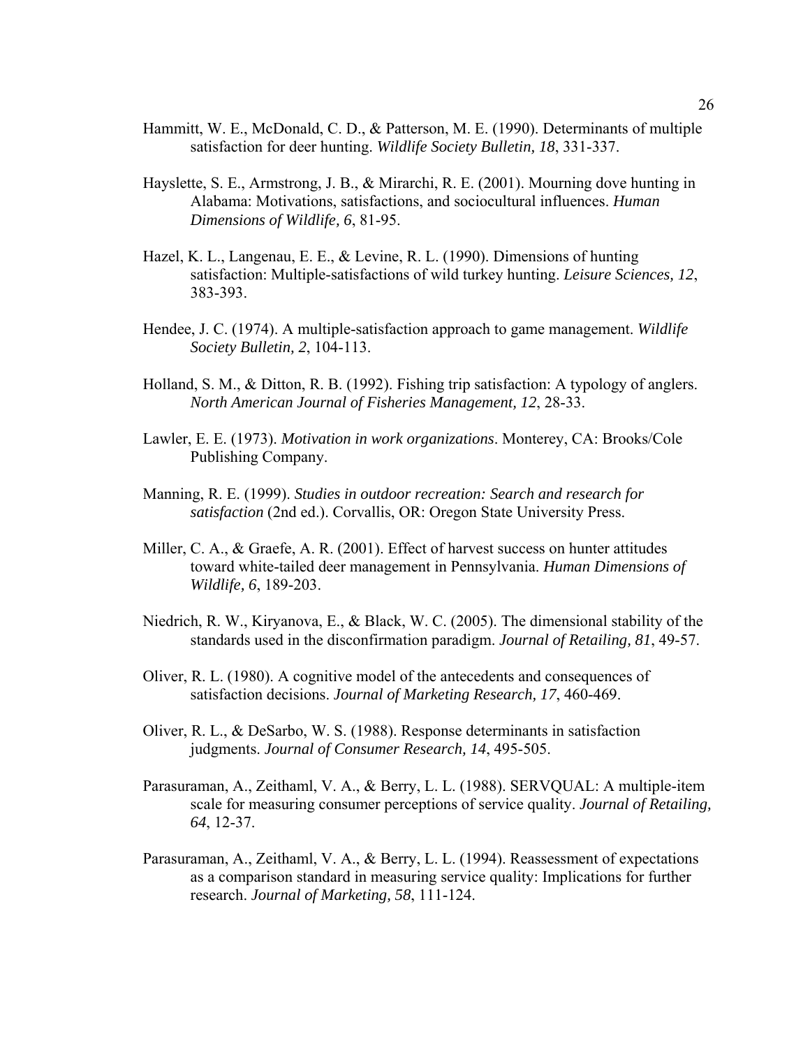Hammitt, W. E., McDonald, C. D., & Patterson, M. E. (1990). Determinants of multiple satisfaction for deer hunting. *Wildlife Society Bulletin, 18*, 331-337.

Hayslette, S. E., Armstrong, J. B., & Mirarchi, R. E. (2001). Mourning dove hunting in Alabama: Motivations, satisfactions, and sociocultural influences. *Human Dimensions of Wildlife, 6*, 81-95.

Hazel, K. L., Langenau, E. E., & Levine, R. L. (1990). Dimensions of hunting satisfaction: Multiple-satisfactions of wild turkey hunting. *Leisure Sciences, 12*, 383-393.

Hendee, J. C. (1974). A multiple-satisfaction approach to game management. *Wildlife Society Bulletin, 2*, 104-113.

Holland, S. M., & Ditton, R. B. (1992). Fishing trip satisfaction: A typology of anglers. *North American Journal of Fisheries Management, 12*, 28-33.

Lawler, E. E. (1973). *Motivation in work organizations*. Monterey, CA: Brooks/Cole Publishing Company.

Manning, R. E. (1999). *Studies in outdoor recreation: Search and research for satisfaction* (2nd ed.). Corvallis, OR: Oregon State University Press.

Miller, C. A., & Graefe, A. R. (2001). Effect of harvest success on hunter attitudes toward white-tailed deer management in Pennsylvania. *Human Dimensions of Wildlife, 6*, 189-203.

Niedrich, R. W., Kiryanova, E., & Black, W. C. (2005). The dimensional stability of the standards used in the disconfirmation paradigm. *Journal of Retailing, 81*, 49-57.

Oliver, R. L. (1980). A cognitive model of the antecedents and consequences of satisfaction decisions. *Journal of Marketing Research, 17*, 460-469.

Oliver, R. L., & DeSarbo, W. S. (1988). Response determinants in satisfaction judgments. *Journal of Consumer Research, 14*, 495-505.

Parasuraman, A., Zeithaml, V. A., & Berry, L. L. (1988). SERVQUAL: A multiple-item scale for measuring consumer perceptions of service quality. *Journal of Retailing, 64*, 12-37.

Parasuraman, A., Zeithaml, V. A., & Berry, L. L. (1994). Reassessment of expectations as a comparison standard in measuring service quality: Implications for further research. *Journal of Marketing, 58*, 111-124.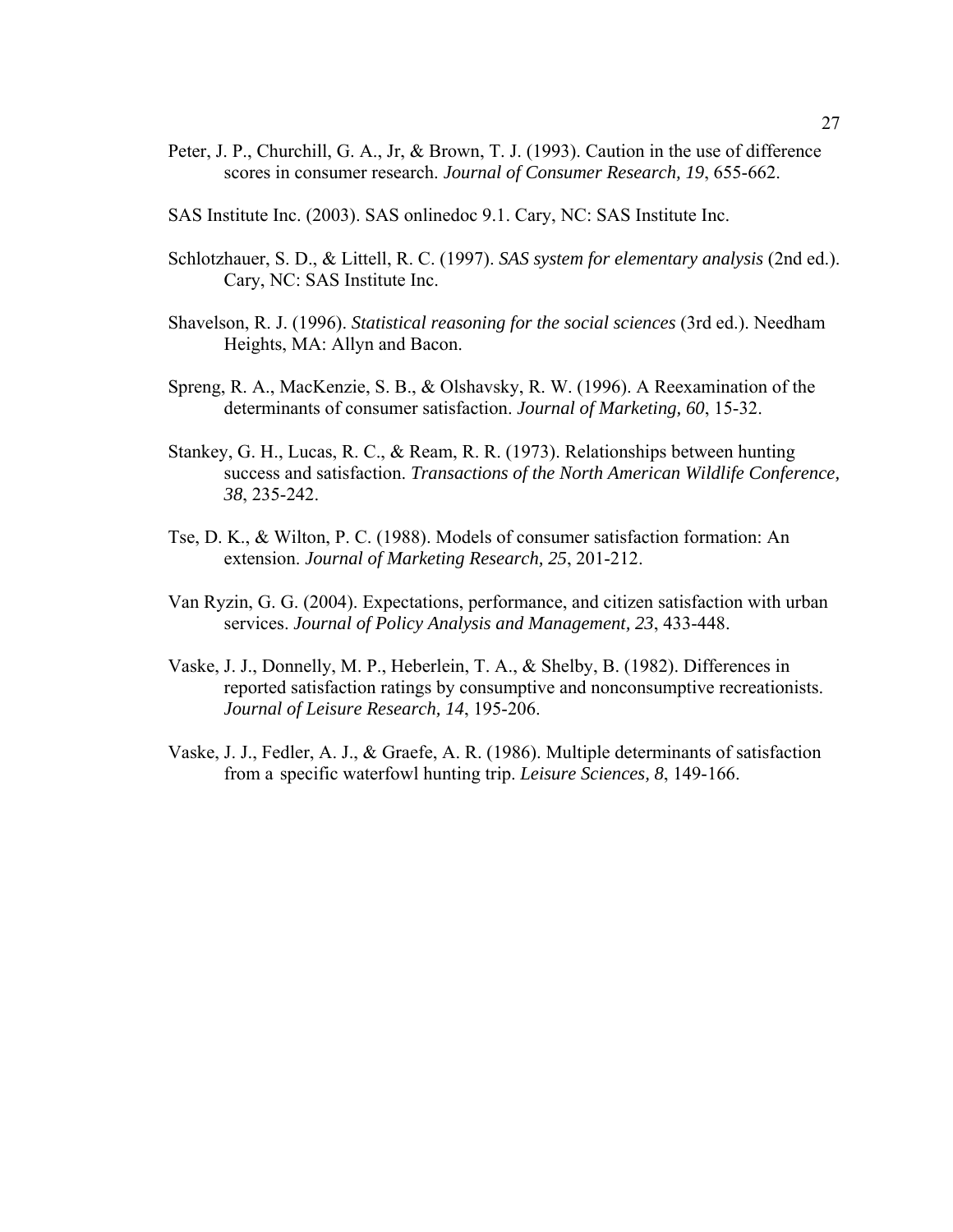Peter, J. P., Churchill, G. A., Jr, & Brown, T. J. (1993). Caution in the use of difference scores in consumer research. *Journal of Consumer Research, 19*, 655-662.

SAS Institute Inc. (2003). SAS onlinedoc 9.1. Cary, NC: SAS Institute Inc.

Schlotzhauer, S. D., & Littell, R. C. (1997). *SAS system for elementary analysis* (2nd ed.). Cary, NC: SAS Institute Inc.

Shavelson, R. J. (1996). *Statistical reasoning for the social sciences* (3rd ed.). Needham Heights, MA: Allyn and Bacon.

Spreng, R. A., MacKenzie, S. B., & Olshavsky, R. W. (1996). A Reexamination of the determinants of consumer satisfaction. *Journal of Marketing, 60*, 15-32.

Stankey, G. H., Lucas, R. C., & Ream, R. R. (1973). Relationships between hunting success and satisfaction. *Transactions of the North American Wildlife Conference, 38*, 235-242.

Tse, D. K., & Wilton, P. C. (1988). Models of consumer satisfaction formation: An extension. *Journal of Marketing Research, 25*, 201-212.

Van Ryzin, G. G. (2004). Expectations, performance, and citizen satisfaction with urban services. *Journal of Policy Analysis and Management, 23*, 433-448.

Vaske, J. J., Donnelly, M. P., Heberlein, T. A., & Shelby, B. (1982). Differences in reported satisfaction ratings by consumptive and nonconsumptive recreationists. *Journal of Leisure Research, 14*, 195-206.

Vaske, J. J., Fedler, A. J., & Graefe, A. R. (1986). Multiple determinants of satisfaction from a specific waterfowl hunting trip. *Leisure Sciences, 8*, 149-166.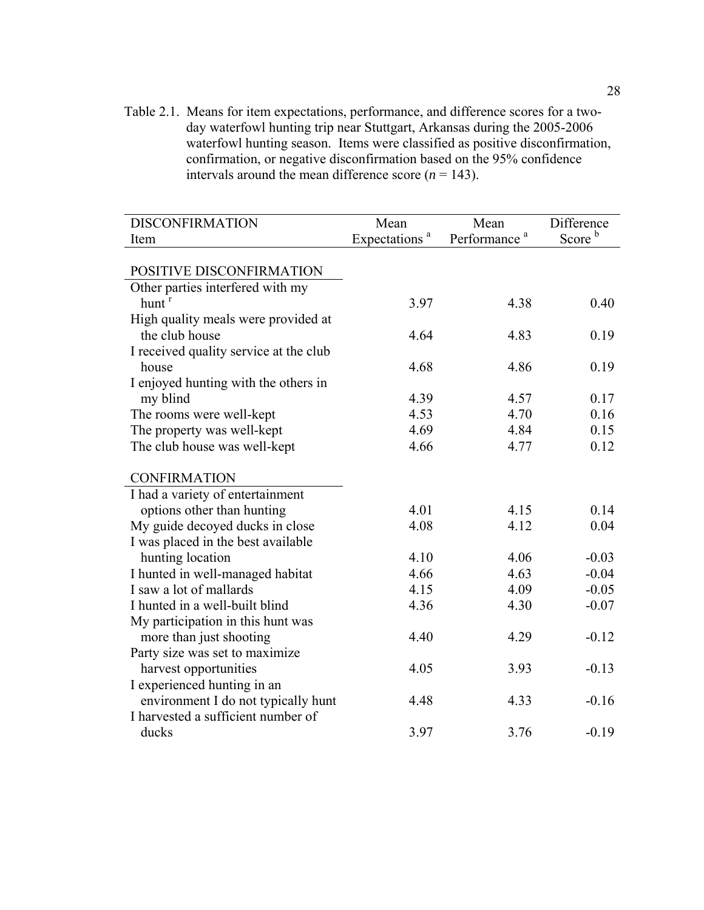Table 2.1. Means for item expectations, performance, and difference scores for a two-day waterfowl hunting trip near Stuttgart, Arkansas during the 2005-2006 waterfowl hunting season. Items were classified as positive disconfirmation, confirmation, or negative disconfirmation based on the 95% confidence intervals around the mean difference score ($n$ = 143).

| DISCONFIRMATION Item | Mean Expectations [a] | Mean Performance [a] | Difference Score [b] |
|---|---|---|---|
| POSITIVE DISCONFIRMATION | | | |
| Other parties interfered with my hunt [r] | 3.97 | 4.38 | 0.40 |
| High quality meals were provided at the club house | 4.64 | 4.83 | 0.19 |
| I received quality service at the club house | 4.68 | 4.86 | 0.19 |
| I enjoyed hunting with the others in my blind | 4.39 | 4.57 | 0.17 |
| The rooms were well-kept | 4.53 | 4.70 | 0.16 |
| The property was well-kept | 4.69 | 4.84 | 0.15 |
| The club house was well-kept | 4.66 | 4.77 | 0.12 |
| CONFIRMATION | | | |
| I had a variety of entertainment options other than hunting | 4.01 | 4.15 | 0.14 |
| My guide decoyed ducks in close | 4.08 | 4.12 | 0.04 |
| I was placed in the best available hunting location | 4.10 | 4.06 | -0.03 |
| I hunted in well-managed habitat | 4.66 | 4.63 | -0.04 |
| I saw a lot of mallards | 4.15 | 4.09 | -0.05 |
| I hunted in a well-built blind | 4.36 | 4.30 | -0.07 |
| My participation in this hunt was more than just shooting | 4.40 | 4.29 | -0.12 |
| Party size was set to maximize harvest opportunities | 4.05 | 3.93 | -0.13 |
| I experienced hunting in an environment I do not typically hunt | 4.48 | 4.33 | -0.16 |
| I harvested a sufficient number of ducks | 3.97 | 3.76 | -0.19 |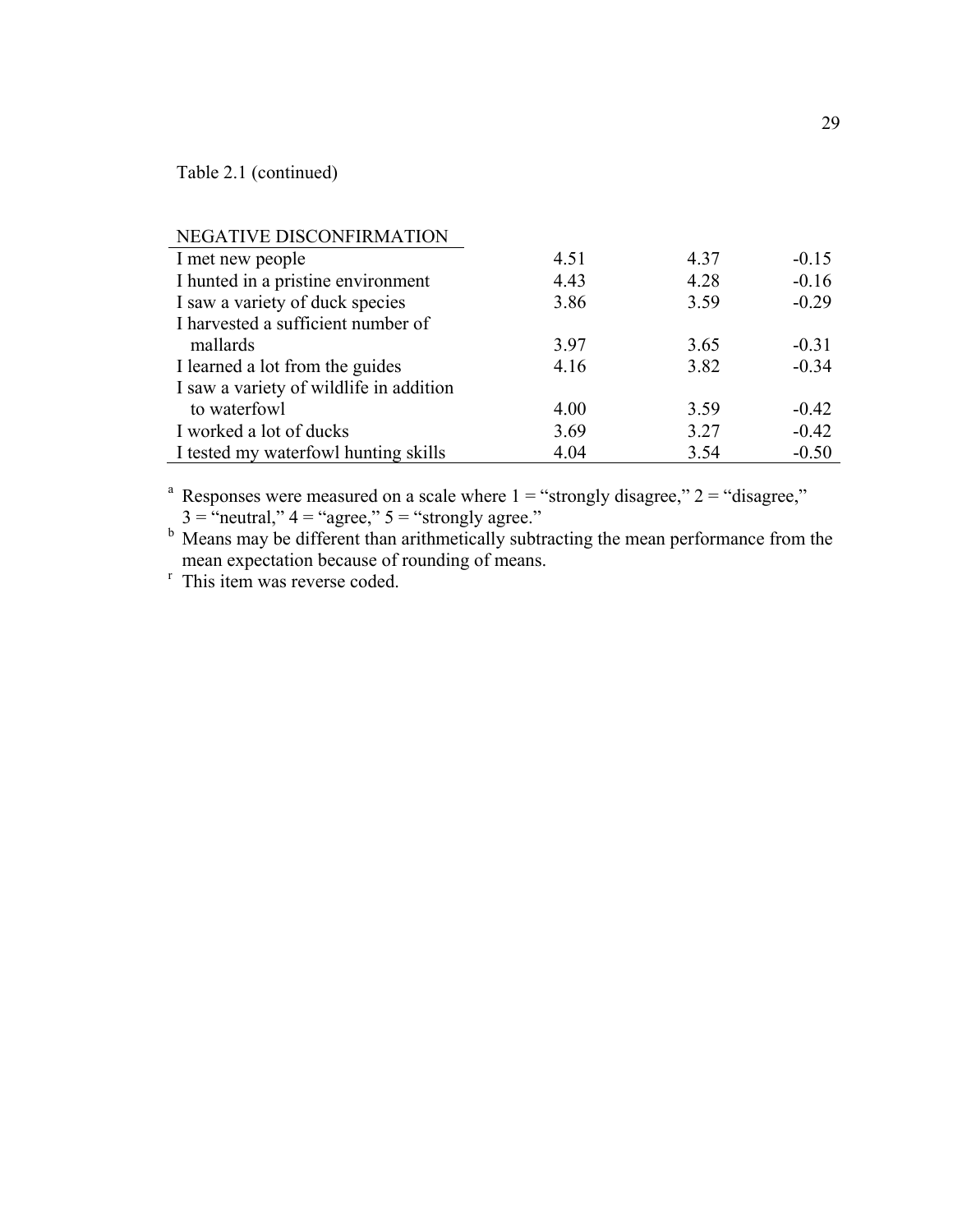Table 2.1 (continued)

| | | | |
|---|---|---|---|
| NEGATIVE DISCONFIRMATION | | | |
| I met new people | 4.51 | 4.37 | -0.15 |
| I hunted in a pristine environment | 4.43 | 4.28 | -0.16 |
| I saw a variety of duck species | 3.86 | 3.59 | -0.29 |
| I harvested a sufficient number of mallards | 3.97 | 3.65 | -0.31 |
| I learned a lot from the guides | 4.16 | 3.82 | -0.34 |
| I saw a variety of wildlife in addition to waterfowl | 4.00 | 3.59 | -0.42 |
| I worked a lot of ducks | 3.69 | 3.27 | -0.42 |
| I tested my waterfowl hunting skills | 4.04 | 3.54 | -0.50 |

[a] Responses were measured on a scale where 1 = "strongly disagree," 2 = "disagree," 3 = "neutral," 4 = "agree," 5 = "strongly agree."

[b] Means may be different than arithmetically subtracting the mean performance from the mean expectation because of rounding of means.

[r] This item was reverse coded.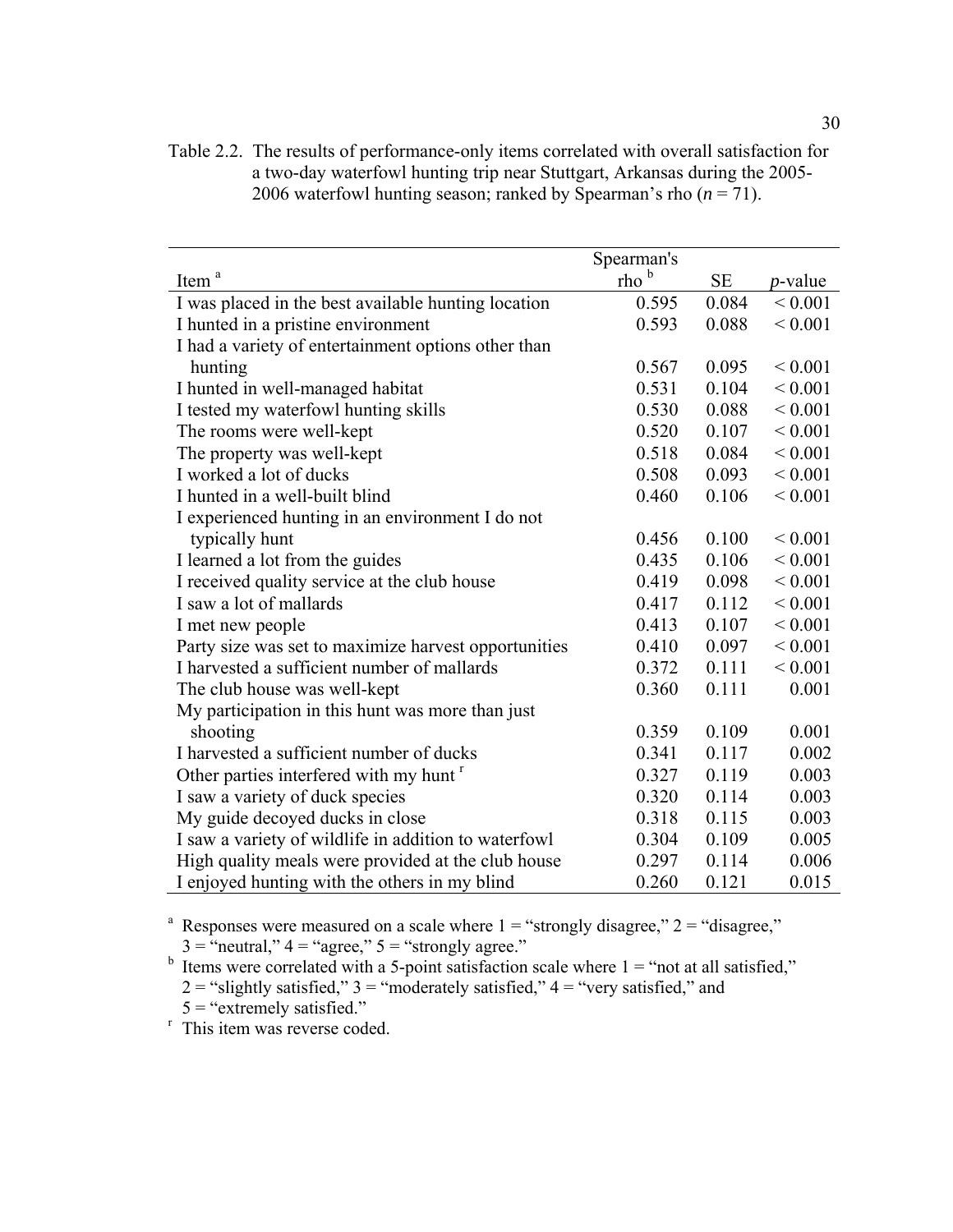Table 2.2. The results of performance-only items correlated with overall satisfaction for a two-day waterfowl hunting trip near Stuttgart, Arkansas during the 2005-2006 waterfowl hunting season; ranked by Spearman's rho ($n = 71$).

| Item [a] | Spearman's rho [b] | SE | *p*-value |
|---|---|---|---|
| I was placed in the best available hunting location | 0.595 | 0.084 | < 0.001 |
| I hunted in a pristine environment | 0.593 | 0.088 | < 0.001 |
| I had a variety of entertainment options other than hunting | 0.567 | 0.095 | < 0.001 |
| I hunted in well-managed habitat | 0.531 | 0.104 | < 0.001 |
| I tested my waterfowl hunting skills | 0.530 | 0.088 | < 0.001 |
| The rooms were well-kept | 0.520 | 0.107 | < 0.001 |
| The property was well-kept | 0.518 | 0.084 | < 0.001 |
| I worked a lot of ducks | 0.508 | 0.093 | < 0.001 |
| I hunted in a well-built blind | 0.460 | 0.106 | < 0.001 |
| I experienced hunting in an environment I do not typically hunt | 0.456 | 0.100 | < 0.001 |
| I learned a lot from the guides | 0.435 | 0.106 | < 0.001 |
| I received quality service at the club house | 0.419 | 0.098 | < 0.001 |
| I saw a lot of mallards | 0.417 | 0.112 | < 0.001 |
| I met new people | 0.413 | 0.107 | < 0.001 |
| Party size was set to maximize harvest opportunities | 0.410 | 0.097 | < 0.001 |
| I harvested a sufficient number of mallards | 0.372 | 0.111 | < 0.001 |
| The club house was well-kept | 0.360 | 0.111 | 0.001 |
| My participation in this hunt was more than just shooting | 0.359 | 0.109 | 0.001 |
| I harvested a sufficient number of ducks | 0.341 | 0.117 | 0.002 |
| Other parties interfered with my hunt [r] | 0.327 | 0.119 | 0.003 |
| I saw a variety of duck species | 0.320 | 0.114 | 0.003 |
| My guide decoyed ducks in close | 0.318 | 0.115 | 0.003 |
| I saw a variety of wildlife in addition to waterfowl | 0.304 | 0.109 | 0.005 |
| High quality meals were provided at the club house | 0.297 | 0.114 | 0.006 |
| I enjoyed hunting with the others in my blind | 0.260 | 0.121 | 0.015 |

[a] Responses were measured on a scale where 1 = "strongly disagree," 2 = "disagree," 3 = "neutral," 4 = "agree," 5 = "strongly agree."

[b] Items were correlated with a 5-point satisfaction scale where 1 = "not at all satisfied," 2 = "slightly satisfied," 3 = "moderately satisfied," 4 = "very satisfied," and 5 = "extremely satisfied."

[r] This item was reverse coded.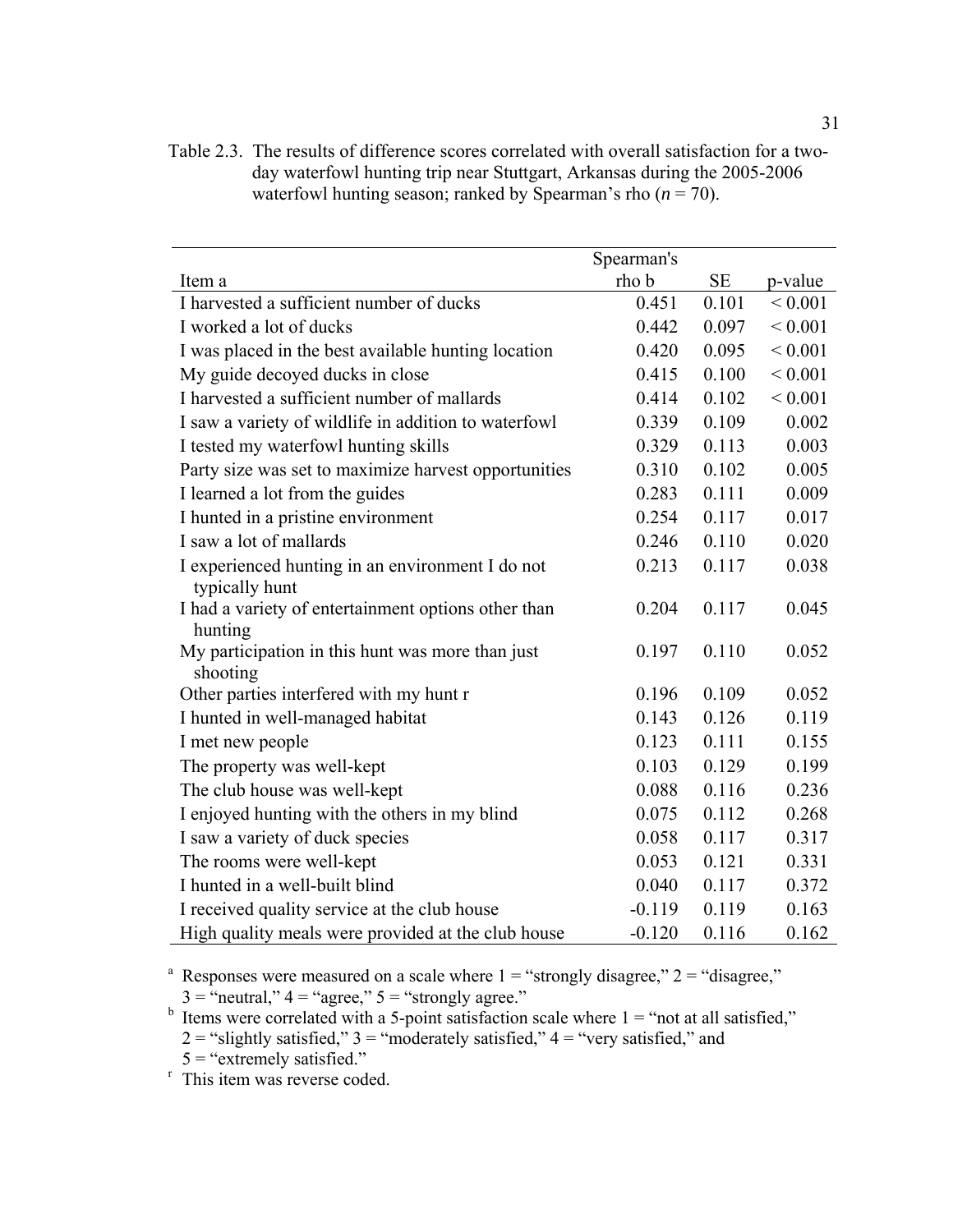Table 2.3. The results of difference scores correlated with overall satisfaction for a two-day waterfowl hunting trip near Stuttgart, Arkansas during the 2005-2006 waterfowl hunting season; ranked by Spearman's rho (*n* = 70).

| Item [a] | Spearman's rho [b] | SE | p-value |
|---|---|---|---|
| I harvested a sufficient number of ducks | 0.451 | 0.101 | < 0.001 |
| I worked a lot of ducks | 0.442 | 0.097 | < 0.001 |
| I was placed in the best available hunting location | 0.420 | 0.095 | < 0.001 |
| My guide decoyed ducks in close | 0.415 | 0.100 | < 0.001 |
| I harvested a sufficient number of mallards | 0.414 | 0.102 | < 0.001 |
| I saw a variety of wildlife in addition to waterfowl | 0.339 | 0.109 | 0.002 |
| I tested my waterfowl hunting skills | 0.329 | 0.113 | 0.003 |
| Party size was set to maximize harvest opportunities | 0.310 | 0.102 | 0.005 |
| I learned a lot from the guides | 0.283 | 0.111 | 0.009 |
| I hunted in a pristine environment | 0.254 | 0.117 | 0.017 |
| I saw a lot of mallards | 0.246 | 0.110 | 0.020 |
| I experienced hunting in an environment I do not typically hunt | 0.213 | 0.117 | 0.038 |
| I had a variety of entertainment options other than hunting | 0.204 | 0.117 | 0.045 |
| My participation in this hunt was more than just shooting | 0.197 | 0.110 | 0.052 |
| Other parties interfered with my hunt [r] | 0.196 | 0.109 | 0.052 |
| I hunted in well-managed habitat | 0.143 | 0.126 | 0.119 |
| I met new people | 0.123 | 0.111 | 0.155 |
| The property was well-kept | 0.103 | 0.129 | 0.199 |
| The club house was well-kept | 0.088 | 0.116 | 0.236 |
| I enjoyed hunting with the others in my blind | 0.075 | 0.112 | 0.268 |
| I saw a variety of duck species | 0.058 | 0.117 | 0.317 |
| The rooms were well-kept | 0.053 | 0.121 | 0.331 |
| I hunted in a well-built blind | 0.040 | 0.117 | 0.372 |
| I received quality service at the club house | -0.119 | 0.119 | 0.163 |
| High quality meals were provided at the club house | -0.120 | 0.116 | 0.162 |

[a] Responses were measured on a scale where 1 = "strongly disagree," 2 = "disagree," 3 = "neutral," 4 = "agree," 5 = "strongly agree."

[b] Items were correlated with a 5-point satisfaction scale where 1 = "not at all satisfied," 2 = "slightly satisfied," 3 = "moderately satisfied," 4 = "very satisfied," and 5 = "extremely satisfied."

[r] This item was reverse coded.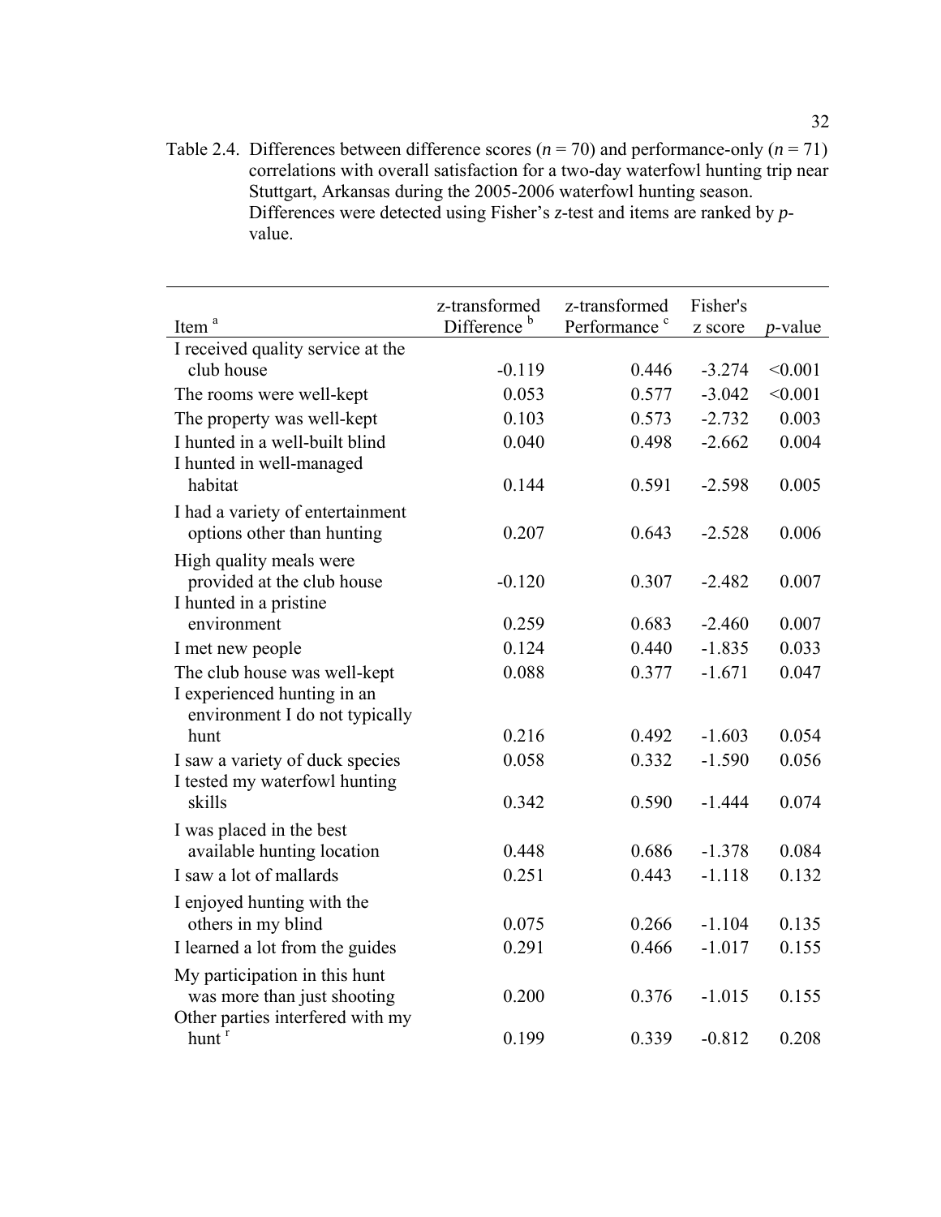Table 2.4. Differences between difference scores ($n$ = 70) and performance-only ($n$ = 71) correlations with overall satisfaction for a two-day waterfowl hunting trip near Stuttgart, Arkansas during the 2005-2006 waterfowl hunting season. Differences were detected using Fisher's $z$-test and items are ranked by $p$-value.

| Item [a] | z-transformed Difference [b] | z-transformed Performance [c] | Fisher's z score | $p$-value |
|---|---|---|---|---|
| I received quality service at the club house | -0.119 | 0.446 | -3.274 | <0.001 |
| The rooms were well-kept | 0.053 | 0.577 | -3.042 | <0.001 |
| The property was well-kept | 0.103 | 0.573 | -2.732 | 0.003 |
| I hunted in a well-built blind | 0.040 | 0.498 | -2.662 | 0.004 |
| I hunted in well-managed habitat | 0.144 | 0.591 | -2.598 | 0.005 |
| I had a variety of entertainment options other than hunting | 0.207 | 0.643 | -2.528 | 0.006 |
| High quality meals were provided at the club house | -0.120 | 0.307 | -2.482 | 0.007 |
| I hunted in a pristine environment | 0.259 | 0.683 | -2.460 | 0.007 |
| I met new people | 0.124 | 0.440 | -1.835 | 0.033 |
| The club house was well-kept | 0.088 | 0.377 | -1.671 | 0.047 |
| I experienced hunting in an environment I do not typically hunt | 0.216 | 0.492 | -1.603 | 0.054 |
| I saw a variety of duck species | 0.058 | 0.332 | -1.590 | 0.056 |
| I tested my waterfowl hunting skills | 0.342 | 0.590 | -1.444 | 0.074 |
| I was placed in the best available hunting location | 0.448 | 0.686 | -1.378 | 0.084 |
| I saw a lot of mallards | 0.251 | 0.443 | -1.118 | 0.132 |
| I enjoyed hunting with the others in my blind | 0.075 | 0.266 | -1.104 | 0.135 |
| I learned a lot from the guides | 0.291 | 0.466 | -1.017 | 0.155 |
| My participation in this hunt was more than just shooting | 0.200 | 0.376 | -1.015 | 0.155 |
| Other parties interfered with my hunt [r] | 0.199 | 0.339 | -0.812 | 0.208 |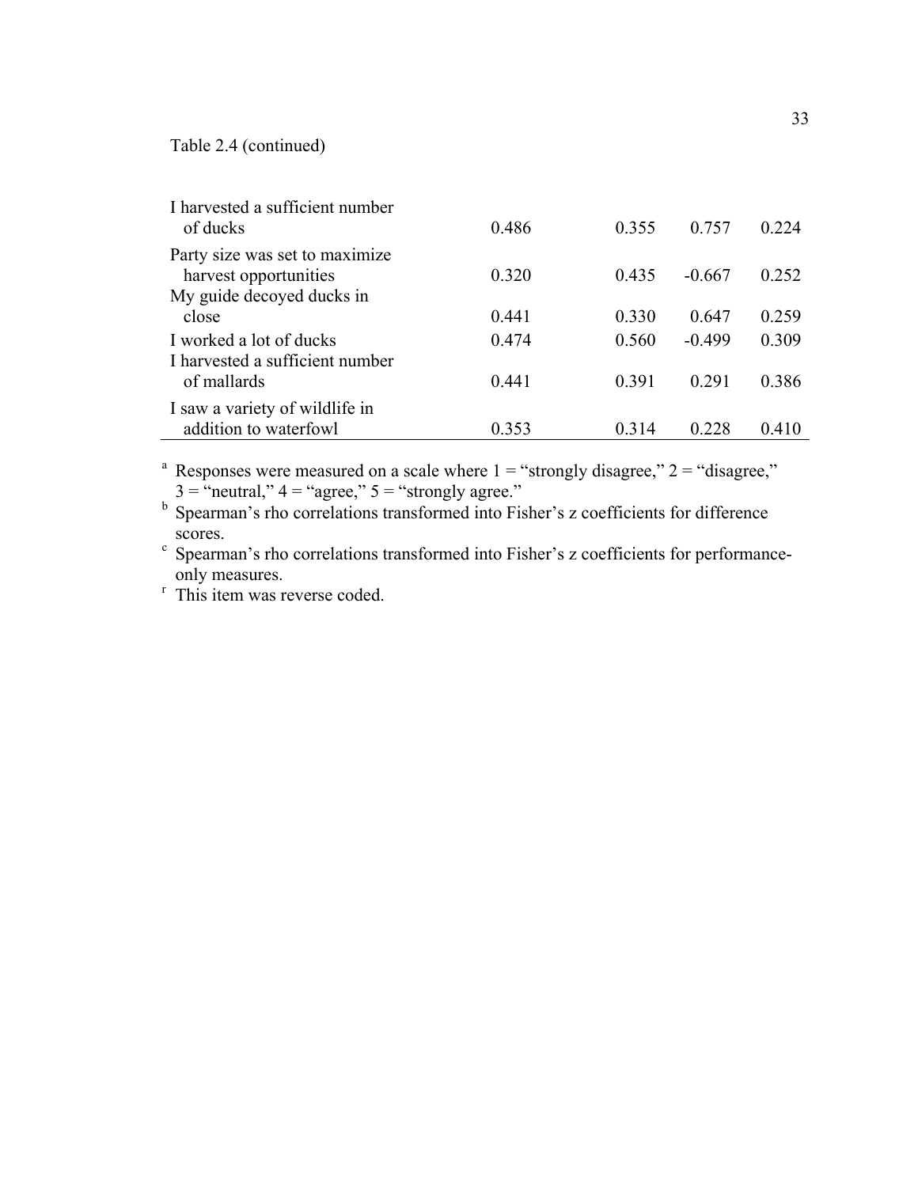Table 2.4 (continued)

| | | | | |
|---|---|---|---|---|
| I harvested a sufficient number of ducks | 0.486 | 0.355 | 0.757 | 0.224 |
| Party size was set to maximize harvest opportunities | 0.320 | 0.435 | -0.667 | 0.252 |
| My guide decoyed ducks in close | 0.441 | 0.330 | 0.647 | 0.259 |
| I worked a lot of ducks | 0.474 | 0.560 | -0.499 | 0.309 |
| I harvested a sufficient number of mallards | 0.441 | 0.391 | 0.291 | 0.386 |
| I saw a variety of wildlife in addition to waterfowl | 0.353 | 0.314 | 0.228 | 0.410 |

[a] Responses were measured on a scale where 1 = "strongly disagree," 2 = "disagree," 3 = "neutral," 4 = "agree," 5 = "strongly agree."

[b] Spearman's rho correlations transformed into Fisher's z coefficients for difference scores.

[c] Spearman's rho correlations transformed into Fisher's z coefficients for performance-only measures.

[r] This item was reverse coded.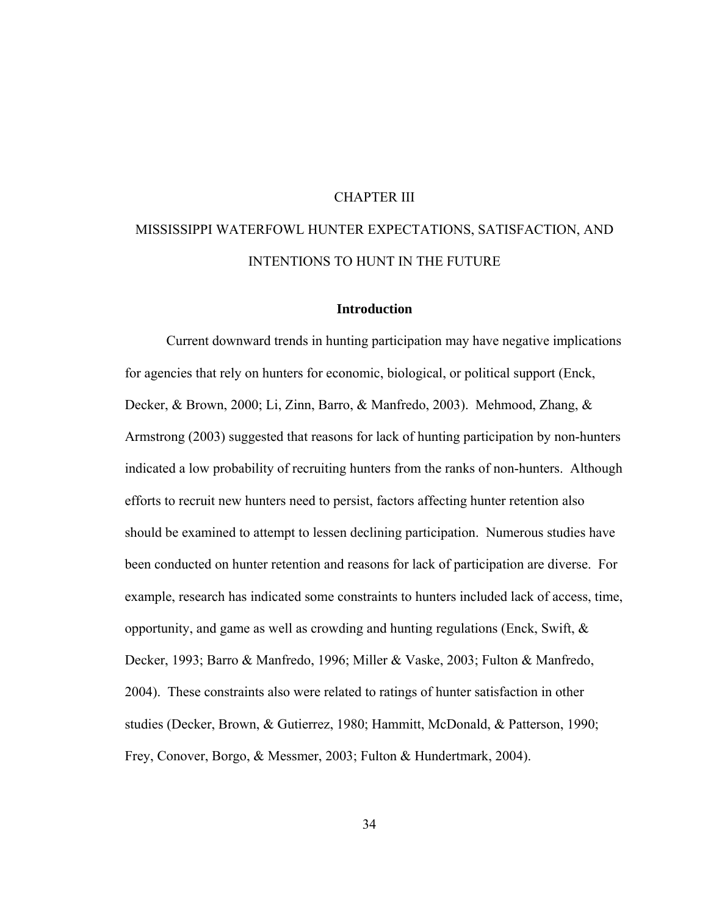# CHAPTER III

# MISSISSIPPI WATERFOWL HUNTER EXPECTATIONS, SATISFACTION, AND INTENTIONS TO HUNT IN THE FUTURE

## Introduction

Current downward trends in hunting participation may have negative implications for agencies that rely on hunters for economic, biological, or political support (Enck, Decker, & Brown, 2000; Li, Zinn, Barro, & Manfredo, 2003). Mehmood, Zhang, & Armstrong (2003) suggested that reasons for lack of hunting participation by non-hunters indicated a low probability of recruiting hunters from the ranks of non-hunters. Although efforts to recruit new hunters need to persist, factors affecting hunter retention also should be examined to attempt to lessen declining participation. Numerous studies have been conducted on hunter retention and reasons for lack of participation are diverse. For example, research has indicated some constraints to hunters included lack of access, time, opportunity, and game as well as crowding and hunting regulations (Enck, Swift, & Decker, 1993; Barro & Manfredo, 1996; Miller & Vaske, 2003; Fulton & Manfredo, 2004). These constraints also were related to ratings of hunter satisfaction in other studies (Decker, Brown, & Gutierrez, 1980; Hammitt, McDonald, & Patterson, 1990; Frey, Conover, Borgo, & Messmer, 2003; Fulton & Hundertmark, 2004).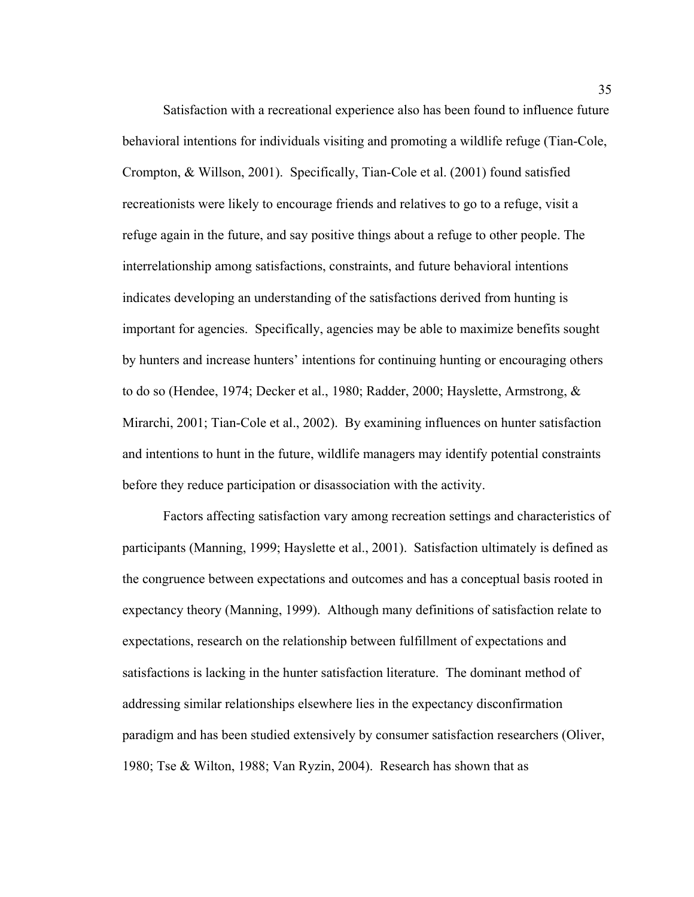Satisfaction with a recreational experience also has been found to influence future behavioral intentions for individuals visiting and promoting a wildlife refuge (Tian-Cole, Crompton, & Willson, 2001). Specifically, Tian-Cole et al. (2001) found satisfied recreationists were likely to encourage friends and relatives to go to a refuge, visit a refuge again in the future, and say positive things about a refuge to other people. The interrelationship among satisfactions, constraints, and future behavioral intentions indicates developing an understanding of the satisfactions derived from hunting is important for agencies. Specifically, agencies may be able to maximize benefits sought by hunters and increase hunters' intentions for continuing hunting or encouraging others to do so (Hendee, 1974; Decker et al., 1980; Radder, 2000; Hayslette, Armstrong, & Mirarchi, 2001; Tian-Cole et al., 2002). By examining influences on hunter satisfaction and intentions to hunt in the future, wildlife managers may identify potential constraints before they reduce participation or disassociation with the activity.

Factors affecting satisfaction vary among recreation settings and characteristics of participants (Manning, 1999; Hayslette et al., 2001). Satisfaction ultimately is defined as the congruence between expectations and outcomes and has a conceptual basis rooted in expectancy theory (Manning, 1999). Although many definitions of satisfaction relate to expectations, research on the relationship between fulfillment of expectations and satisfactions is lacking in the hunter satisfaction literature. The dominant method of addressing similar relationships elsewhere lies in the expectancy disconfirmation paradigm and has been studied extensively by consumer satisfaction researchers (Oliver, 1980; Tse & Wilton, 1988; Van Ryzin, 2004). Research has shown that as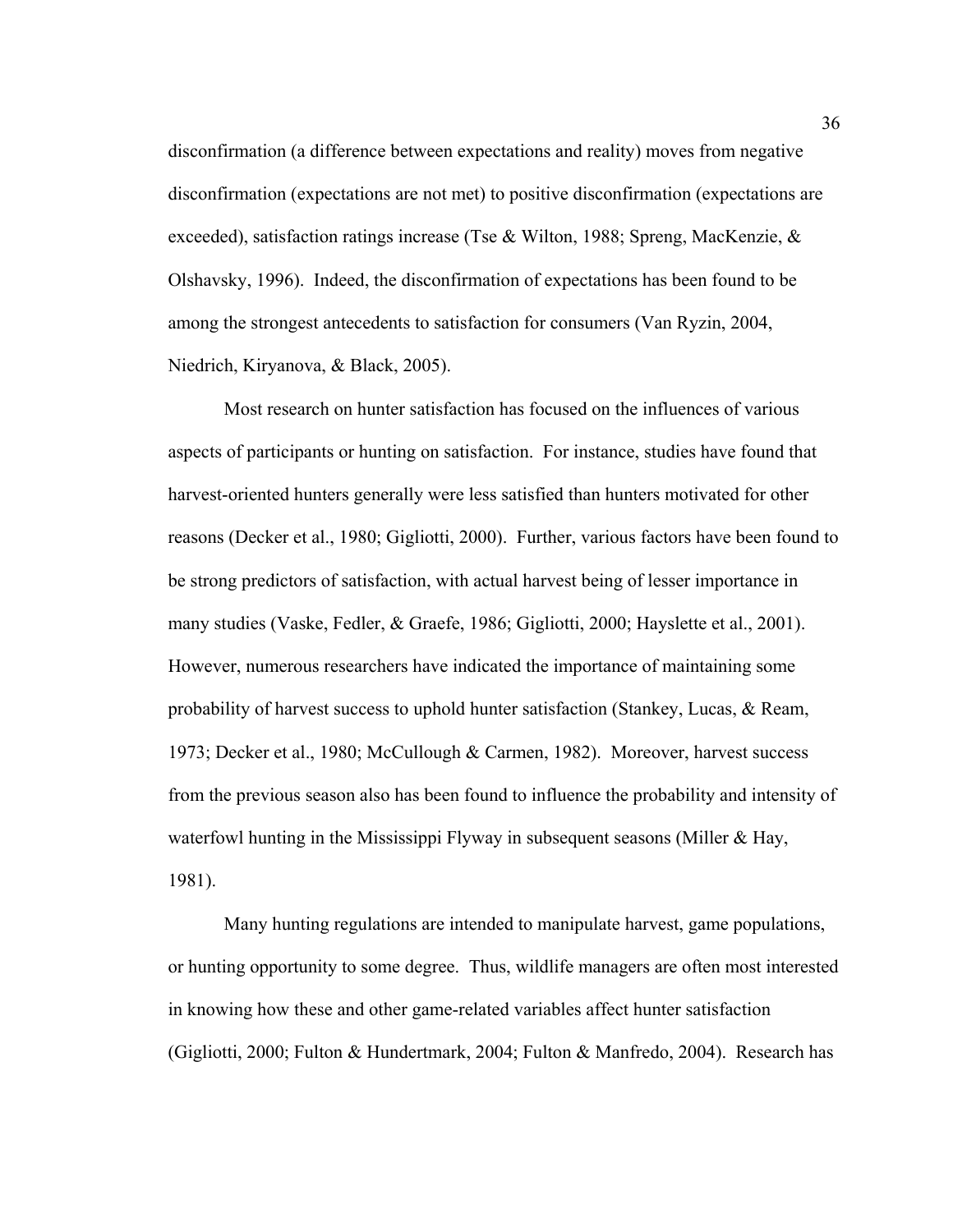disconfirmation (a difference between expectations and reality) moves from negative disconfirmation (expectations are not met) to positive disconfirmation (expectations are exceeded), satisfaction ratings increase (Tse & Wilton, 1988; Spreng, MacKenzie, & Olshavsky, 1996). Indeed, the disconfirmation of expectations has been found to be among the strongest antecedents to satisfaction for consumers (Van Ryzin, 2004, Niedrich, Kiryanova, & Black, 2005).

Most research on hunter satisfaction has focused on the influences of various aspects of participants or hunting on satisfaction. For instance, studies have found that harvest-oriented hunters generally were less satisfied than hunters motivated for other reasons (Decker et al., 1980; Gigliotti, 2000). Further, various factors have been found to be strong predictors of satisfaction, with actual harvest being of lesser importance in many studies (Vaske, Fedler, & Graefe, 1986; Gigliotti, 2000; Hayslette et al., 2001). However, numerous researchers have indicated the importance of maintaining some probability of harvest success to uphold hunter satisfaction (Stankey, Lucas, & Ream, 1973; Decker et al., 1980; McCullough & Carmen, 1982). Moreover, harvest success from the previous season also has been found to influence the probability and intensity of waterfowl hunting in the Mississippi Flyway in subsequent seasons (Miller & Hay, 1981).

Many hunting regulations are intended to manipulate harvest, game populations, or hunting opportunity to some degree. Thus, wildlife managers are often most interested in knowing how these and other game-related variables affect hunter satisfaction (Gigliotti, 2000; Fulton & Hundertmark, 2004; Fulton & Manfredo, 2004). Research has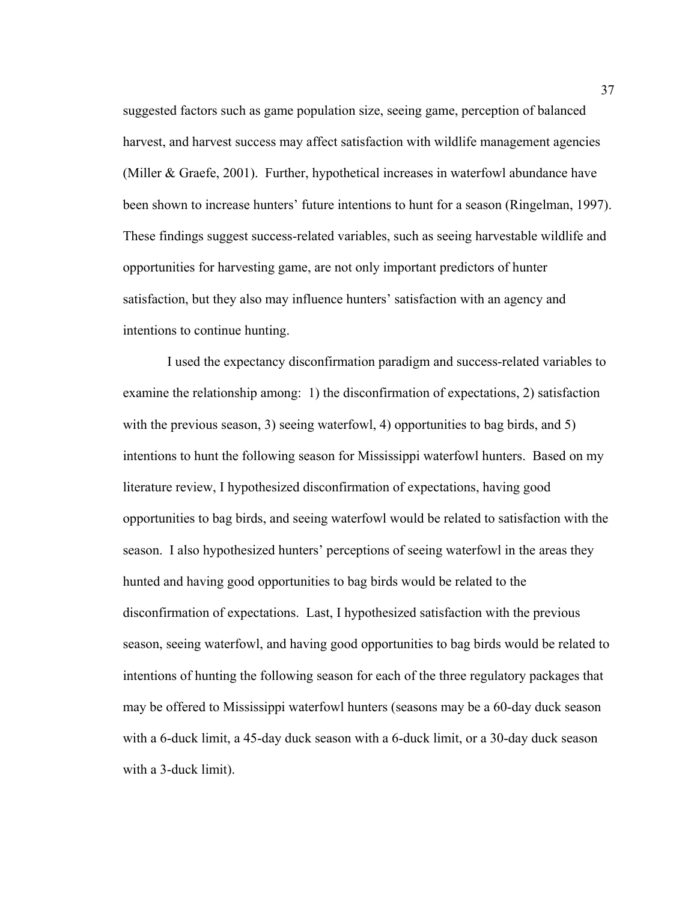suggested factors such as game population size, seeing game, perception of balanced harvest, and harvest success may affect satisfaction with wildlife management agencies (Miller & Graefe, 2001). Further, hypothetical increases in waterfowl abundance have been shown to increase hunters' future intentions to hunt for a season (Ringelman, 1997). These findings suggest success-related variables, such as seeing harvestable wildlife and opportunities for harvesting game, are not only important predictors of hunter satisfaction, but they also may influence hunters' satisfaction with an agency and intentions to continue hunting.

I used the expectancy disconfirmation paradigm and success-related variables to examine the relationship among: 1) the disconfirmation of expectations, 2) satisfaction with the previous season, 3) seeing waterfowl, 4) opportunities to bag birds, and 5) intentions to hunt the following season for Mississippi waterfowl hunters. Based on my literature review, I hypothesized disconfirmation of expectations, having good opportunities to bag birds, and seeing waterfowl would be related to satisfaction with the season. I also hypothesized hunters' perceptions of seeing waterfowl in the areas they hunted and having good opportunities to bag birds would be related to the disconfirmation of expectations. Last, I hypothesized satisfaction with the previous season, seeing waterfowl, and having good opportunities to bag birds would be related to intentions of hunting the following season for each of the three regulatory packages that may be offered to Mississippi waterfowl hunters (seasons may be a 60-day duck season with a 6-duck limit, a 45-day duck season with a 6-duck limit, or a 30-day duck season with a 3-duck limit).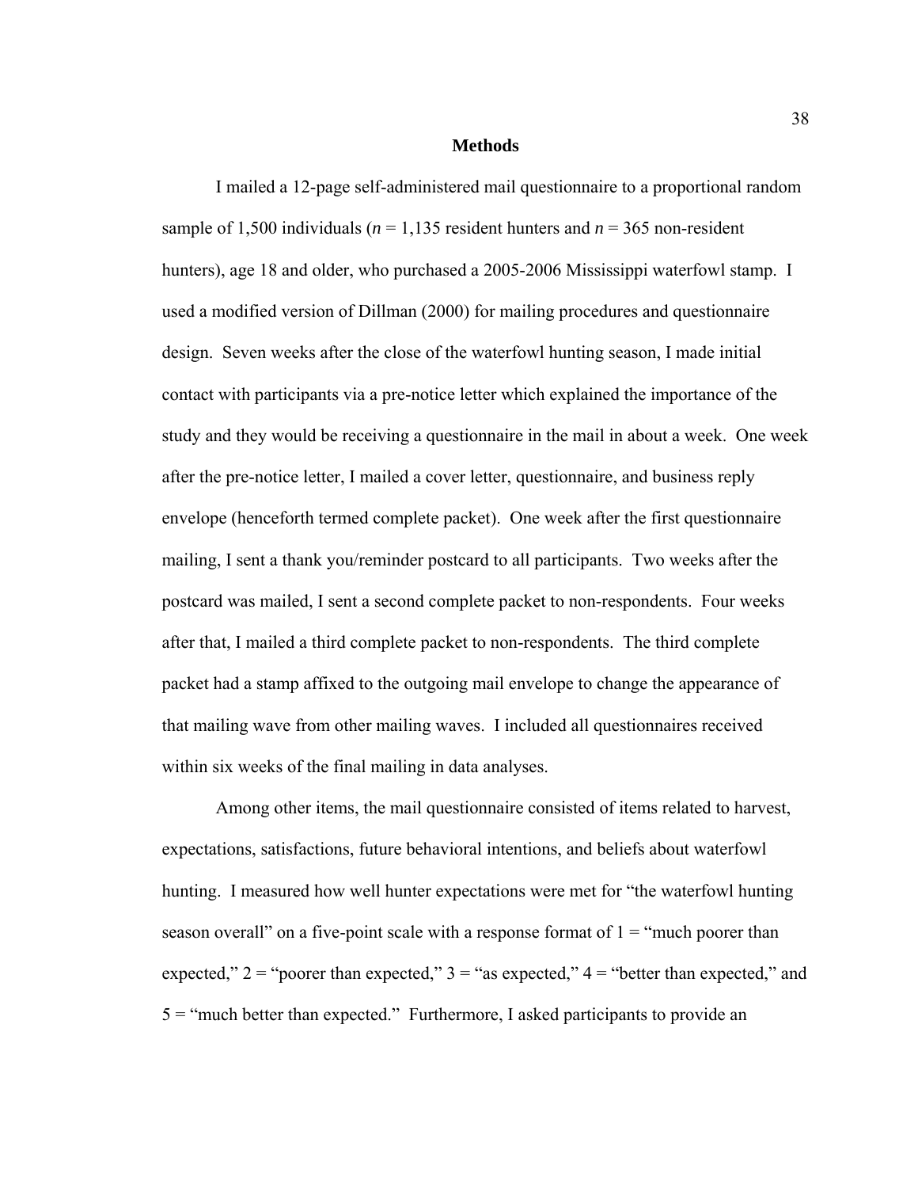## Methods

I mailed a 12-page self-administered mail questionnaire to a proportional random sample of 1,500 individuals ($n$ = 1,135 resident hunters and $n$ = 365 non-resident hunters), age 18 and older, who purchased a 2005-2006 Mississippi waterfowl stamp. I used a modified version of Dillman (2000) for mailing procedures and questionnaire design. Seven weeks after the close of the waterfowl hunting season, I made initial contact with participants via a pre-notice letter which explained the importance of the study and they would be receiving a questionnaire in the mail in about a week. One week after the pre-notice letter, I mailed a cover letter, questionnaire, and business reply envelope (henceforth termed complete packet). One week after the first questionnaire mailing, I sent a thank you/reminder postcard to all participants. Two weeks after the postcard was mailed, I sent a second complete packet to non-respondents. Four weeks after that, I mailed a third complete packet to non-respondents. The third complete packet had a stamp affixed to the outgoing mail envelope to change the appearance of that mailing wave from other mailing waves. I included all questionnaires received within six weeks of the final mailing in data analyses.

Among other items, the mail questionnaire consisted of items related to harvest, expectations, satisfactions, future behavioral intentions, and beliefs about waterfowl hunting. I measured how well hunter expectations were met for "the waterfowl hunting season overall" on a five-point scale with a response format of 1 = "much poorer than expected," 2 = "poorer than expected," 3 = "as expected," 4 = "better than expected," and 5 = "much better than expected." Furthermore, I asked participants to provide an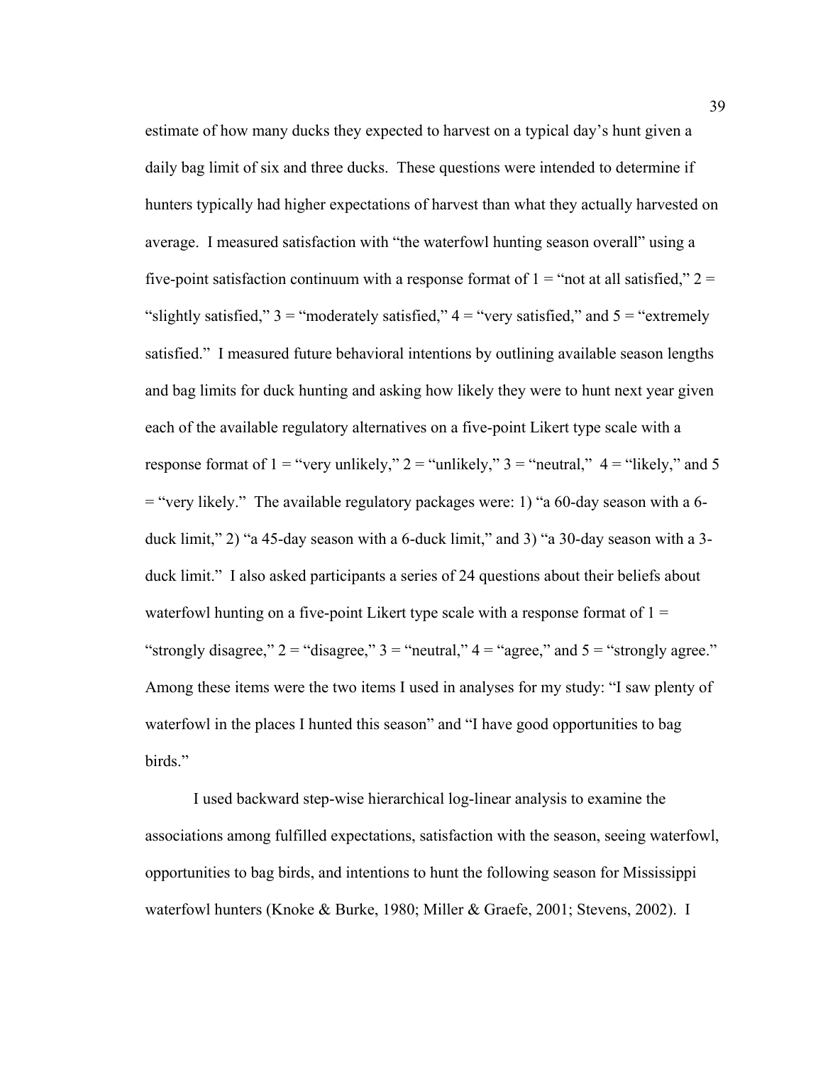estimate of how many ducks they expected to harvest on a typical day's hunt given a daily bag limit of six and three ducks. These questions were intended to determine if hunters typically had higher expectations of harvest than what they actually harvested on average. I measured satisfaction with "the waterfowl hunting season overall" using a five-point satisfaction continuum with a response format of 1 = "not at all satisfied," 2 = "slightly satisfied," 3 = "moderately satisfied," 4 = "very satisfied," and 5 = "extremely satisfied." I measured future behavioral intentions by outlining available season lengths and bag limits for duck hunting and asking how likely they were to hunt next year given each of the available regulatory alternatives on a five-point Likert type scale with a response format of 1 = "very unlikely," 2 = "unlikely," 3 = "neutral," 4 = "likely," and 5 = "very likely." The available regulatory packages were: 1) "a 60-day season with a 6-duck limit," 2) "a 45-day season with a 6-duck limit," and 3) "a 30-day season with a 3-duck limit." I also asked participants a series of 24 questions about their beliefs about waterfowl hunting on a five-point Likert type scale with a response format of 1 = "strongly disagree," 2 = "disagree," 3 = "neutral," 4 = "agree," and 5 = "strongly agree." Among these items were the two items I used in analyses for my study: "I saw plenty of waterfowl in the places I hunted this season" and "I have good opportunities to bag birds."

I used backward step-wise hierarchical log-linear analysis to examine the associations among fulfilled expectations, satisfaction with the season, seeing waterfowl, opportunities to bag birds, and intentions to hunt the following season for Mississippi waterfowl hunters (Knoke & Burke, 1980; Miller & Graefe, 2001; Stevens, 2002). I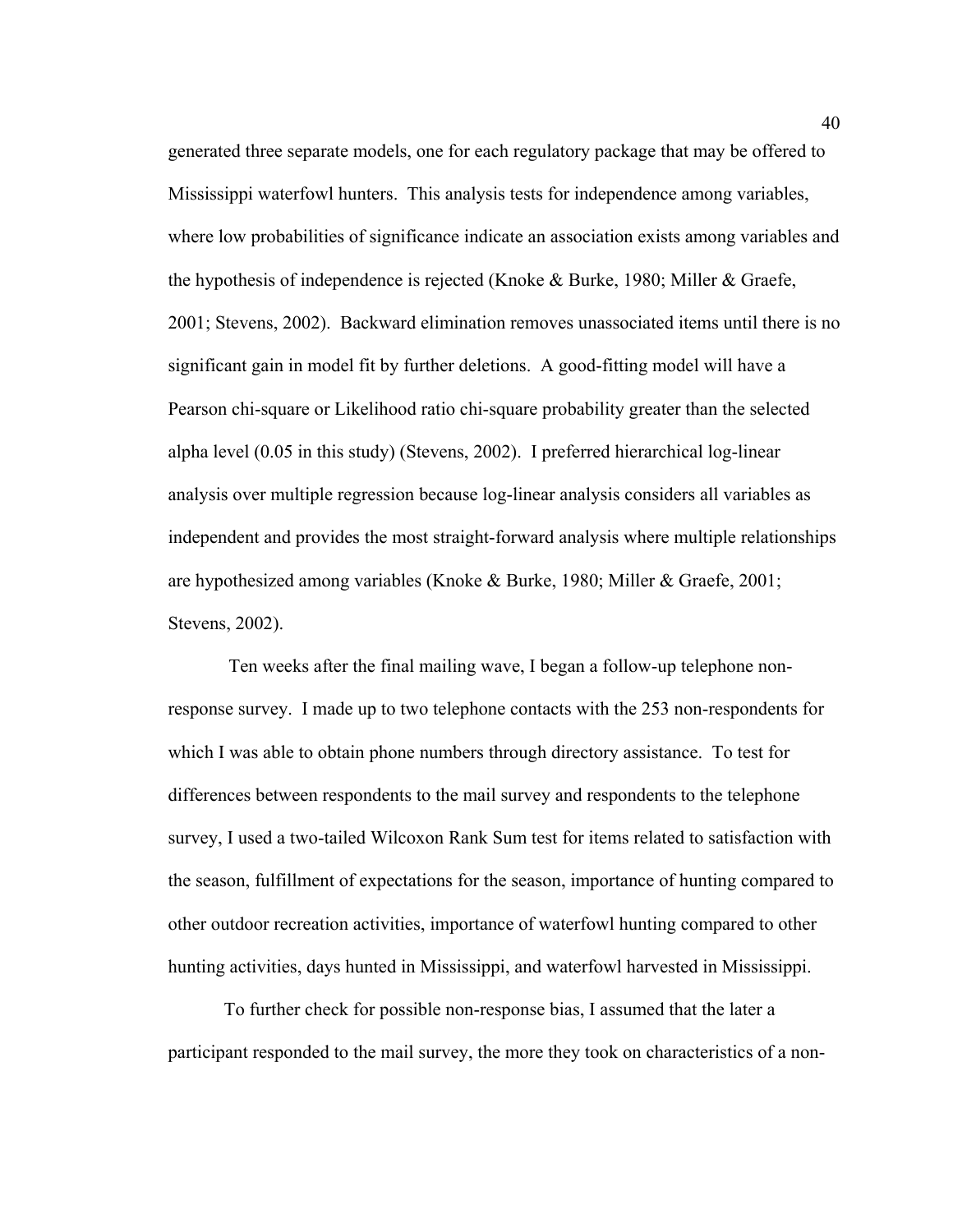generated three separate models, one for each regulatory package that may be offered to Mississippi waterfowl hunters. This analysis tests for independence among variables, where low probabilities of significance indicate an association exists among variables and the hypothesis of independence is rejected (Knoke & Burke, 1980; Miller & Graefe, 2001; Stevens, 2002). Backward elimination removes unassociated items until there is no significant gain in model fit by further deletions. A good-fitting model will have a Pearson chi-square or Likelihood ratio chi-square probability greater than the selected alpha level (0.05 in this study) (Stevens, 2002). I preferred hierarchical log-linear analysis over multiple regression because log-linear analysis considers all variables as independent and provides the most straight-forward analysis where multiple relationships are hypothesized among variables (Knoke & Burke, 1980; Miller & Graefe, 2001; Stevens, 2002).

Ten weeks after the final mailing wave, I began a follow-up telephone non-response survey. I made up to two telephone contacts with the 253 non-respondents for which I was able to obtain phone numbers through directory assistance. To test for differences between respondents to the mail survey and respondents to the telephone survey, I used a two-tailed Wilcoxon Rank Sum test for items related to satisfaction with the season, fulfillment of expectations for the season, importance of hunting compared to other outdoor recreation activities, importance of waterfowl hunting compared to other hunting activities, days hunted in Mississippi, and waterfowl harvested in Mississippi.

To further check for possible non-response bias, I assumed that the later a participant responded to the mail survey, the more they took on characteristics of a non-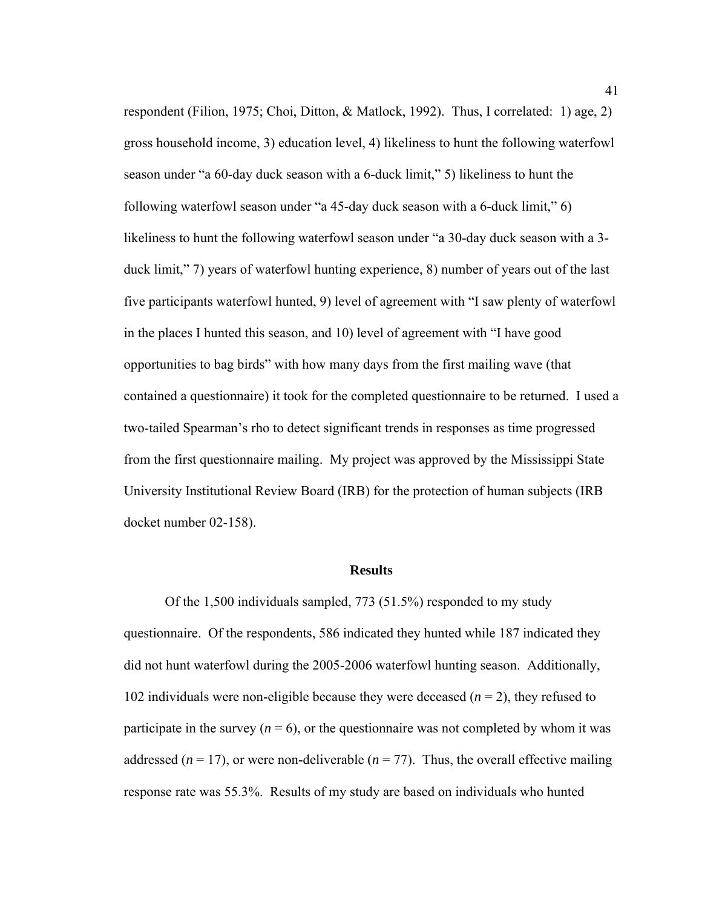respondent (Filion, 1975; Choi, Ditton, & Matlock, 1992). Thus, I correlated: 1) age, 2) gross household income, 3) education level, 4) likeliness to hunt the following waterfowl season under "a 60-day duck season with a 6-duck limit," 5) likeliness to hunt the following waterfowl season under "a 45-day duck season with a 6-duck limit," 6) likeliness to hunt the following waterfowl season under "a 30-day duck season with a 3-duck limit," 7) years of waterfowl hunting experience, 8) number of years out of the last five participants waterfowl hunted, 9) level of agreement with "I saw plenty of waterfowl in the places I hunted this season, and 10) level of agreement with "I have good opportunities to bag birds" with how many days from the first mailing wave (that contained a questionnaire) it took for the completed questionnaire to be returned. I used a two-tailed Spearman's rho to detect significant trends in responses as time progressed from the first questionnaire mailing. My project was approved by the Mississippi State University Institutional Review Board (IRB) for the protection of human subjects (IRB docket number 02-158).

## Results

Of the 1,500 individuals sampled, 773 (51.5%) responded to my study questionnaire. Of the respondents, 586 indicated they hunted while 187 indicated they did not hunt waterfowl during the 2005-2006 waterfowl hunting season. Additionally, 102 individuals were non-eligible because they were deceased ($n = 2$), they refused to participate in the survey ($n = 6$), or the questionnaire was not completed by whom it was addressed ($n = 17$), or were non-deliverable ($n = 77$). Thus, the overall effective mailing response rate was 55.3%. Results of my study are based on individuals who hunted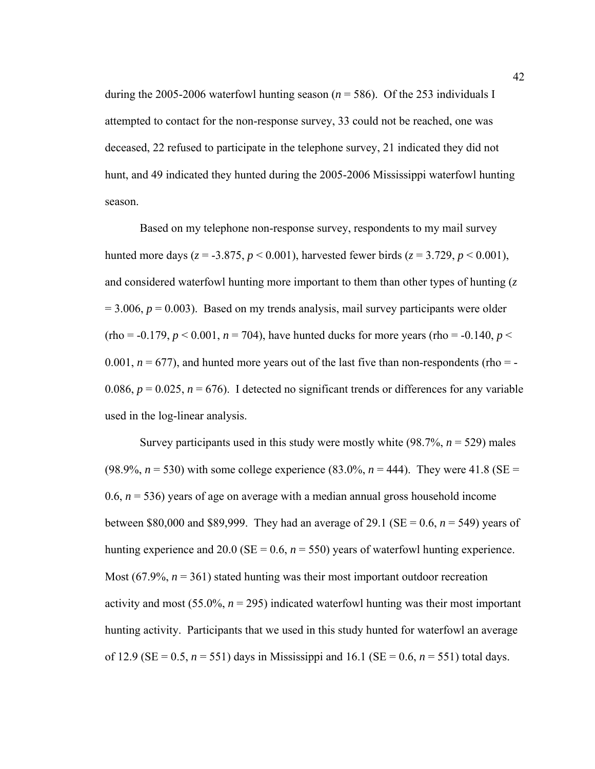during the 2005-2006 waterfowl hunting season ($n = 586$). Of the 253 individuals I attempted to contact for the non-response survey, 33 could not be reached, one was deceased, 22 refused to participate in the telephone survey, 21 indicated they did not hunt, and 49 indicated they hunted during the 2005-2006 Mississippi waterfowl hunting season.

Based on my telephone non-response survey, respondents to my mail survey hunted more days ($z = -3.875$, $p < 0.001$), harvested fewer birds ($z = 3.729$, $p < 0.001$), and considered waterfowl hunting more important to them than other types of hunting ($z = 3.006$, $p = 0.003$). Based on my trends analysis, mail survey participants were older (rho = -0.179, $p < 0.001$, $n = 704$), have hunted ducks for more years (rho = -0.140, $p < 0.001$, $n = 677$), and hunted more years out of the last five than non-respondents (rho = -0.086, $p = 0.025$, $n = 676$). I detected no significant trends or differences for any variable used in the log-linear analysis.

Survey participants used in this study were mostly white (98.7%, $n = 529$) males (98.9%, $n = 530$) with some college experience (83.0%, $n = 444$). They were 41.8 (SE = 0.6, $n = 536$) years of age on average with a median annual gross household income between \$80,000 and \$89,999. They had an average of 29.1 (SE = 0.6, $n = 549$) years of hunting experience and 20.0 (SE = 0.6, $n = 550$) years of waterfowl hunting experience. Most (67.9%, $n = 361$) stated hunting was their most important outdoor recreation activity and most (55.0%, $n = 295$) indicated waterfowl hunting was their most important hunting activity. Participants that we used in this study hunted for waterfowl an average of 12.9 (SE = 0.5, $n = 551$) days in Mississippi and 16.1 (SE = 0.6, $n = 551$) total days.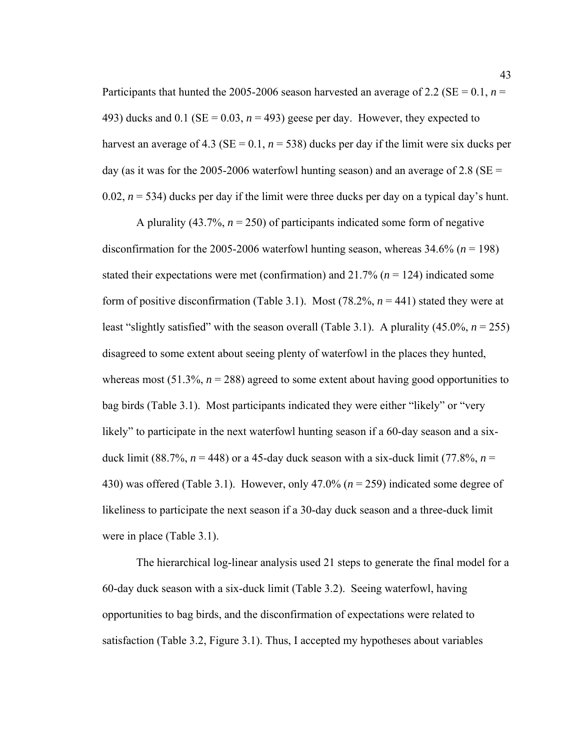Participants that hunted the 2005-2006 season harvested an average of 2.2 (SE = 0.1, *n* = 493) ducks and 0.1 (SE = 0.03, *n* = 493) geese per day. However, they expected to harvest an average of 4.3 (SE = 0.1, *n* = 538) ducks per day if the limit were six ducks per day (as it was for the 2005-2006 waterfowl hunting season) and an average of 2.8 (SE = 0.02, *n* = 534) ducks per day if the limit were three ducks per day on a typical day's hunt.

A plurality (43.7%, *n* = 250) of participants indicated some form of negative disconfirmation for the 2005-2006 waterfowl hunting season, whereas 34.6% (*n* = 198) stated their expectations were met (confirmation) and 21.7% (*n* = 124) indicated some form of positive disconfirmation (Table 3.1). Most (78.2%, *n* = 441) stated they were at least "slightly satisfied" with the season overall (Table 3.1). A plurality (45.0%, *n* = 255) disagreed to some extent about seeing plenty of waterfowl in the places they hunted, whereas most (51.3%, *n* = 288) agreed to some extent about having good opportunities to bag birds (Table 3.1). Most participants indicated they were either "likely" or "very likely" to participate in the next waterfowl hunting season if a 60-day season and a six-duck limit (88.7%, *n* = 448) or a 45-day duck season with a six-duck limit (77.8%, *n* = 430) was offered (Table 3.1). However, only 47.0% (*n* = 259) indicated some degree of likeliness to participate the next season if a 30-day duck season and a three-duck limit were in place (Table 3.1).

The hierarchical log-linear analysis used 21 steps to generate the final model for a 60-day duck season with a six-duck limit (Table 3.2). Seeing waterfowl, having opportunities to bag birds, and the disconfirmation of expectations were related to satisfaction (Table 3.2, Figure 3.1). Thus, I accepted my hypotheses about variables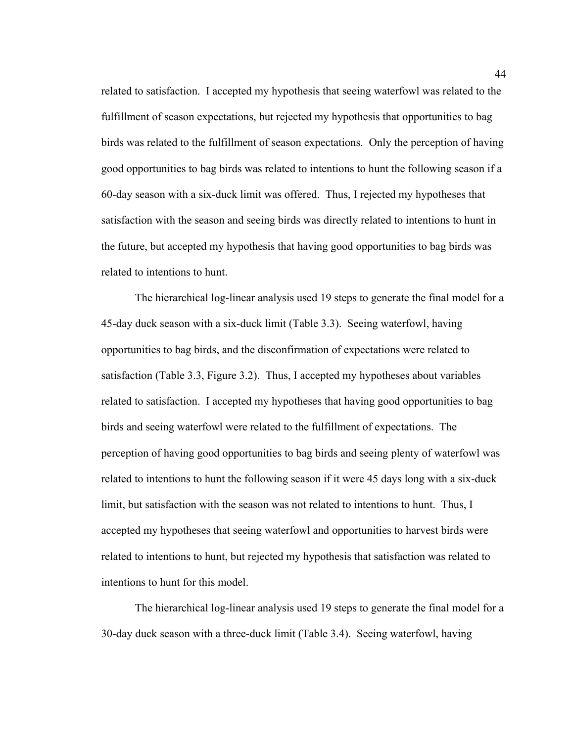related to satisfaction. I accepted my hypothesis that seeing waterfowl was related to the fulfillment of season expectations, but rejected my hypothesis that opportunities to bag birds was related to the fulfillment of season expectations. Only the perception of having good opportunities to bag birds was related to intentions to hunt the following season if a 60-day season with a six-duck limit was offered. Thus, I rejected my hypotheses that satisfaction with the season and seeing birds was directly related to intentions to hunt in the future, but accepted my hypothesis that having good opportunities to bag birds was related to intentions to hunt.

The hierarchical log-linear analysis used 19 steps to generate the final model for a 45-day duck season with a six-duck limit (Table 3.3). Seeing waterfowl, having opportunities to bag birds, and the disconfirmation of expectations were related to satisfaction (Table 3.3, Figure 3.2). Thus, I accepted my hypotheses about variables related to satisfaction. I accepted my hypotheses that having good opportunities to bag birds and seeing waterfowl were related to the fulfillment of expectations. The perception of having good opportunities to bag birds and seeing plenty of waterfowl was related to intentions to hunt the following season if it were 45 days long with a six-duck limit, but satisfaction with the season was not related to intentions to hunt. Thus, I accepted my hypotheses that seeing waterfowl and opportunities to harvest birds were related to intentions to hunt, but rejected my hypothesis that satisfaction was related to intentions to hunt for this model.

The hierarchical log-linear analysis used 19 steps to generate the final model for a 30-day duck season with a three-duck limit (Table 3.4). Seeing waterfowl, having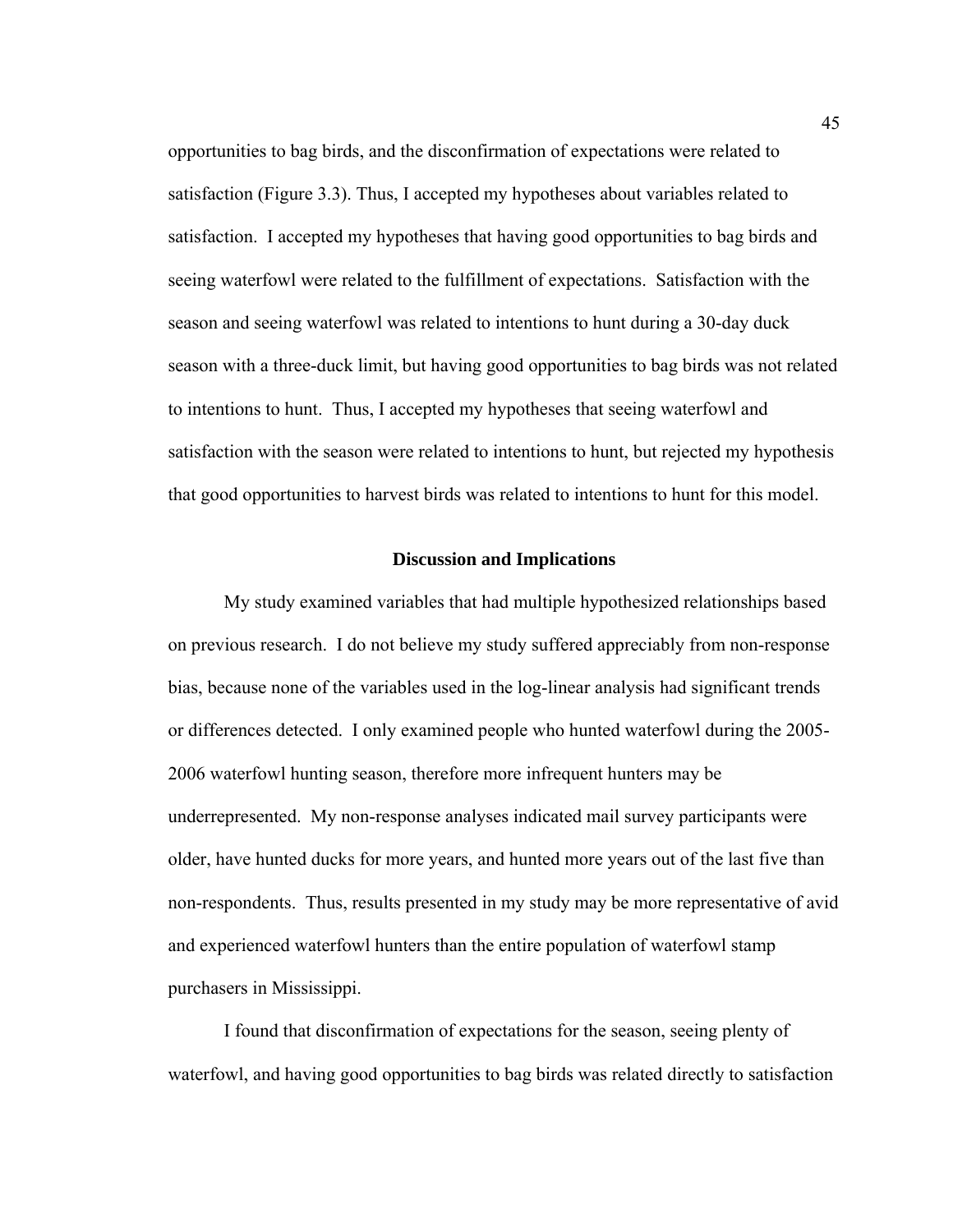opportunities to bag birds, and the disconfirmation of expectations were related to satisfaction (Figure 3.3). Thus, I accepted my hypotheses about variables related to satisfaction. I accepted my hypotheses that having good opportunities to bag birds and seeing waterfowl were related to the fulfillment of expectations. Satisfaction with the season and seeing waterfowl was related to intentions to hunt during a 30-day duck season with a three-duck limit, but having good opportunities to bag birds was not related to intentions to hunt. Thus, I accepted my hypotheses that seeing waterfowl and satisfaction with the season were related to intentions to hunt, but rejected my hypothesis that good opportunities to harvest birds was related to intentions to hunt for this model.

## Discussion and Implications

My study examined variables that had multiple hypothesized relationships based on previous research. I do not believe my study suffered appreciably from non-response bias, because none of the variables used in the log-linear analysis had significant trends or differences detected. I only examined people who hunted waterfowl during the 2005-2006 waterfowl hunting season, therefore more infrequent hunters may be underrepresented. My non-response analyses indicated mail survey participants were older, have hunted ducks for more years, and hunted more years out of the last five than non-respondents. Thus, results presented in my study may be more representative of avid and experienced waterfowl hunters than the entire population of waterfowl stamp purchasers in Mississippi.

I found that disconfirmation of expectations for the season, seeing plenty of waterfowl, and having good opportunities to bag birds was related directly to satisfaction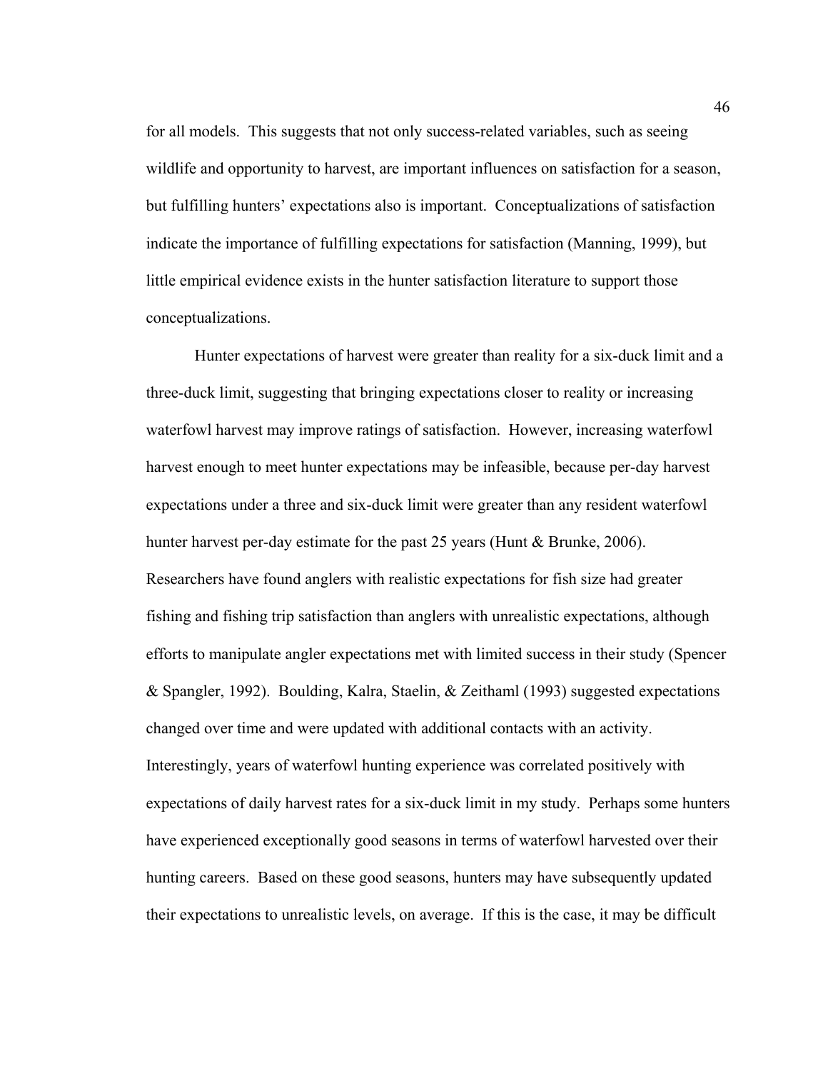for all models. This suggests that not only success-related variables, such as seeing wildlife and opportunity to harvest, are important influences on satisfaction for a season, but fulfilling hunters' expectations also is important. Conceptualizations of satisfaction indicate the importance of fulfilling expectations for satisfaction (Manning, 1999), but little empirical evidence exists in the hunter satisfaction literature to support those conceptualizations.

Hunter expectations of harvest were greater than reality for a six-duck limit and a three-duck limit, suggesting that bringing expectations closer to reality or increasing waterfowl harvest may improve ratings of satisfaction. However, increasing waterfowl harvest enough to meet hunter expectations may be infeasible, because per-day harvest expectations under a three and six-duck limit were greater than any resident waterfowl hunter harvest per-day estimate for the past 25 years (Hunt & Brunke, 2006). Researchers have found anglers with realistic expectations for fish size had greater fishing and fishing trip satisfaction than anglers with unrealistic expectations, although efforts to manipulate angler expectations met with limited success in their study (Spencer & Spangler, 1992). Boulding, Kalra, Staelin, & Zeithaml (1993) suggested expectations changed over time and were updated with additional contacts with an activity. Interestingly, years of waterfowl hunting experience was correlated positively with expectations of daily harvest rates for a six-duck limit in my study. Perhaps some hunters have experienced exceptionally good seasons in terms of waterfowl harvested over their hunting careers. Based on these good seasons, hunters may have subsequently updated their expectations to unrealistic levels, on average. If this is the case, it may be difficult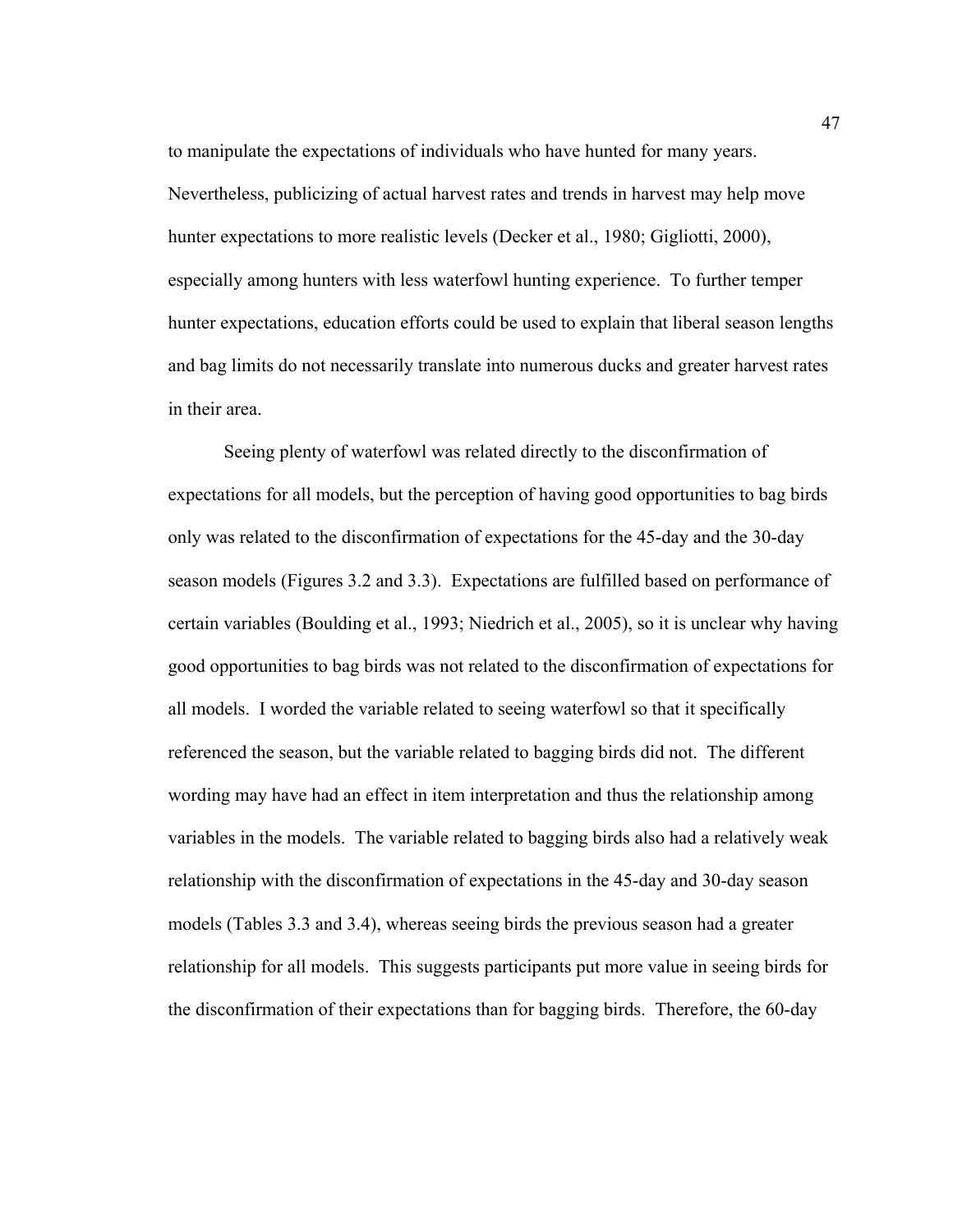to manipulate the expectations of individuals who have hunted for many years. Nevertheless, publicizing of actual harvest rates and trends in harvest may help move hunter expectations to more realistic levels (Decker et al., 1980; Gigliotti, 2000), especially among hunters with less waterfowl hunting experience. To further temper hunter expectations, education efforts could be used to explain that liberal season lengths and bag limits do not necessarily translate into numerous ducks and greater harvest rates in their area.

Seeing plenty of waterfowl was related directly to the disconfirmation of expectations for all models, but the perception of having good opportunities to bag birds only was related to the disconfirmation of expectations for the 45-day and the 30-day season models (Figures 3.2 and 3.3). Expectations are fulfilled based on performance of certain variables (Boulding et al., 1993; Niedrich et al., 2005), so it is unclear why having good opportunities to bag birds was not related to the disconfirmation of expectations for all models. I worded the variable related to seeing waterfowl so that it specifically referenced the season, but the variable related to bagging birds did not. The different wording may have had an effect in item interpretation and thus the relationship among variables in the models. The variable related to bagging birds also had a relatively weak relationship with the disconfirmation of expectations in the 45-day and 30-day season models (Tables 3.3 and 3.4), whereas seeing birds the previous season had a greater relationship for all models. This suggests participants put more value in seeing birds for the disconfirmation of their expectations than for bagging birds. Therefore, the 60-day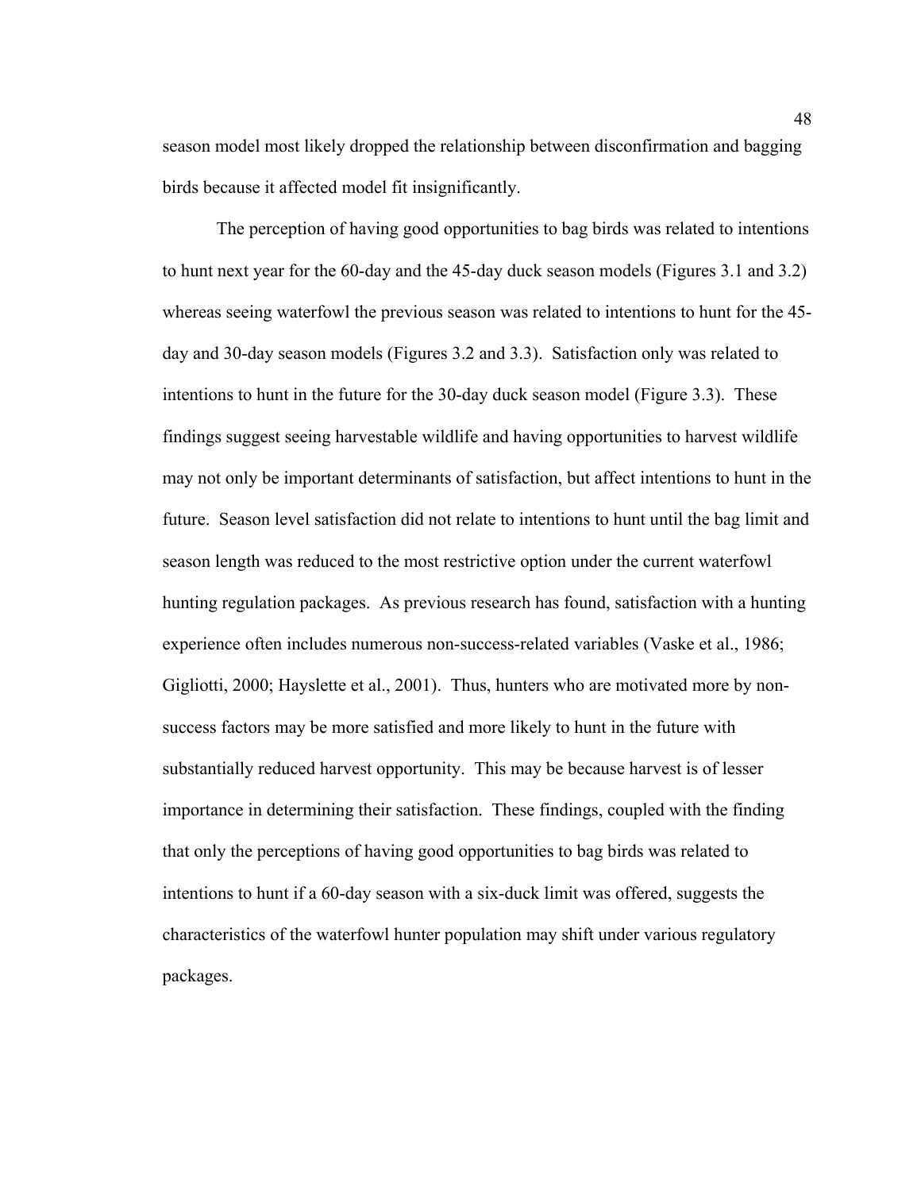season model most likely dropped the relationship between disconfirmation and bagging birds because it affected model fit insignificantly.

The perception of having good opportunities to bag birds was related to intentions to hunt next year for the 60-day and the 45-day duck season models (Figures 3.1 and 3.2) whereas seeing waterfowl the previous season was related to intentions to hunt for the 45-day and 30-day season models (Figures 3.2 and 3.3). Satisfaction only was related to intentions to hunt in the future for the 30-day duck season model (Figure 3.3). These findings suggest seeing harvestable wildlife and having opportunities to harvest wildlife may not only be important determinants of satisfaction, but affect intentions to hunt in the future. Season level satisfaction did not relate to intentions to hunt until the bag limit and season length was reduced to the most restrictive option under the current waterfowl hunting regulation packages. As previous research has found, satisfaction with a hunting experience often includes numerous non-success-related variables (Vaske et al., 1986; Gigliotti, 2000; Hayslette et al., 2001). Thus, hunters who are motivated more by non-success factors may be more satisfied and more likely to hunt in the future with substantially reduced harvest opportunity. This may be because harvest is of lesser importance in determining their satisfaction. These findings, coupled with the finding that only the perceptions of having good opportunities to bag birds was related to intentions to hunt if a 60-day season with a six-duck limit was offered, suggests the characteristics of the waterfowl hunter population may shift under various regulatory packages.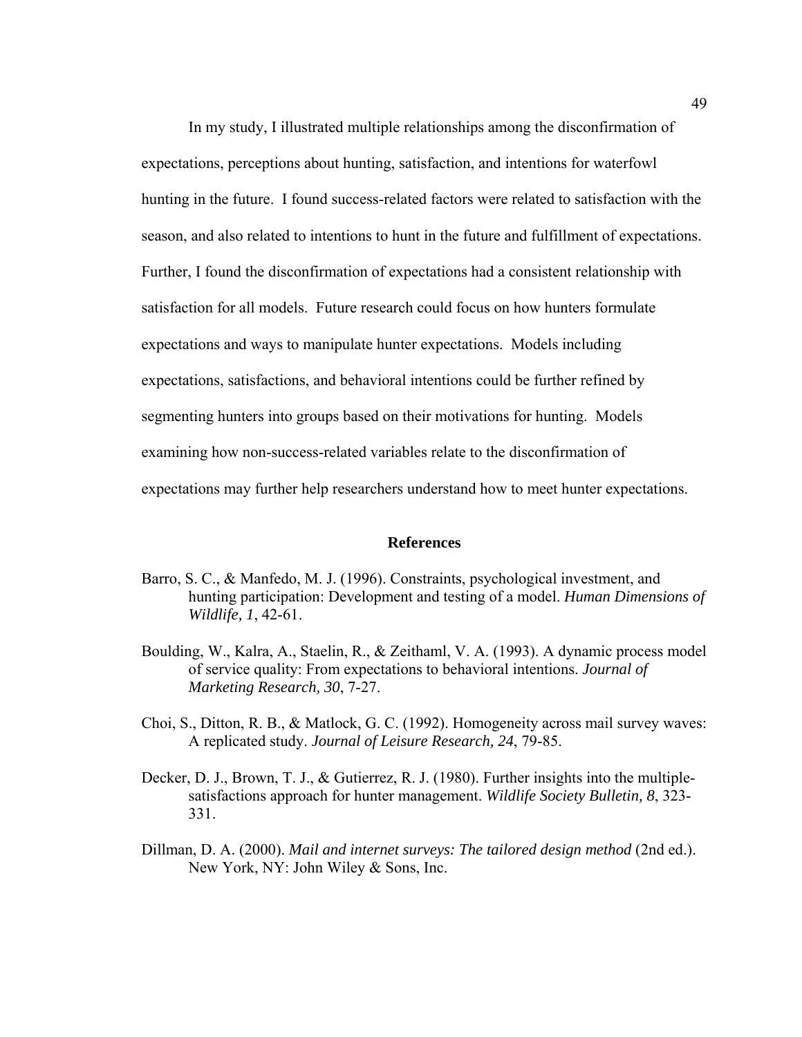In my study, I illustrated multiple relationships among the disconfirmation of expectations, perceptions about hunting, satisfaction, and intentions for waterfowl hunting in the future. I found success-related factors were related to satisfaction with the season, and also related to intentions to hunt in the future and fulfillment of expectations. Further, I found the disconfirmation of expectations had a consistent relationship with satisfaction for all models. Future research could focus on how hunters formulate expectations and ways to manipulate hunter expectations. Models including expectations, satisfactions, and behavioral intentions could be further refined by segmenting hunters into groups based on their motivations for hunting. Models examining how non-success-related variables relate to the disconfirmation of expectations may further help researchers understand how to meet hunter expectations.

## References

Barro, S. C., & Manfedo, M. J. (1996). Constraints, psychological investment, and hunting participation: Development and testing of a model. *Human Dimensions of Wildlife, 1*, 42-61.

Boulding, W., Kalra, A., Staelin, R., & Zeithaml, V. A. (1993). A dynamic process model of service quality: From expectations to behavioral intentions. *Journal of Marketing Research, 30*, 7-27.

Choi, S., Ditton, R. B., & Matlock, G. C. (1992). Homogeneity across mail survey waves: A replicated study. *Journal of Leisure Research, 24*, 79-85.

Decker, D. J., Brown, T. J., & Gutierrez, R. J. (1980). Further insights into the multiple-satisfactions approach for hunter management. *Wildlife Society Bulletin, 8*, 323-331.

Dillman, D. A. (2000). *Mail and internet surveys: The tailored design method* (2nd ed.). New York, NY: John Wiley & Sons, Inc.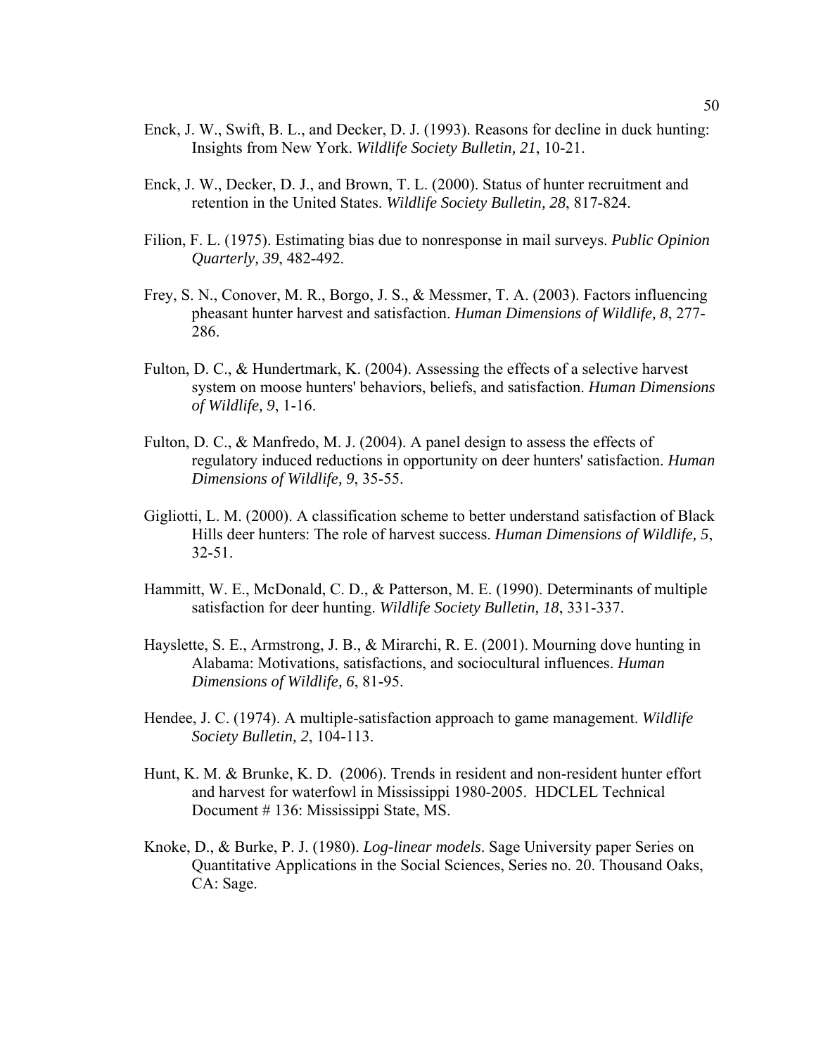Enck, J. W., Swift, B. L., and Decker, D. J. (1993). Reasons for decline in duck hunting: Insights from New York. *Wildlife Society Bulletin, 21*, 10-21.

Enck, J. W., Decker, D. J., and Brown, T. L. (2000). Status of hunter recruitment and retention in the United States. *Wildlife Society Bulletin, 28*, 817-824.

Filion, F. L. (1975). Estimating bias due to nonresponse in mail surveys. *Public Opinion Quarterly, 39*, 482-492.

Frey, S. N., Conover, M. R., Borgo, J. S., & Messmer, T. A. (2003). Factors influencing pheasant hunter harvest and satisfaction. *Human Dimensions of Wildlife, 8*, 277-286.

Fulton, D. C., & Hundertmark, K. (2004). Assessing the effects of a selective harvest system on moose hunters' behaviors, beliefs, and satisfaction. *Human Dimensions of Wildlife, 9*, 1-16.

Fulton, D. C., & Manfredo, M. J. (2004). A panel design to assess the effects of regulatory induced reductions in opportunity on deer hunters' satisfaction. *Human Dimensions of Wildlife, 9*, 35-55.

Gigliotti, L. M. (2000). A classification scheme to better understand satisfaction of Black Hills deer hunters: The role of harvest success. *Human Dimensions of Wildlife, 5*, 32-51.

Hammitt, W. E., McDonald, C. D., & Patterson, M. E. (1990). Determinants of multiple satisfaction for deer hunting. *Wildlife Society Bulletin, 18*, 331-337.

Hayslette, S. E., Armstrong, J. B., & Mirarchi, R. E. (2001). Mourning dove hunting in Alabama: Motivations, satisfactions, and sociocultural influences. *Human Dimensions of Wildlife, 6*, 81-95.

Hendee, J. C. (1974). A multiple-satisfaction approach to game management. *Wildlife Society Bulletin, 2*, 104-113.

Hunt, K. M. & Brunke, K. D. (2006). Trends in resident and non-resident hunter effort and harvest for waterfowl in Mississippi 1980-2005. HDCLEL Technical Document # 136: Mississippi State, MS.

Knoke, D., & Burke, P. J. (1980). *Log-linear models*. Sage University paper Series on Quantitative Applications in the Social Sciences, Series no. 20. Thousand Oaks, CA: Sage.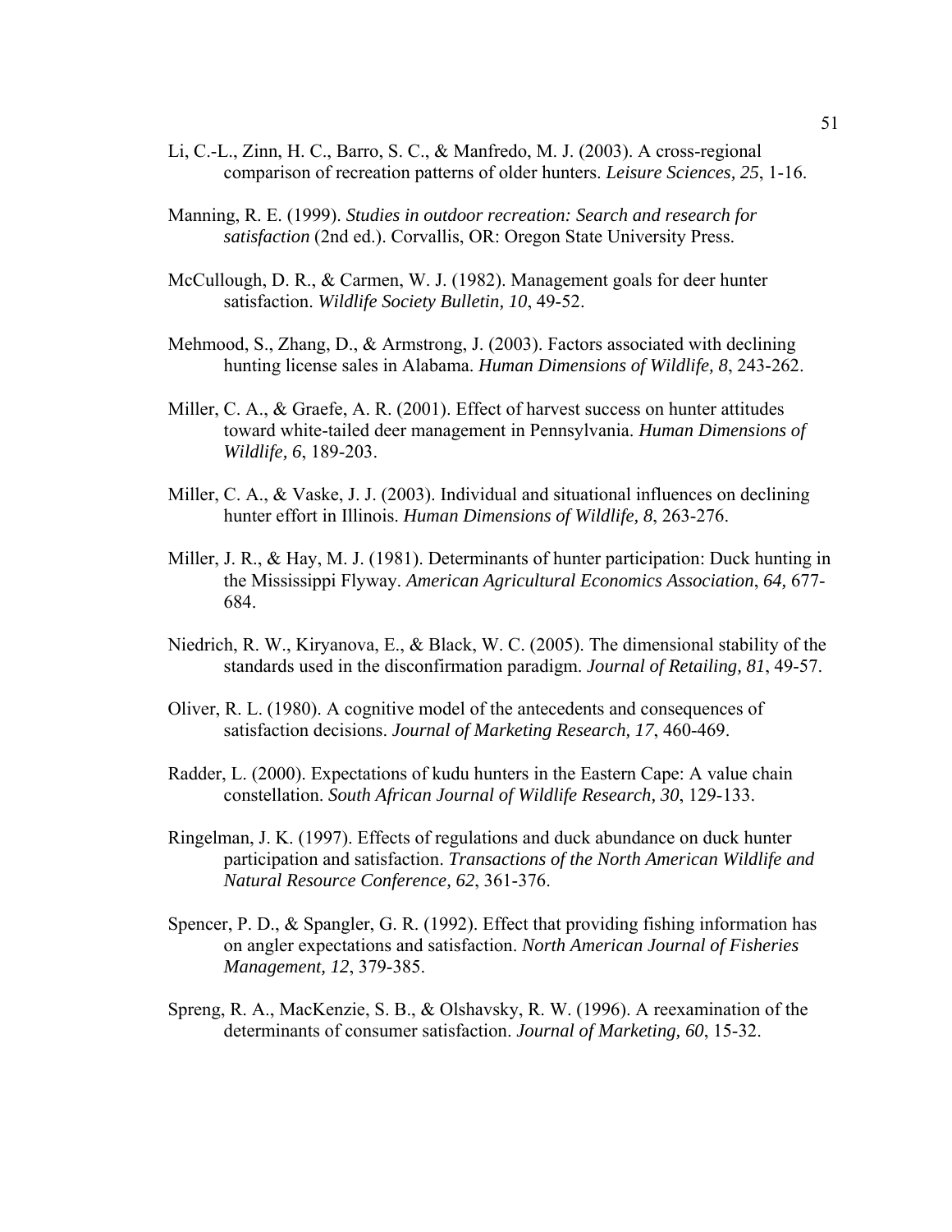Li, C.-L., Zinn, H. C., Barro, S. C., & Manfredo, M. J. (2003). A cross-regional comparison of recreation patterns of older hunters. *Leisure Sciences, 25*, 1-16.

Manning, R. E. (1999). *Studies in outdoor recreation: Search and research for satisfaction* (2nd ed.). Corvallis, OR: Oregon State University Press.

McCullough, D. R., & Carmen, W. J. (1982). Management goals for deer hunter satisfaction. *Wildlife Society Bulletin, 10*, 49-52.

Mehmood, S., Zhang, D., & Armstrong, J. (2003). Factors associated with declining hunting license sales in Alabama. *Human Dimensions of Wildlife, 8*, 243-262.

Miller, C. A., & Graefe, A. R. (2001). Effect of harvest success on hunter attitudes toward white-tailed deer management in Pennsylvania. *Human Dimensions of Wildlife, 6*, 189-203.

Miller, C. A., & Vaske, J. J. (2003). Individual and situational influences on declining hunter effort in Illinois. *Human Dimensions of Wildlife, 8*, 263-276.

Miller, J. R., & Hay, M. J. (1981). Determinants of hunter participation: Duck hunting in the Mississippi Flyway. *American Agricultural Economics Association*, *64,* 677-684.

Niedrich, R. W., Kiryanova, E., & Black, W. C. (2005). The dimensional stability of the standards used in the disconfirmation paradigm. *Journal of Retailing, 81*, 49-57.

Oliver, R. L. (1980). A cognitive model of the antecedents and consequences of satisfaction decisions. *Journal of Marketing Research, 17*, 460-469.

Radder, L. (2000). Expectations of kudu hunters in the Eastern Cape: A value chain constellation. *South African Journal of Wildlife Research, 30*, 129-133.

Ringelman, J. K. (1997). Effects of regulations and duck abundance on duck hunter participation and satisfaction. *Transactions of the North American Wildlife and Natural Resource Conference, 62*, 361-376.

Spencer, P. D., & Spangler, G. R. (1992). Effect that providing fishing information has on angler expectations and satisfaction. *North American Journal of Fisheries Management, 12*, 379-385.

Spreng, R. A., MacKenzie, S. B., & Olshavsky, R. W. (1996). A reexamination of the determinants of consumer satisfaction. *Journal of Marketing, 60*, 15-32.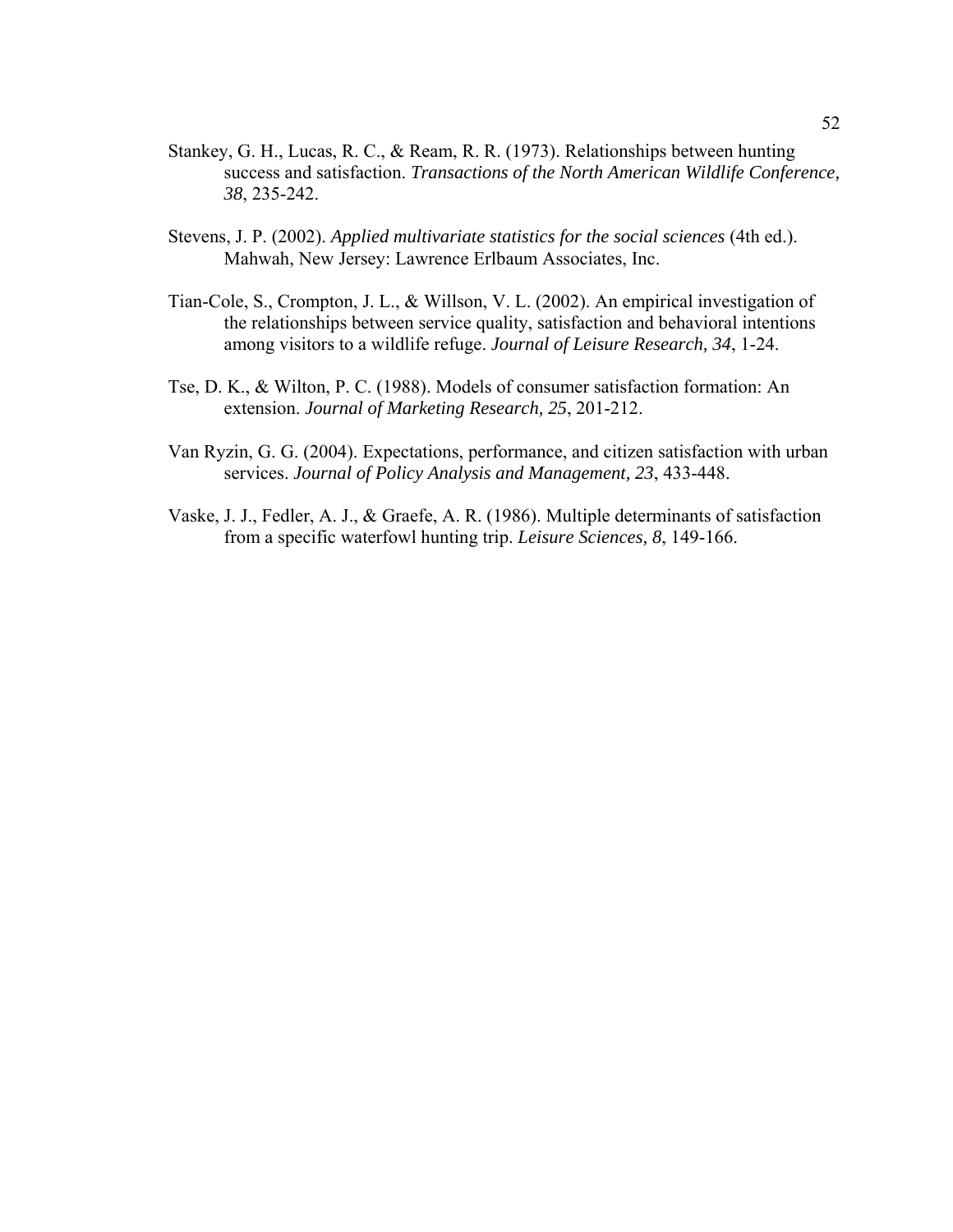Stankey, G. H., Lucas, R. C., & Ream, R. R. (1973). Relationships between hunting success and satisfaction. *Transactions of the North American Wildlife Conference, 38*, 235-242.

Stevens, J. P. (2002). *Applied multivariate statistics for the social sciences* (4th ed.). Mahwah, New Jersey: Lawrence Erlbaum Associates, Inc.

Tian-Cole, S., Crompton, J. L., & Willson, V. L. (2002). An empirical investigation of the relationships between service quality, satisfaction and behavioral intentions among visitors to a wildlife refuge. *Journal of Leisure Research, 34*, 1-24.

Tse, D. K., & Wilton, P. C. (1988). Models of consumer satisfaction formation: An extension. *Journal of Marketing Research, 25*, 201-212.

Van Ryzin, G. G. (2004). Expectations, performance, and citizen satisfaction with urban services. *Journal of Policy Analysis and Management, 23*, 433-448.

Vaske, J. J., Fedler, A. J., & Graefe, A. R. (1986). Multiple determinants of satisfaction from a specific waterfowl hunting trip. *Leisure Sciences, 8*, 149-166.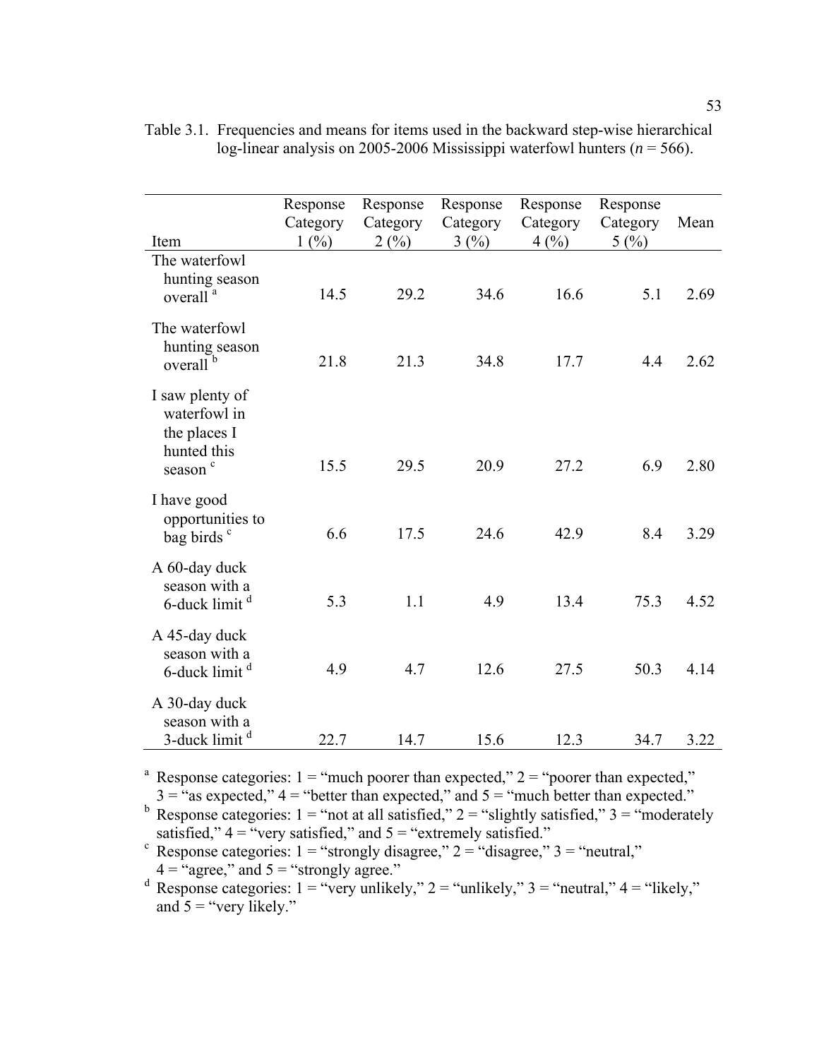Table 3.1. Frequencies and means for items used in the backward step-wise hierarchical log-linear analysis on 2005-2006 Mississippi waterfowl hunters (*n* = 566).

| Item | Response Category 1 (%) | Response Category 2 (%) | Response Category 3 (%) | Response Category 4 (%) | Response Category 5 (%) | Mean |
|---|---|---|---|---|---|---|
| The waterfowl hunting season overall [a] | 14.5 | 29.2 | 34.6 | 16.6 | 5.1 | 2.69 |
| The waterfowl hunting season overall [b] | 21.8 | 21.3 | 34.8 | 17.7 | 4.4 | 2.62 |
| I saw plenty of waterfowl in the places I hunted this season [c] | 15.5 | 29.5 | 20.9 | 27.2 | 6.9 | 2.80 |
| I have good opportunities to bag birds [c] | 6.6 | 17.5 | 24.6 | 42.9 | 8.4 | 3.29 |
| A 60-day duck season with a 6-duck limit [d] | 5.3 | 1.1 | 4.9 | 13.4 | 75.3 | 4.52 |
| A 45-day duck season with a 6-duck limit [d] | 4.9 | 4.7 | 12.6 | 27.5 | 50.3 | 4.14 |
| A 30-day duck season with a 3-duck limit [d] | 22.7 | 14.7 | 15.6 | 12.3 | 34.7 | 3.22 |

[a] Response categories: 1 = "much poorer than expected," 2 = "poorer than expected," 3 = "as expected," 4 = "better than expected," and 5 = "much better than expected."

[b] Response categories: 1 = "not at all satisfied," 2 = "slightly satisfied," 3 = "moderately satisfied," 4 = "very satisfied," and 5 = "extremely satisfied."

[c] Response categories: 1 = "strongly disagree," 2 = "disagree," 3 = "neutral," 4 = "agree," and 5 = "strongly agree."

[d] Response categories: 1 = "very unlikely," 2 = "unlikely," 3 = "neutral," 4 = "likely," and 5 = "very likely."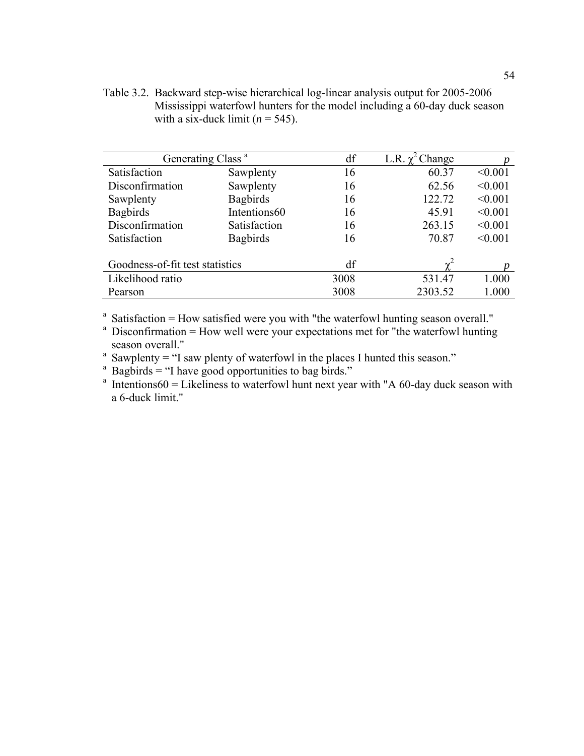Table 3.2. Backward step-wise hierarchical log-linear analysis output for 2005-2006 Mississippi waterfowl hunters for the model including a 60-day duck season with a six-duck limit ($n$ = 545).

| Generating Class [a] | | df | L.R. $\chi^2$ Change | $p$ |
|---|---|---|---|---|
| Satisfaction | Sawplenty | 16 | 60.37 | <0.001 |
| Disconfirmation | Sawplenty | 16 | 62.56 | <0.001 |
| Sawplenty | Bagbirds | 16 | 122.72 | <0.001 |
| Bagbirds | Intentions60 | 16 | 45.91 | <0.001 |
| Disconfirmation | Satisfaction | 16 | 263.15 | <0.001 |
| Satisfaction | Bagbirds | 16 | 70.87 | <0.001 |

| Goodness-of-fit test statistics | df | $\chi^2$ | $p$ |
|---|---|---|---|
| Likelihood ratio | 3008 | 531.47 | 1.000 |
| Pearson | 3008 | 2303.52 | 1.000 |

[a] Satisfaction = How satisfied were you with "the waterfowl hunting season overall."
[a] Disconfirmation = How well were your expectations met for "the waterfowl hunting season overall."
[a] Sawplenty = "I saw plenty of waterfowl in the places I hunted this season."
[a] Bagbirds = "I have good opportunities to bag birds."
[a] Intentions60 = Likeliness to waterfowl hunt next year with "A 60-day duck season with a 6-duck limit."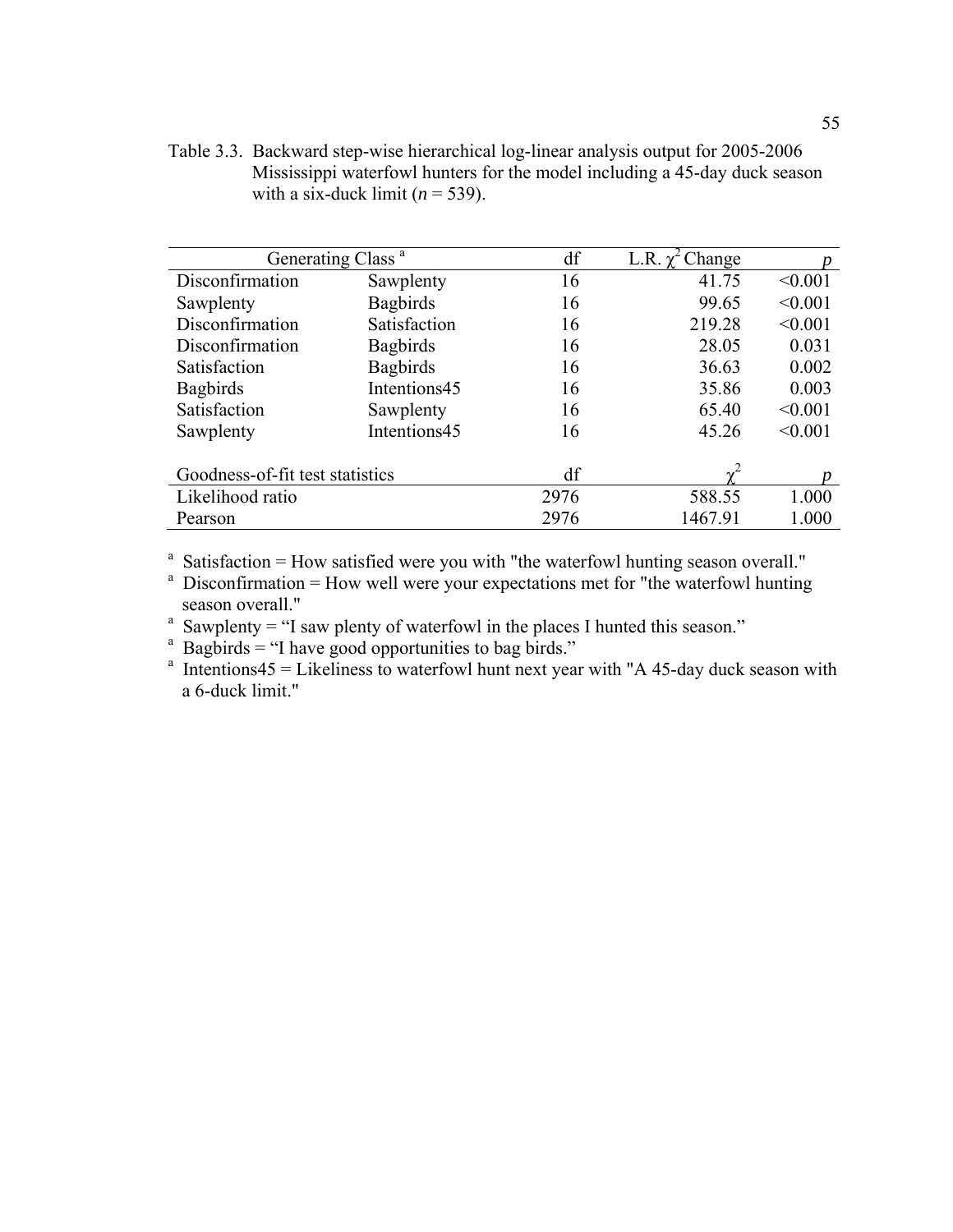Table 3.3. Backward step-wise hierarchical log-linear analysis output for 2005-2006 Mississippi waterfowl hunters for the model including a 45-day duck season with a six-duck limit ($n$ = 539).

| Generating Class [a] | | df | L.R. $\chi^2$ Change | $p$ |
|---|---|---|---|---|
| Disconfirmation | Sawplenty | 16 | 41.75 | <0.001 |
| Sawplenty | Bagbirds | 16 | 99.65 | <0.001 |
| Disconfirmation | Satisfaction | 16 | 219.28 | <0.001 |
| Disconfirmation | Bagbirds | 16 | 28.05 | 0.031 |
| Satisfaction | Bagbirds | 16 | 36.63 | 0.002 |
| Bagbirds | Intentions45 | 16 | 35.86 | 0.003 |
| Satisfaction | Sawplenty | 16 | 65.40 | <0.001 |
| Sawplenty | Intentions45 | 16 | 45.26 | <0.001 |
| | | | | |
| Goodness-of-fit test statistics | | df | $\chi^2$ | $p$ |
| Likelihood ratio | | 2976 | 588.55 | 1.000 |
| Pearson | | 2976 | 1467.91 | 1.000 |

[a] Satisfaction = How satisfied were you with "the waterfowl hunting season overall."

[a] Disconfirmation = How well were your expectations met for "the waterfowl hunting season overall."

[a] Sawplenty = "I saw plenty of waterfowl in the places I hunted this season."

[a] Bagbirds = "I have good opportunities to bag birds."

[a] Intentions45 = Likeliness to waterfowl hunt next year with "A 45-day duck season with a 6-duck limit."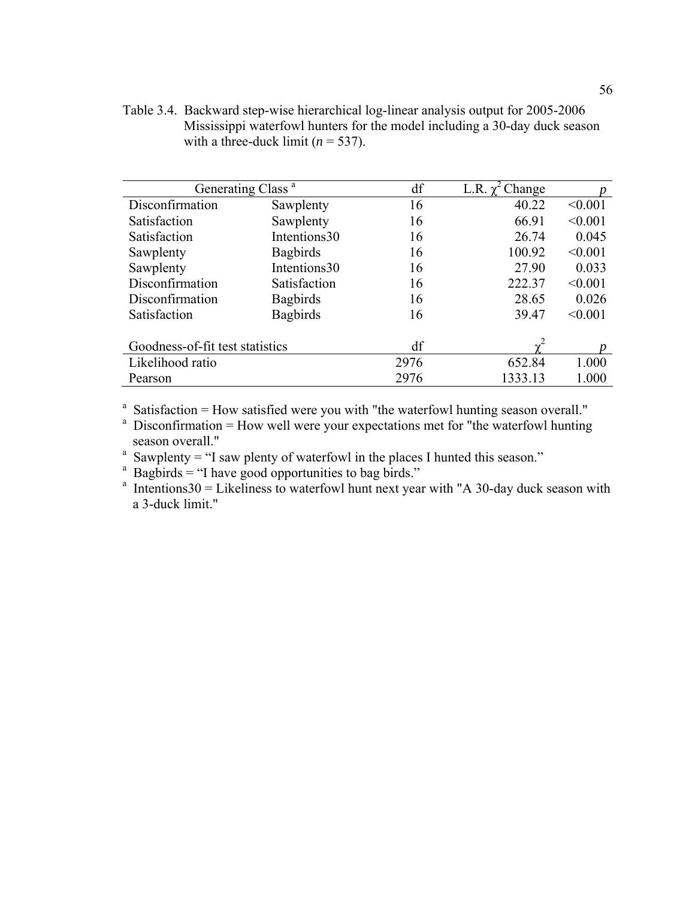Table 3.4. Backward step-wise hierarchical log-linear analysis output for 2005-2006 Mississippi waterfowl hunters for the model including a 30-day duck season with a three-duck limit ($n$ = 537).

| Generating Class [a] | | df | L.R. $\chi^2$ Change | $p$ |
|---|---|---|---|---|
| Disconfirmation | Sawplenty | 16 | 40.22 | <0.001 |
| Satisfaction | Sawplenty | 16 | 66.91 | <0.001 |
| Satisfaction | Intentions30 | 16 | 26.74 | 0.045 |
| Sawplenty | Bagbirds | 16 | 100.92 | <0.001 |
| Sawplenty | Intentions30 | 16 | 27.90 | 0.033 |
| Disconfirmation | Satisfaction | 16 | 222.37 | <0.001 |
| Disconfirmation | Bagbirds | 16 | 28.65 | 0.026 |
| Satisfaction | Bagbirds | 16 | 39.47 | <0.001 |
| | | | | |
| Goodness-of-fit test statistics | | df | $\chi^2$ | $p$ |
| Likelihood ratio | | 2976 | 652.84 | 1.000 |
| Pearson | | 2976 | 1333.13 | 1.000 |

[a] Satisfaction = How satisfied were you with "the waterfowl hunting season overall."
[a] Disconfirmation = How well were your expectations met for "the waterfowl hunting season overall."
[a] Sawplenty = "I saw plenty of waterfowl in the places I hunted this season."
[a] Bagbirds = "I have good opportunities to bag birds."
[a] Intentions30 = Likeliness to waterfowl hunt next year with "A 30-day duck season with a 3-duck limit."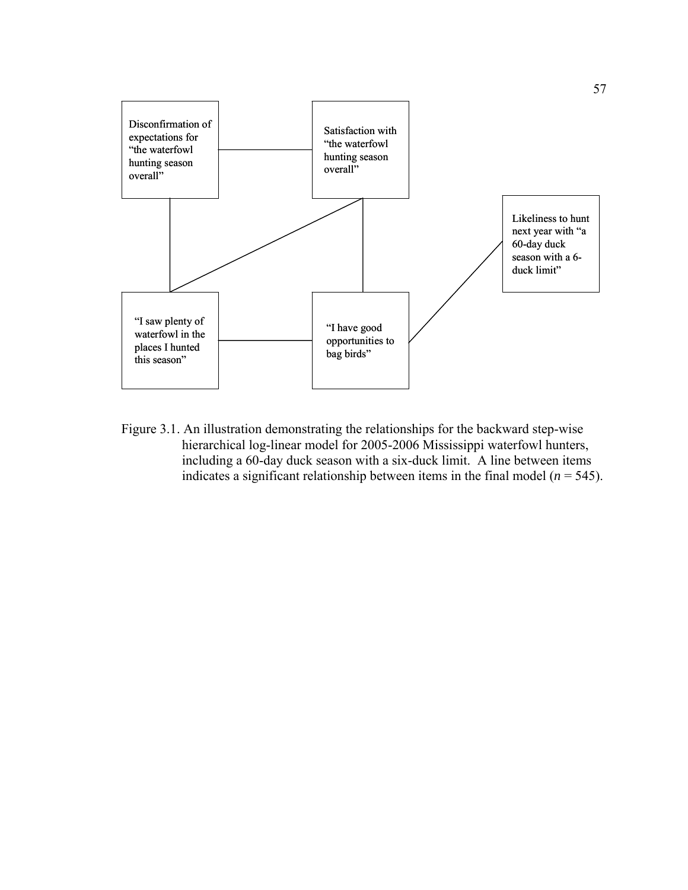Disconfirmation of expectations for "the waterfowl hunting season overall"

Satisfaction with "the waterfowl hunting season overall"

Likeliness to hunt next year with "a 60-day duck season with a 6-duck limit"

"I saw plenty of waterfowl in the places I hunted this season"

"I have good opportunities to bag birds"

Figure 3.1. An illustration demonstrating the relationships for the backward step-wise hierarchical log-linear model for 2005-2006 Mississippi waterfowl hunters, including a 60-day duck season with a six-duck limit. A line between items indicates a significant relationship between items in the final model ($n$ = 545).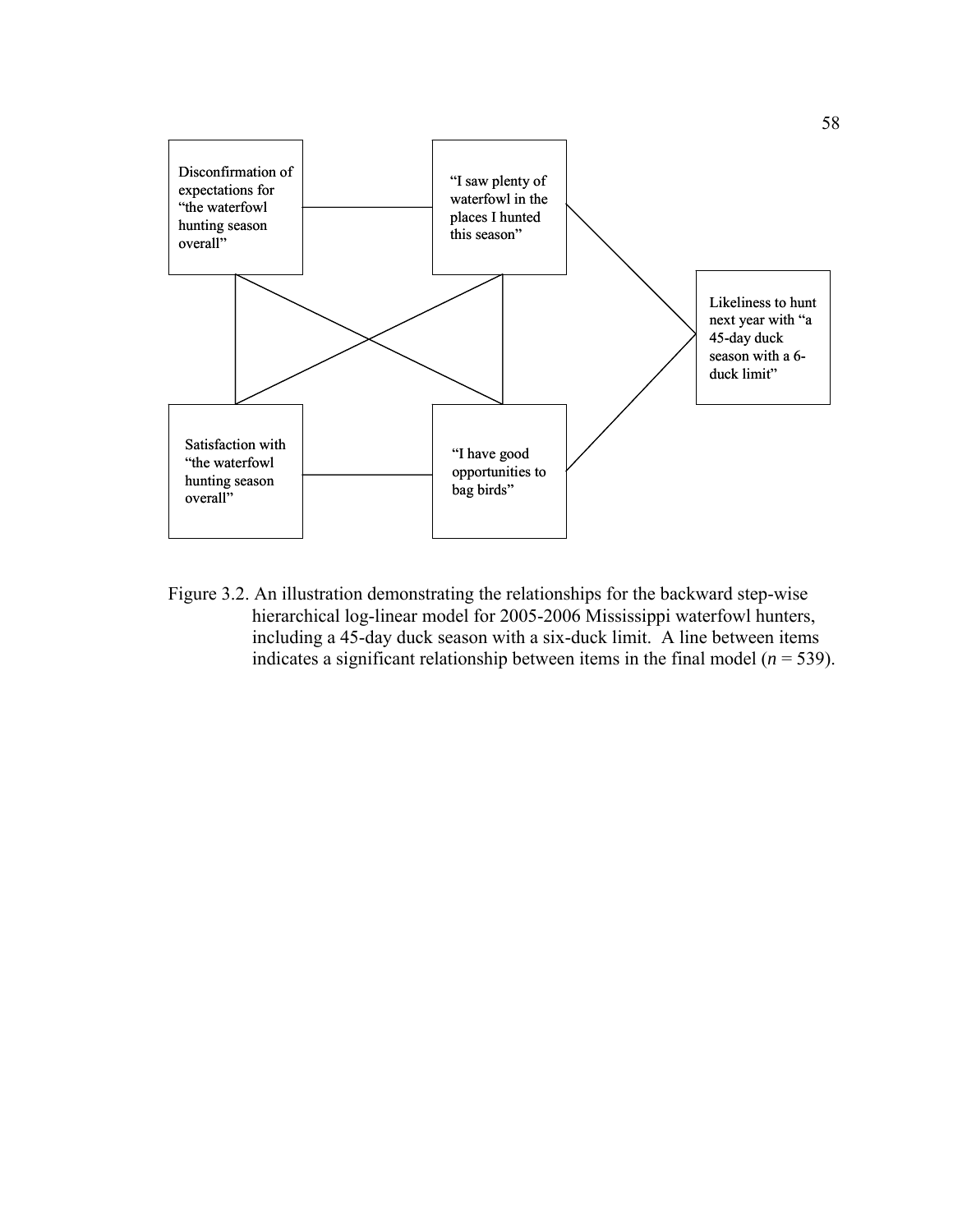Disconfirmation of expectations for "the waterfowl hunting season overall"

"I saw plenty of waterfowl in the places I hunted this season"

Likeliness to hunt next year with "a 45-day duck season with a 6-duck limit"

Satisfaction with "the waterfowl hunting season overall"

"I have good opportunities to bag birds"

Figure 3.2. An illustration demonstrating the relationships for the backward step-wise hierarchical log-linear model for 2005-2006 Mississippi waterfowl hunters, including a 45-day duck season with a six-duck limit. A line between items indicates a significant relationship between items in the final model ($n$ = 539).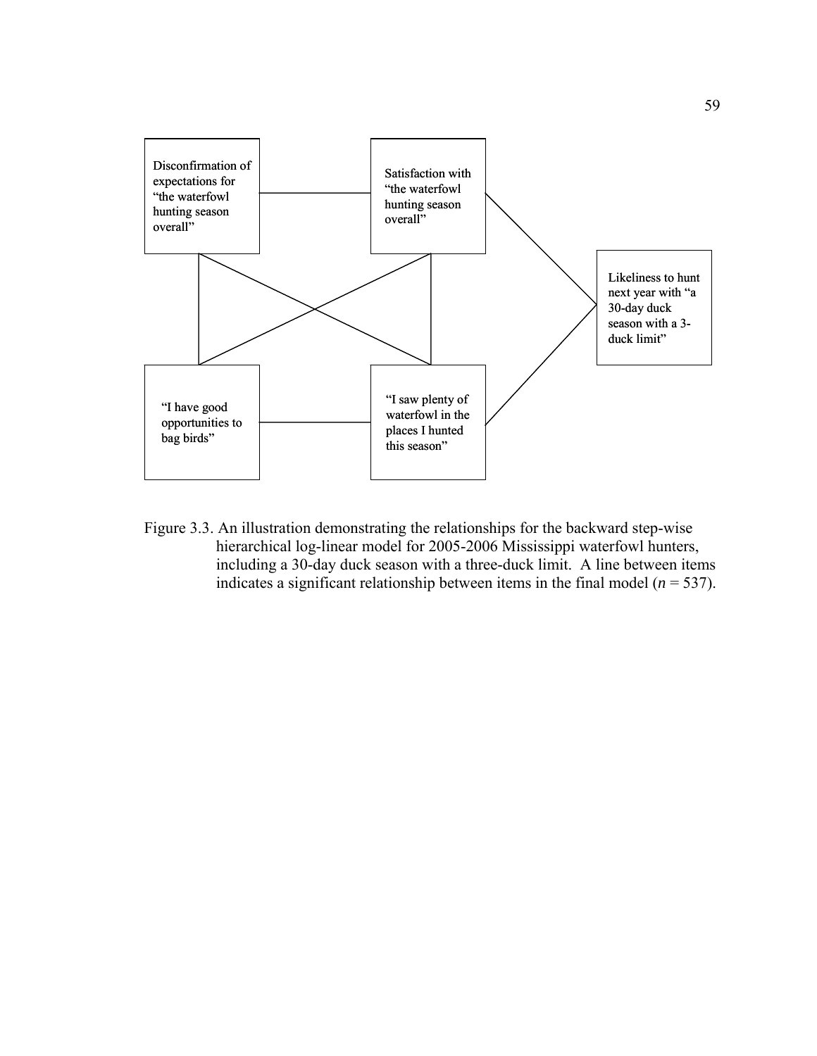Disconfirmation of expectations for "the waterfowl hunting season overall"

Satisfaction with "the waterfowl hunting season overall"

Likeliness to hunt next year with "a 30-day duck season with a 3-duck limit"

"I have good opportunities to bag birds"

"I saw plenty of waterfowl in the places I hunted this season"

Figure 3.3. An illustration demonstrating the relationships for the backward step-wise hierarchical log-linear model for 2005-2006 Mississippi waterfowl hunters, including a 30-day duck season with a three-duck limit. A line between items indicates a significant relationship between items in the final model (*n* = 537).